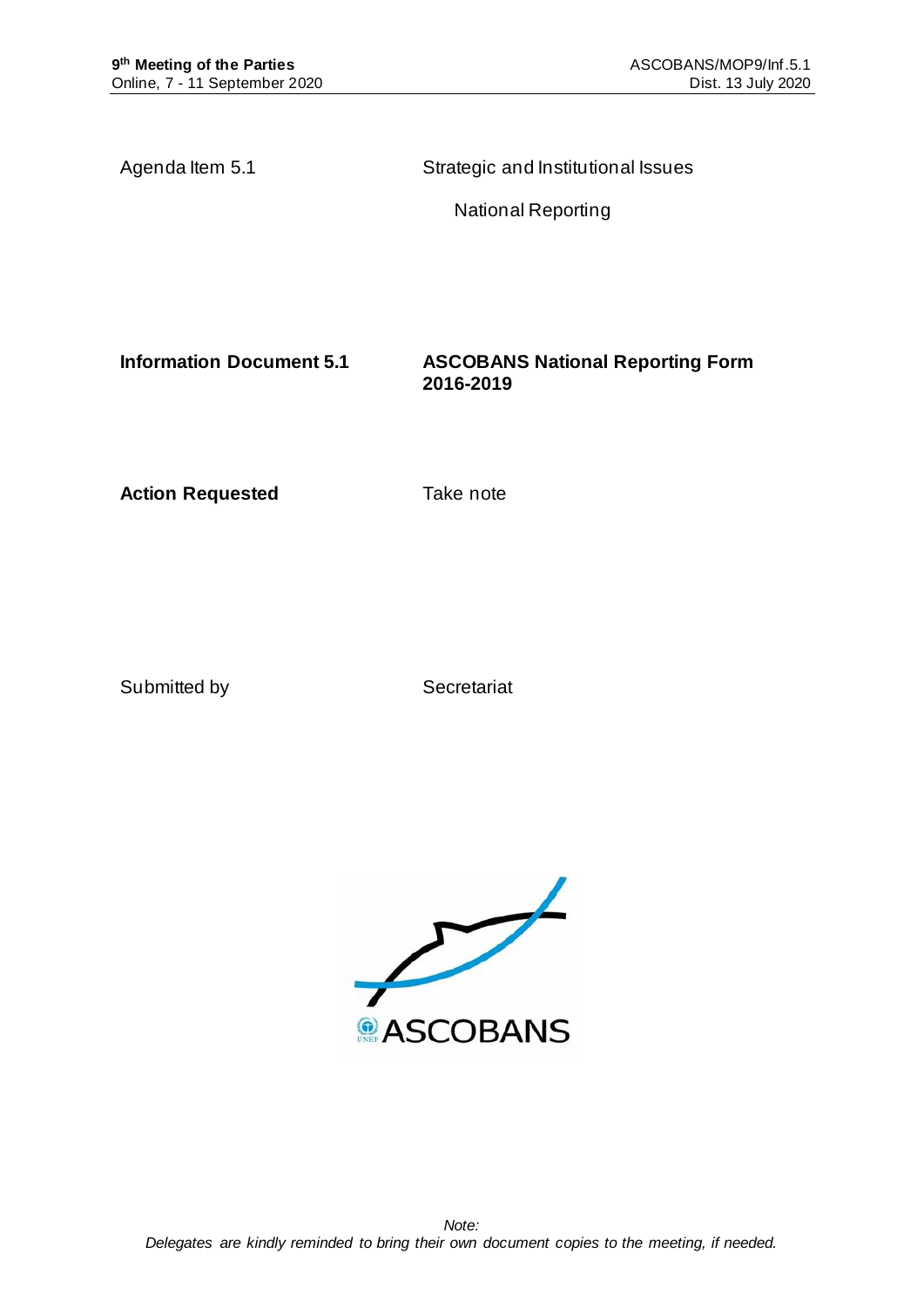Agenda Item 5.1 | Strategic and Institutional Issues

National Reporting

**Information Document 5.1** | **ASCOBANS National Reporting Form 2016-2019**

**Action Requested** | Take note

Submitted by | Secretariat

*Note:*
*Delegates are kindly reminded to bring their own document copies to the meeting, if needed.*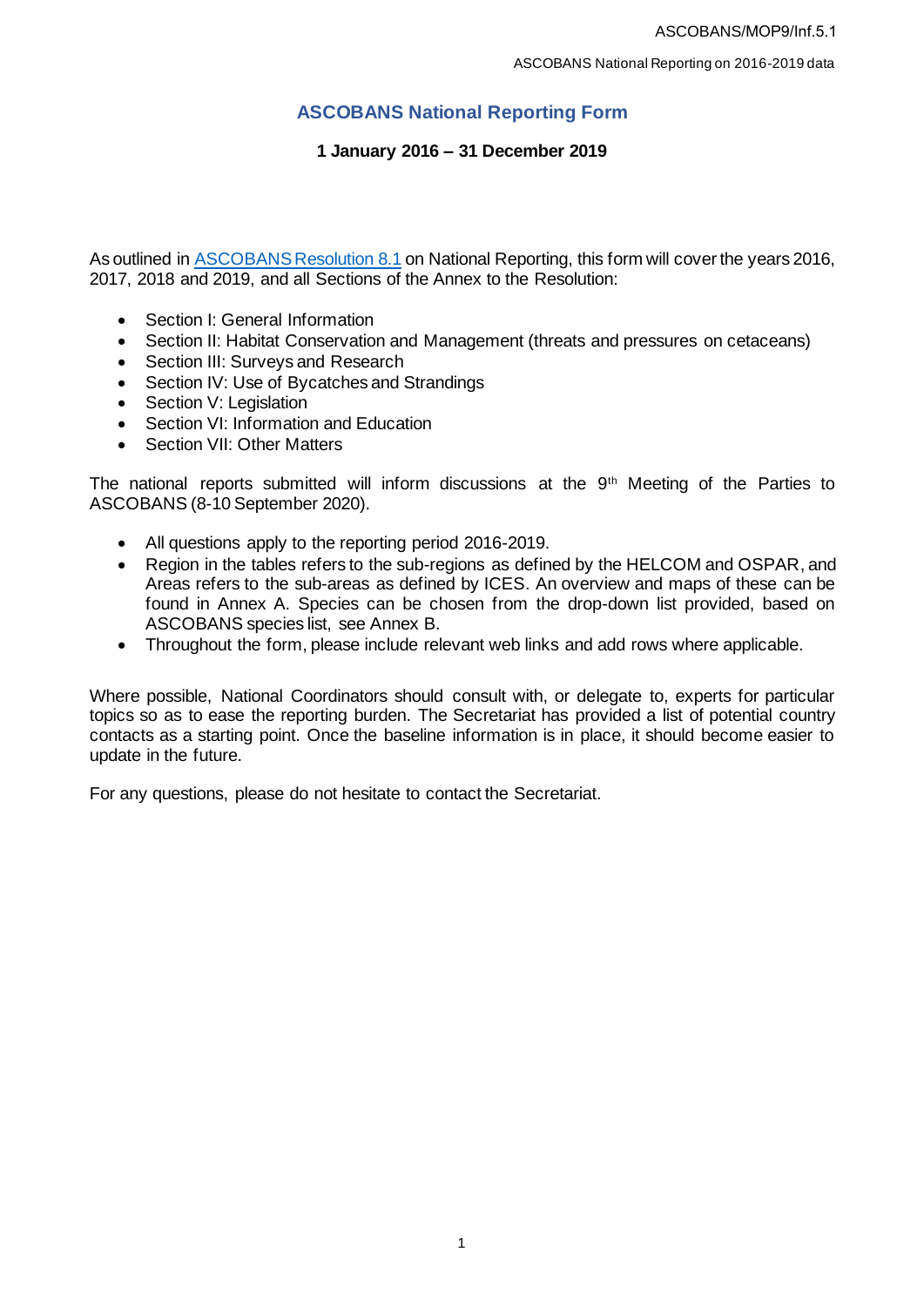# ASCOBANS National Reporting Form

**1 January 2016 – 31 December 2019**

As outlined in ASCOBANS Resolution 8.1 on National Reporting, this form will cover the years 2016, 2017, 2018 and 2019, and all Sections of the Annex to the Resolution:

- Section I: General Information
- Section II: Habitat Conservation and Management (threats and pressures on cetaceans)
- Section III: Surveys and Research
- Section IV: Use of Bycatches and Strandings
- Section V: Legislation
- Section VI: Information and Education
- Section VII: Other Matters

The national reports submitted will inform discussions at the 9th Meeting of the Parties to ASCOBANS (8-10 September 2020).

- All questions apply to the reporting period 2016-2019.
- Region in the tables refers to the sub-regions as defined by the HELCOM and OSPAR, and Areas refers to the sub-areas as defined by ICES. An overview and maps of these can be found in Annex A. Species can be chosen from the drop-down list provided, based on ASCOBANS species list, see Annex B.
- Throughout the form, please include relevant web links and add rows where applicable.

Where possible, National Coordinators should consult with, or delegate to, experts for particular topics so as to ease the reporting burden. The Secretariat has provided a list of potential country contacts as a starting point. Once the baseline information is in place, it should become easier to update in the future.

For any questions, please do not hesitate to contact the Secretariat.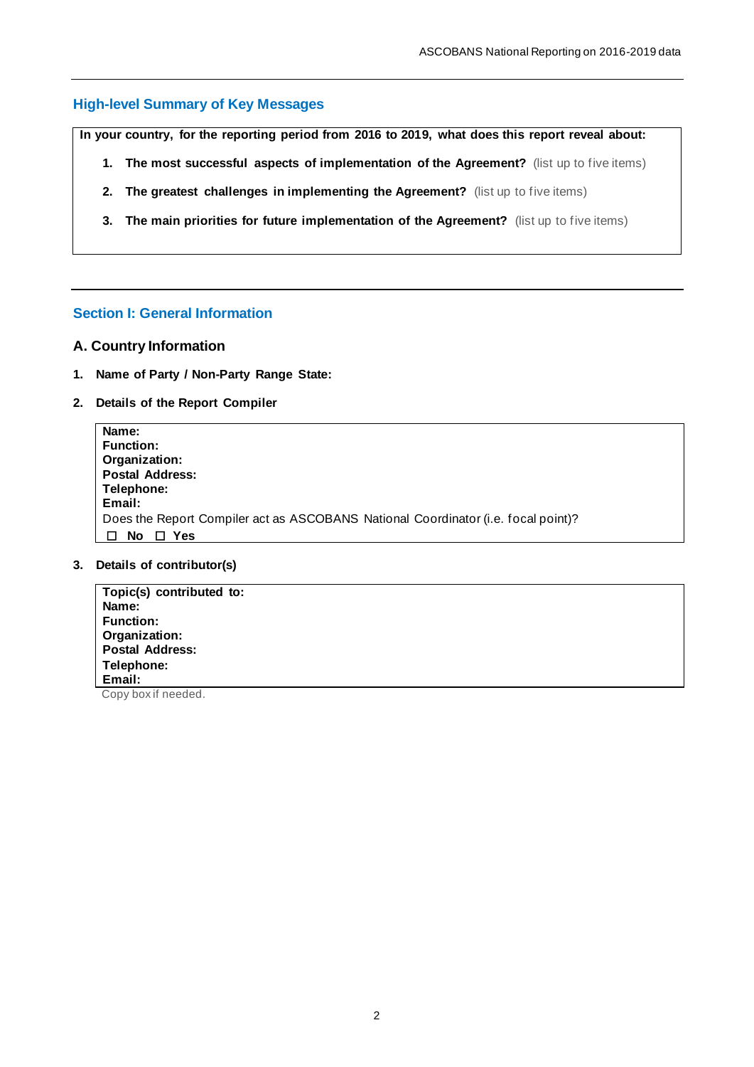## High-level Summary of Key Messages

**In your country, for the reporting period from 2016 to 2019, what does this report reveal about:**

1. **The most successful aspects of implementation of the Agreement?** (list up to five items)
2. **The greatest challenges in implementing the Agreement?** (list up to five items)
3. **The main priorities for future implementation of the Agreement?** (list up to five items)

## Section I: General Information

### A. Country Information

1. **Name of Party / Non-Party Range State:**
2. **Details of the Report Compiler**

**Name:**
**Function:**
**Organization:**
**Postal Address:**
**Telephone:**
**Email:**
Does the Report Compiler act as ASCOBANS National Coordinator (i.e. focal point)?
☐ **No** ☐ **Yes**

3. **Details of contributor(s)**

**Topic(s) contributed to:**
**Name:**
**Function:**
**Organization:**
**Postal Address:**
**Telephone:**
**Email:**

Copy box if needed.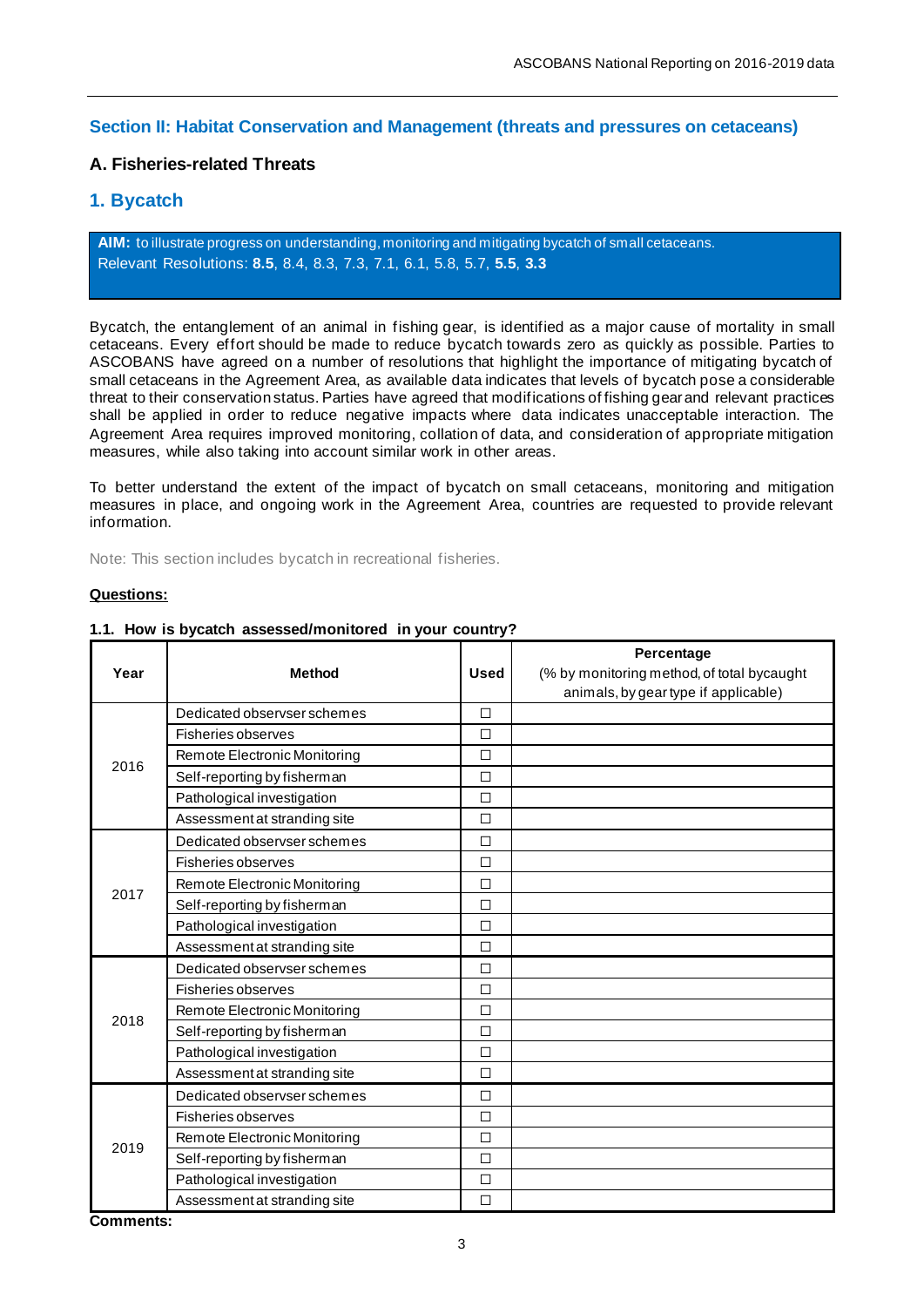## Section II: Habitat Conservation and Management (threats and pressures on cetaceans)

### A. Fisheries-related Threats

### 1. Bycatch

**AIM:** to illustrate progress on understanding, monitoring and mitigating bycatch of small cetaceans.
Relevant Resolutions: **8.5**, 8.4, 8.3, 7.3, 7.1, 6.1, 5.8, 5.7, **5.5**, **3.3**

Bycatch, the entanglement of an animal in fishing gear, is identified as a major cause of mortality in small cetaceans. Every effort should be made to reduce bycatch towards zero as quickly as possible. Parties to ASCOBANS have agreed on a number of resolutions that highlight the importance of mitigating bycatch of small cetaceans in the Agreement Area, as available data indicates that levels of bycatch pose a considerable threat to their conservation status. Parties have agreed that modifications of fishing gear and relevant practices shall be applied in order to reduce negative impacts where data indicates unacceptable interaction. The Agreement Area requires improved monitoring, collation of data, and consideration of appropriate mitigation measures, while also taking into account similar work in other areas.

To better understand the extent of the impact of bycatch on small cetaceans, monitoring and mitigation measures in place, and ongoing work in the Agreement Area, countries are requested to provide relevant information.

Note: This section includes bycatch in recreational fisheries.

**Questions:**

**1.1. How is bycatch assessed/monitored in your country?**

| Year | Method | Used | Percentage<br>(% by monitoring method, of total bycaught animals, by gear type if applicable) |
|---|---|---|---|
| 2016 | Dedicated observer schemes | ☐ | |
| | Fisheries observes | ☐ | |
| | Remote Electronic Monitoring | ☐ | |
| | Self-reporting by fisherman | ☐ | |
| | Pathological investigation | ☐ | |
| | Assessment at stranding site | ☐ | |
| 2017 | Dedicated observer schemes | ☐ | |
| | Fisheries observes | ☐ | |
| | Remote Electronic Monitoring | ☐ | |
| | Self-reporting by fisherman | ☐ | |
| | Pathological investigation | ☐ | |
| | Assessment at stranding site | ☐ | |
| 2018 | Dedicated observer schemes | ☐ | |
| | Fisheries observes | ☐ | |
| | Remote Electronic Monitoring | ☐ | |
| | Self-reporting by fisherman | ☐ | |
| | Pathological investigation | ☐ | |
| | Assessment at stranding site | ☐ | |
| 2019 | Dedicated observer schemes | ☐ | |
| | Fisheries observes | ☐ | |
| | Remote Electronic Monitoring | ☐ | |
| | Self-reporting by fisherman | ☐ | |
| | Pathological investigation | ☐ | |
| | Assessment at stranding site | ☐ | |

**Comments:**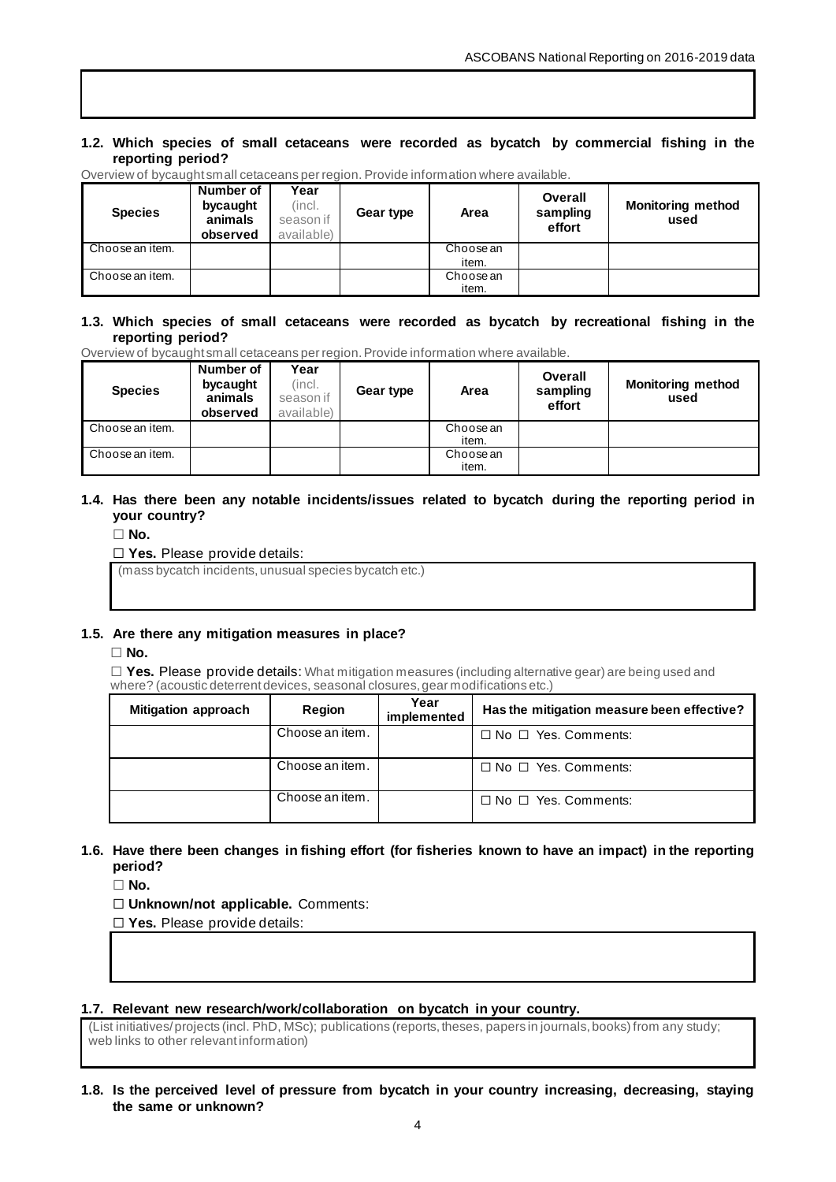**1.2. Which species of small cetaceans were recorded as bycatch by commercial fishing in the reporting period?**

Overview of bycaught small cetaceans per region. Provide information where available.

| Species | Number of bycaught animals observed | Year (incl. season if available) | Gear type | Area | Overall sampling effort | Monitoring method used |
|---|---|---|---|---|---|---|
| Choose an item. | | | | Choose an item. | | |
| Choose an item. | | | | Choose an item. | | |

**1.3. Which species of small cetaceans were recorded as bycatch by recreational fishing in the reporting period?**

Overview of bycaught small cetaceans per region. Provide information where available.

| Species | Number of bycaught animals observed | Year (incl. season if available) | Gear type | Area | Overall sampling effort | Monitoring method used |
|---|---|---|---|---|---|---|
| Choose an item. | | | | Choose an item. | | |
| Choose an item. | | | | Choose an item. | | |

**1.4. Has there been any notable incidents/issues related to bycatch during the reporting period in your country?**

☐ **No.**

☐ **Yes.** Please provide details:

(mass bycatch incidents, unusual species bycatch etc.)

**1.5. Are there any mitigation measures in place?**

☐ **No.**

☐ **Yes.** Please provide details: What mitigation measures (including alternative gear) are being used and where? (acoustic deterrent devices, seasonal closures, gear modifications etc.)

| Mitigation approach | Region | Year implemented | Has the mitigation measure been effective? |
|---|---|---|---|
| | Choose an item. | | ☐ No ☐ Yes. Comments: |
| | Choose an item. | | ☐ No ☐ Yes. Comments: |
| | Choose an item. | | ☐ No ☐ Yes. Comments: |

**1.6. Have there been changes in fishing effort (for fisheries known to have an impact) in the reporting period?**

☐ **No.**

☐ **Unknown/not applicable.** Comments:

☐ **Yes.** Please provide details:

**1.7. Relevant new research/work/collaboration on bycatch in your country.**

(List initiatives/projects (incl. PhD, MSc); publications (reports, theses, papers in journals, books) from any study; web links to other relevant information)

**1.8. Is the perceived level of pressure from bycatch in your country increasing, decreasing, staying the same or unknown?**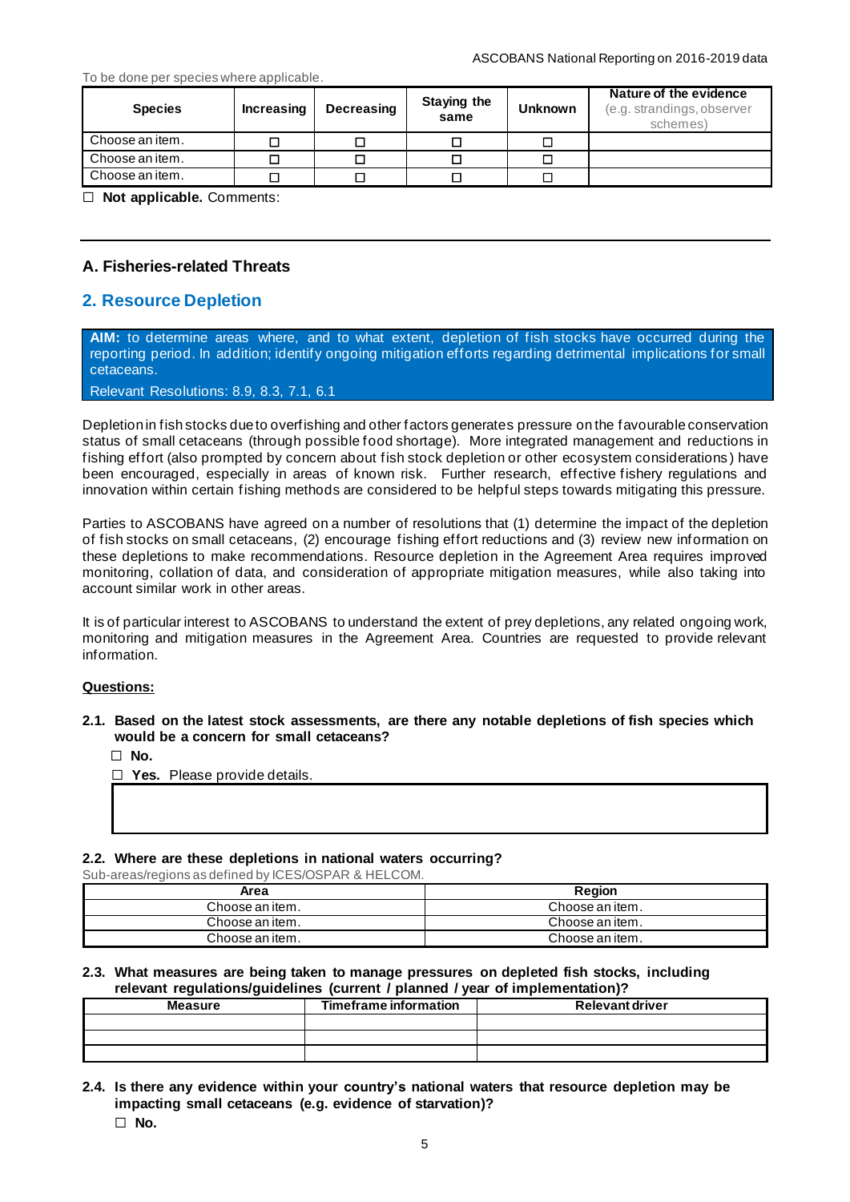To be done per species where applicable.

| Species | Increasing | Decreasing | Staying the same | Unknown | Nature of the evidence (e.g. strandings, observer schemes) |
|---|---|---|---|---|---|
| Choose an item. | ☐ | ☐ | ☐ | ☐ | |
| Choose an item. | ☐ | ☐ | ☐ | ☐ | |
| Choose an item. | ☐ | ☐ | ☐ | ☐ | |

☐ **Not applicable.** Comments:

---

### A. Fisheries-related Threats

## 2. Resource Depletion

**AIM:** to determine areas where, and to what extent, depletion of fish stocks have occurred during the reporting period. In addition; identify ongoing mitigation efforts regarding detrimental implications for small cetaceans.

Relevant Resolutions: 8.9, 8.3, 7.1, 6.1

Depletion in fish stocks due to overfishing and other factors generates pressure on the favourable conservation status of small cetaceans (through possible food shortage). More integrated management and reductions in fishing effort (also prompted by concern about fish stock depletion or other ecosystem considerations) have been encouraged, especially in areas of known risk. Further research, effective fishery regulations and innovation within certain fishing methods are considered to be helpful steps towards mitigating this pressure.

Parties to ASCOBANS have agreed on a number of resolutions that (1) determine the impact of the depletion of fish stocks on small cetaceans, (2) encourage fishing effort reductions and (3) review new information on these depletions to make recommendations. Resource depletion in the Agreement Area requires improved monitoring, collation of data, and consideration of appropriate mitigation measures, while also taking into account similar work in other areas.

It is of particular interest to ASCOBANS to understand the extent of prey depletions, any related ongoing work, monitoring and mitigation measures in the Agreement Area. Countries are requested to provide relevant information.

**Questions:**

**2.1. Based on the latest stock assessments, are there any notable depletions of fish species which would be a concern for small cetaceans?**

☐ **No.**

☐ **Yes.** Please provide details.

**2.2. Where are these depletions in national waters occurring?**

Sub-areas/regions as defined by ICES/OSPAR & HELCOM.

| Area | Region |
|---|---|
| Choose an item. | Choose an item. |
| Choose an item. | Choose an item. |
| Choose an item. | Choose an item. |

**2.3. What measures are being taken to manage pressures on depleted fish stocks, including relevant regulations/guidelines (current / planned / year of implementation)?**

| Measure | Timeframe information | Relevant driver |
|---|---|---|
| | | |
| | | |
| | | |

**2.4. Is there any evidence within your country's national waters that resource depletion may be impacting small cetaceans (e.g. evidence of starvation)?**

☐ **No.**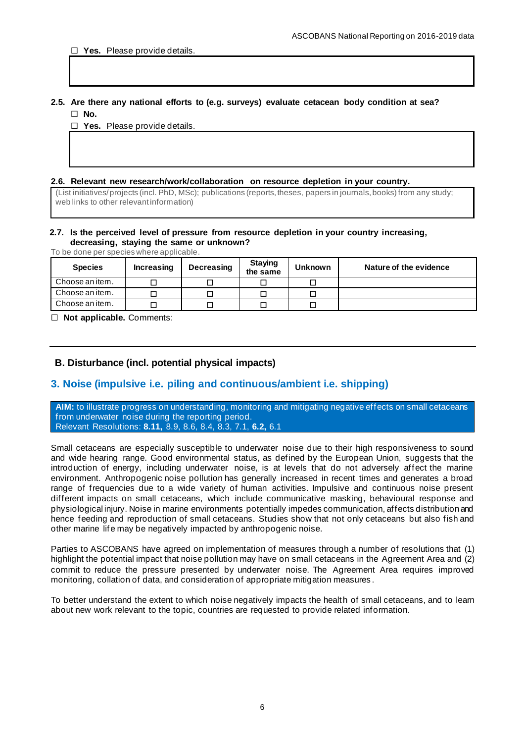☐ **Yes.** Please provide details.

**2.5. Are there any national efforts to (e.g. surveys) evaluate cetacean body condition at sea?**

☐ **No.**

☐ **Yes.** Please provide details.

**2.6. Relevant new research/work/collaboration on resource depletion in your country.**

(List initiatives/projects (incl. PhD, MSc); publications (reports, theses, papers in journals, books) from any study; web links to other relevant information)

**2.7. Is the perceived level of pressure from resource depletion in your country increasing, decreasing, staying the same or unknown?**

To be done per species where applicable.

| Species | Increasing | Decreasing | Staying the same | Unknown | Nature of the evidence |
|---|---|---|---|---|---|
| Choose an item. | ☐ | ☐ | ☐ | ☐ | |
| Choose an item. | ☐ | ☐ | ☐ | ☐ | |
| Choose an item. | ☐ | ☐ | ☐ | ☐ | |

☐ **Not applicable.** Comments:

## B. Disturbance (incl. potential physical impacts)

## 3. Noise (impulsive i.e. piling and continuous/ambient i.e. shipping)

**AIM:** to illustrate progress on understanding, monitoring and mitigating negative effects on small cetaceans from underwater noise during the reporting period.
Relevant Resolutions: **8.11,** 8.9, 8.6, 8.4, 8.3, 7.1, **6.2,** 6.1

Small cetaceans are especially susceptible to underwater noise due to their high responsiveness to sound and wide hearing range. Good environmental status, as defined by the European Union, suggests that the introduction of energy, including underwater noise, is at levels that do not adversely affect the marine environment. Anthropogenic noise pollution has generally increased in recent times and generates a broad range of frequencies due to a wide variety of human activities. Impulsive and continuous noise present different impacts on small cetaceans, which include communicative masking, behavioural response and physiological injury. Noise in marine environments potentially impedes communication, affects distribution and hence feeding and reproduction of small cetaceans. Studies show that not only cetaceans but also fish and other marine life may be negatively impacted by anthropogenic noise.

Parties to ASCOBANS have agreed on implementation of measures through a number of resolutions that (1) highlight the potential impact that noise pollution may have on small cetaceans in the Agreement Area and (2) commit to reduce the pressure presented by underwater noise. The Agreement Area requires improved monitoring, collation of data, and consideration of appropriate mitigation measures.

To better understand the extent to which noise negatively impacts the health of small cetaceans, and to learn about new work relevant to the topic, countries are requested to provide related information.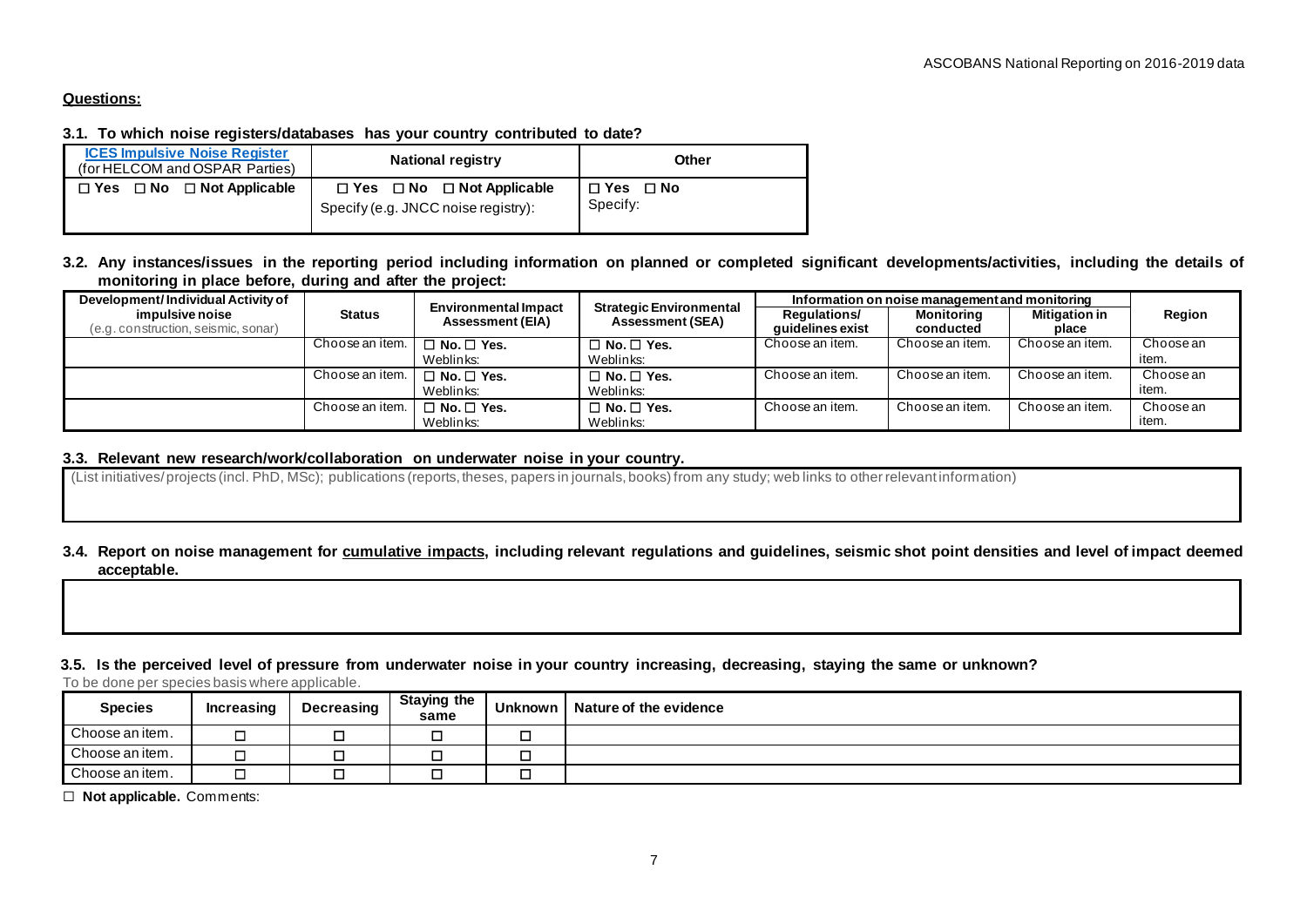**Questions:**

**3.1. To which noise registers/databases has your country contributed to date?**

| [ICES Impulsive Noise Register](#) (for HELCOM and OSPAR Parties) | National registry | Other |
|---|---|---|
| ☐ Yes ☐ No ☐ Not Applicable | ☐ Yes ☐ No ☐ Not Applicable<br>Specify (e.g. JNCC noise registry): | ☐ Yes ☐ No<br>Specify: |

**3.2. Any instances/issues in the reporting period including information on planned or completed significant developments/activities, including the details of monitoring in place before, during and after the project:**

| Development/ Individual Activity of impulsive noise (e.g. construction, seismic, sonar) | Status | Environmental Impact Assessment (EIA) | Strategic Environmental Assessment (SEA) | Information on noise management and monitoring | | | Region |
|---|---|---|---|---|---|---|---|
| | | | | Regulations/ guidelines exist | Monitoring conducted | Mitigation in place | |
| | Choose an item. | ☐ No. ☐ Yes.<br>Weblinks: | ☐ No. ☐ Yes.<br>Weblinks: | Choose an item. | Choose an item. | Choose an item. | Choose an item. |
| | Choose an item. | ☐ No. ☐ Yes.<br>Weblinks: | ☐ No. ☐ Yes.<br>Weblinks: | Choose an item. | Choose an item. | Choose an item. | Choose an item. |
| | Choose an item. | ☐ No. ☐ Yes.<br>Weblinks: | ☐ No. ☐ Yes.<br>Weblinks: | Choose an item. | Choose an item. | Choose an item. | Choose an item. |

**3.3. Relevant new research/work/collaboration on underwater noise in your country.**

(List initiatives/projects (incl. PhD, MSc); publications (reports, theses, papers in journals, books) from any study; web links to other relevant information)

**3.4. Report on noise management for cumulative impacts, including relevant regulations and guidelines, seismic shot point densities and level of impact deemed acceptable.**

**3.5. Is the perceived level of pressure from underwater noise in your country increasing, decreasing, staying the same or unknown?**

To be done per species basis where applicable.

| Species | Increasing | Decreasing | Staying the same | Unknown | Nature of the evidence |
|---|---|---|---|---|---|
| Choose an item. | ☐ | ☐ | ☐ | ☐ | |
| Choose an item. | ☐ | ☐ | ☐ | ☐ | |
| Choose an item. | ☐ | ☐ | ☐ | ☐ | |

☐ **Not applicable.** Comments: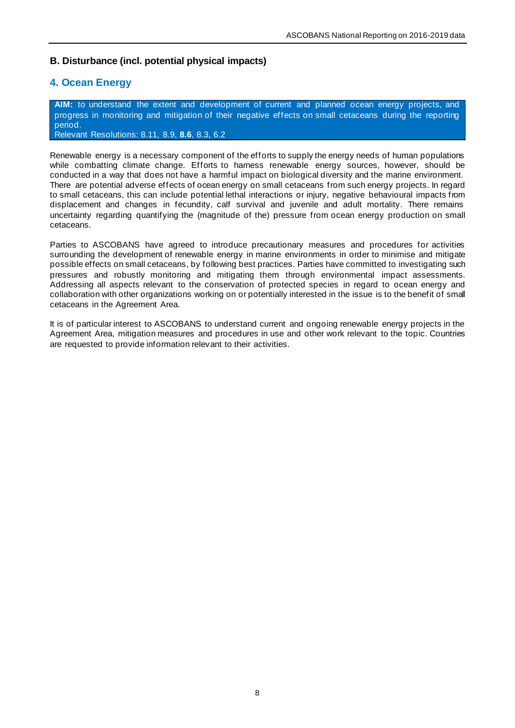## B. Disturbance (incl. potential physical impacts)

## 4. Ocean Energy

**AIM:** to understand the extent and development of current and planned ocean energy projects, and progress in monitoring and mitigation of their negative effects on small cetaceans during the reporting period.
Relevant Resolutions: 8.11, 8.9, **8.6**, 8.3, 6.2

Renewable energy is a necessary component of the efforts to supply the energy needs of human populations while combatting climate change. Efforts to harness renewable energy sources, however, should be conducted in a way that does not have a harmful impact on biological diversity and the marine environment. There are potential adverse effects of ocean energy on small cetaceans from such energy projects. In regard to small cetaceans, this can include potential lethal interactions or injury, negative behavioural impacts from displacement and changes in fecundity, calf survival and juvenile and adult mortality. There remains uncertainty regarding quantifying the (magnitude of the) pressure from ocean energy production on small cetaceans.

Parties to ASCOBANS have agreed to introduce precautionary measures and procedures for activities surrounding the development of renewable energy in marine environments in order to minimise and mitigate possible effects on small cetaceans, by following best practices. Parties have committed to investigating such pressures and robustly monitoring and mitigating them through environmental impact assessments. Addressing all aspects relevant to the conservation of protected species in regard to ocean energy and collaboration with other organizations working on or potentially interested in the issue is to the benefit of small cetaceans in the Agreement Area.

It is of particular interest to ASCOBANS to understand current and ongoing renewable energy projects in the Agreement Area, mitigation measures and procedures in use and other work relevant to the topic. Countries are requested to provide information relevant to their activities.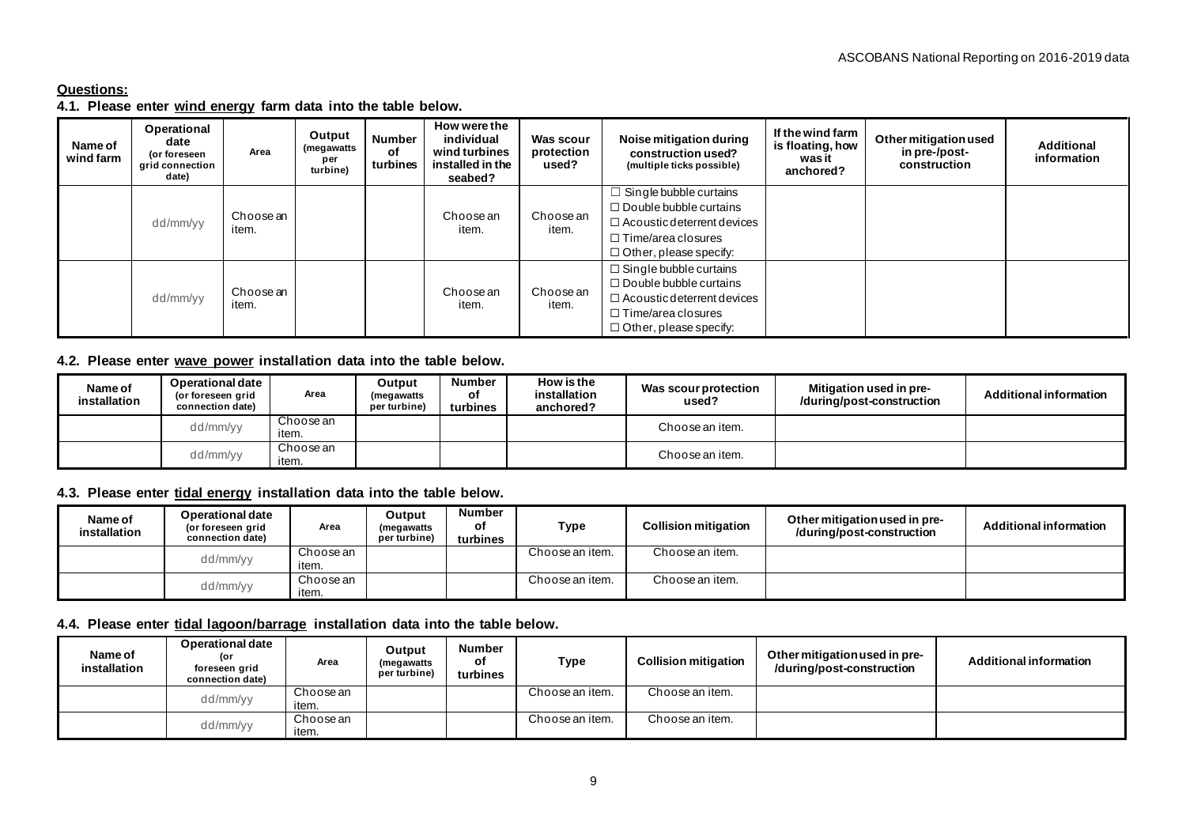**Questions:**

**4.1. Please enter wind energy farm data into the table below.**

| Name of wind farm | Operational date (or foreseen grid connection date) | Area | Output (megawatts per turbine) | Number of turbines | How were the individual wind turbines installed in the seabed? | Was scour protection used? | Noise mitigation during construction used? (multiple ticks possible) | If the wind farm is floating, how was it anchored? | Other mitigation used in pre-/post-construction | Additional information |
|---|---|---|---|---|---|---|---|---|---|---|
| | dd/mm/yy | Choose an item. | | | Choose an item. | Choose an item. | ☐ Single bubble curtains ☐ Double bubble curtains ☐ Acoustic deterrent devices ☐ Time/area closures ☐ Other, please specify: | | | |
| | dd/mm/yy | Choose an item. | | | Choose an item. | Choose an item. | ☐ Single bubble curtains ☐ Double bubble curtains ☐ Acoustic deterrent devices ☐ Time/area closures ☐ Other, please specify: | | | |

**4.2. Please enter wave power installation data into the table below.**

| Name of installation | Operational date (or foreseen grid connection date) | Area | Output (megawatts per turbine) | Number of turbines | How is the installation anchored? | Was scour protection used? | Mitigation used in pre-/during/post-construction | Additional information |
|---|---|---|---|---|---|---|---|---|
| | dd/mm/yy | Choose an item. | | | | Choose an item. | | |
| | dd/mm/yy | Choose an item. | | | | Choose an item. | | |

**4.3. Please enter tidal energy installation data into the table below.**

| Name of installation | Operational date (or foreseen grid connection date) | Area | Output (megawatts per turbine) | Number of turbines | Type | Collision mitigation | Other mitigation used in pre-/during/post-construction | Additional information |
|---|---|---|---|---|---|---|---|---|
| | dd/mm/yy | Choose an item. | | | Choose an item. | Choose an item. | | |
| | dd/mm/yy | Choose an item. | | | Choose an item. | Choose an item. | | |

**4.4. Please enter tidal lagoon/barrage installation data into the table below.**

| Name of installation | Operational date (or foreseen grid connection date) | Area | Output (megawatts per turbine) | Number of turbines | Type | Collision mitigation | Other mitigation used in pre-/during/post-construction | Additional information |
|---|---|---|---|---|---|---|---|---|
| | dd/mm/yy | Choose an item. | | | Choose an item. | Choose an item. | | |
| | dd/mm/yy | Choose an item. | | | Choose an item. | Choose an item. | | |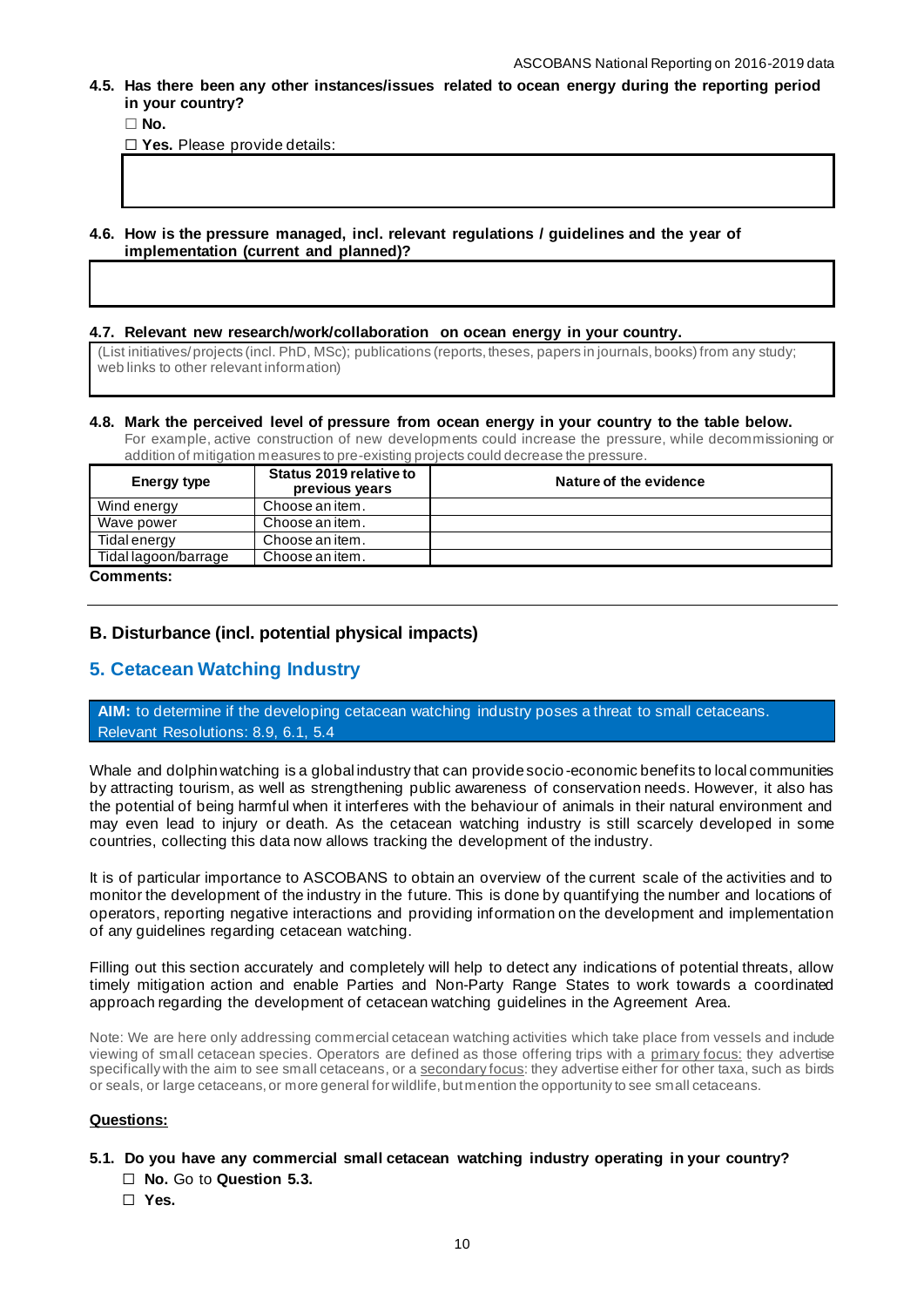**4.5. Has there been any other instances/issues related to ocean energy during the reporting period in your country?**

☐ **No.**

☐ **Yes.** Please provide details:

**4.6. How is the pressure managed, incl. relevant regulations / guidelines and the year of implementation (current and planned)?**

**4.7. Relevant new research/work/collaboration on ocean energy in your country.**

(List initiatives/projects (incl. PhD, MSc); publications (reports, theses, papers in journals, books) from any study; web links to other relevant information)

**4.8. Mark the perceived level of pressure from ocean energy in your country to the table below.**

For example, active construction of new developments could increase the pressure, while decommissioning or addition of mitigation measures to pre-existing projects could decrease the pressure.

| Energy type | Status 2019 relative to previous years | Nature of the evidence |
| --- | --- | --- |
| Wind energy | Choose an item. | |
| Wave power | Choose an item. | |
| Tidal energy | Choose an item. | |
| Tidal lagoon/barrage | Choose an item. | |

**Comments:**

## B. Disturbance (incl. potential physical impacts)

## 5. Cetacean Watching Industry

**AIM:** to determine if the developing cetacean watching industry poses a threat to small cetaceans. Relevant Resolutions: 8.9, 6.1, 5.4

Whale and dolphin watching is a global industry that can provide socio-economic benefits to local communities by attracting tourism, as well as strengthening public awareness of conservation needs. However, it also has the potential of being harmful when it interferes with the behaviour of animals in their natural environment and may even lead to injury or death. As the cetacean watching industry is still scarcely developed in some countries, collecting this data now allows tracking the development of the industry.

It is of particular importance to ASCOBANS to obtain an overview of the current scale of the activities and to monitor the development of the industry in the future. This is done by quantifying the number and locations of operators, reporting negative interactions and providing information on the development and implementation of any guidelines regarding cetacean watching.

Filling out this section accurately and completely will help to detect any indications of potential threats, allow timely mitigation action and enable Parties and Non-Party Range States to work towards a coordinated approach regarding the development of cetacean watching guidelines in the Agreement Area.

Note: We are here only addressing commercial cetacean watching activities which take place from vessels and include viewing of small cetacean species. Operators are defined as those offering trips with a primary focus: they advertise specifically with the aim to see small cetaceans, or a secondary focus: they advertise either for other taxa, such as birds or seals, or large cetaceans, or more general for wildlife, but mention the opportunity to see small cetaceans.

**Questions:**

**5.1. Do you have any commercial small cetacean watching industry operating in your country?**

☐ **No.** Go to **Question 5.3.**

☐ **Yes.**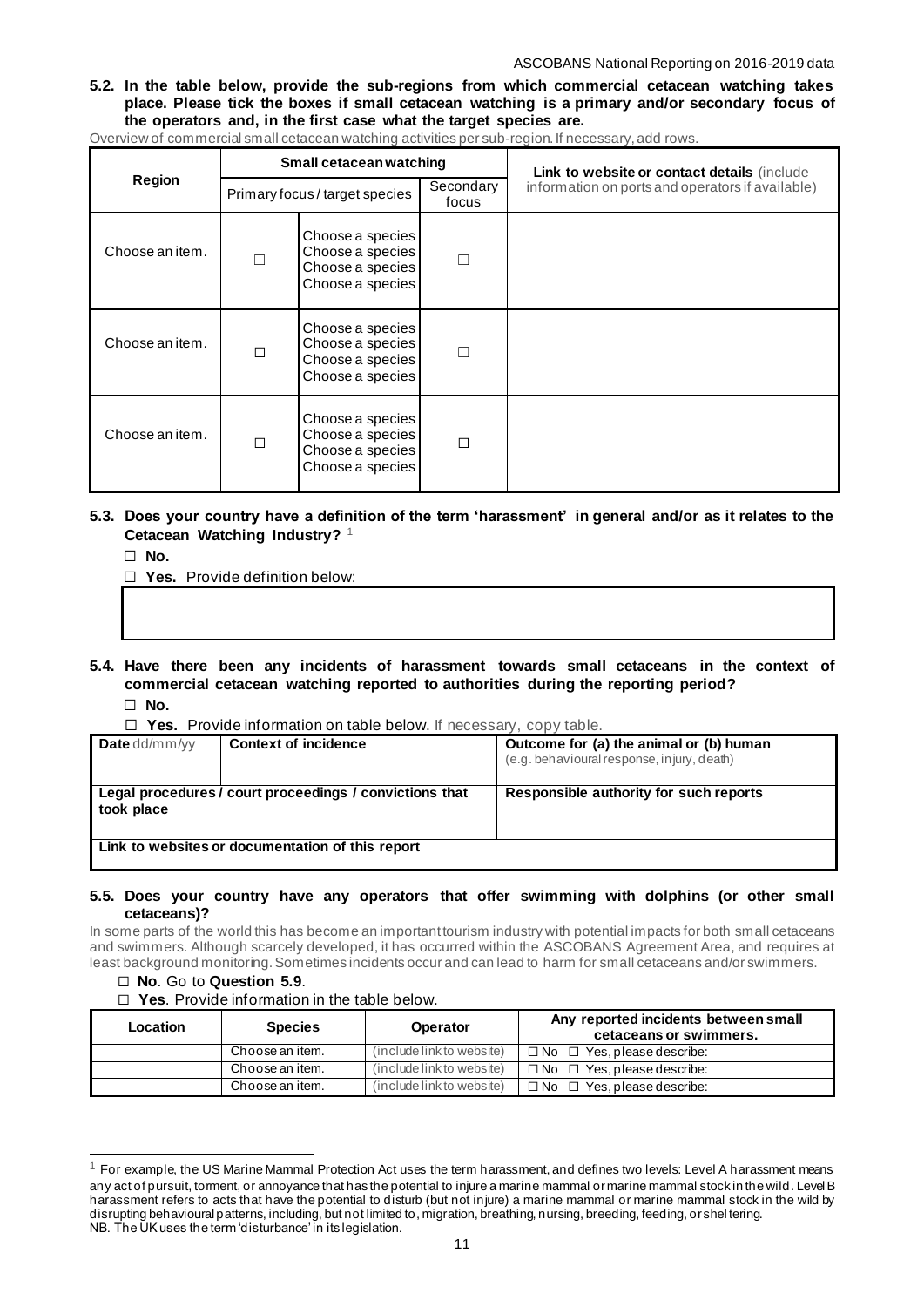**5.2. In the table below, provide the sub-regions from which commercial cetacean watching takes place. Please tick the boxes if small cetacean watching is a primary and/or secondary focus of the operators and, in the first case what the target species are.**

Overview of commercial small cetacean watching activities per sub-region. If necessary, add rows.

| Region | Small cetacean watching | | | Link to website or contact details (include information on ports and operators if available) |
|---|---|---|---|---|
| | Primary focus / target species | | Secondary focus | |
| Choose an item. | ☐ | Choose a species Choose a species Choose a species Choose a species | ☐ | |
| Choose an item. | ☐ | Choose a species Choose a species Choose a species Choose a species | ☐ | |
| Choose an item. | ☐ | Choose a species Choose a species Choose a species Choose a species | ☐ | |

**5.3. Does your country have a definition of the term 'harassment' in general and/or as it relates to the Cetacean Watching Industry?** [1]

☐ **No.**

☐ **Yes.** Provide definition below:

| |
|---|
| |

**5.4. Have there been any incidents of harassment towards small cetaceans in the context of commercial cetacean watching reported to authorities during the reporting period?**

☐ **No.**

☐ **Yes.** Provide information on table below. If necessary, copy table.

| **Date** dd/mm/yy | **Context of incidence** | **Outcome for (a) the animal or (b) human** (e.g. behavioural response, injury, death) |
|---|---|---|
| **Legal procedures / court proceedings / convictions that took place** | | **Responsible authority for such reports** |
| **Link to websites or documentation of this report** | | |

**5.5. Does your country have any operators that offer swimming with dolphins (or other small cetaceans)?**

In some parts of the world this has become an important tourism industry with potential impacts for both small cetaceans and swimmers. Although scarcely developed, it has occurred within the ASCOBANS Agreement Area, and requires at least background monitoring. Sometimes incidents occur and can lead to harm for small cetaceans and/or swimmers.

☐ **No**. Go to **Question 5.9**.

☐ **Yes**. Provide information in the table below.

| Location | Species | Operator | Any reported incidents between small cetaceans or swimmers. |
|---|---|---|---|
| | Choose an item. | (include link to website) | ☐ No ☐ Yes, please describe: |
| | Choose an item. | (include link to website) | ☐ No ☐ Yes, please describe: |
| | Choose an item. | (include link to website) | ☐ No ☐ Yes, please describe: |

[1] For example, the US Marine Mammal Protection Act uses the term harassment, and defines two levels: Level A harassment means any act of pursuit, torment, or annoyance that has the potential to injure a marine mammal or marine mammal stock in the wild. Level B harassment refers to acts that have the potential to disturb (but not injure) a marine mammal or marine mammal stock in the wild by disrupting behavioural patterns, including, but not limited to, migration, breathing, nursing, breeding, feeding, or sheltering.
NB. The UK uses the term 'disturbance' in its legislation.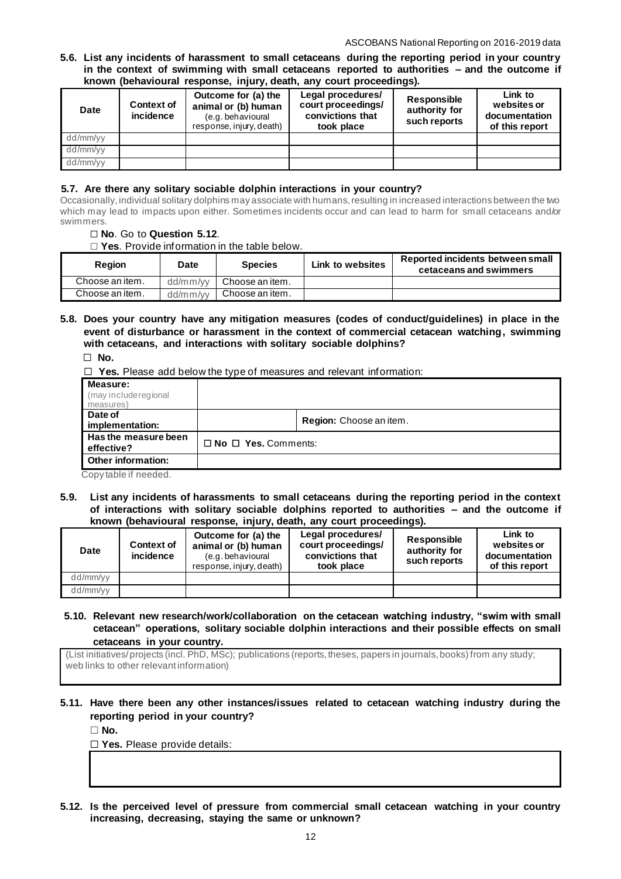**5.6. List any incidents of harassment to small cetaceans during the reporting period in your country in the context of swimming with small cetaceans reported to authorities – and the outcome if known (behavioural response, injury, death, any court proceedings).**

| Date | Context of incidence | Outcome for (a) the animal or (b) human (e.g. behavioural response, injury, death) | Legal procedures/ court proceedings/ convictions that took place | Responsible authority for such reports | Link to websites or documentation of this report |
|---|---|---|---|---|---|
| dd/mm/yy | | | | | |
| dd/mm/yy | | | | | |
| dd/mm/yy | | | | | |

**5.7. Are there any solitary sociable dolphin interactions in your country?**

Occasionally, individual solitary dolphins may associate with humans, resulting in increased interactions between the two which may lead to impacts upon either. Sometimes incidents occur and can lead to harm for small cetaceans and/or swimmers.

☐ **No**. Go to **Question 5.12**.

☐ **Yes**. Provide information in the table below.

| Region | Date | Species | Link to websites | Reported incidents between small cetaceans and swimmers |
|---|---|---|---|---|
| Choose an item. | dd/mm/yy | Choose an item. | | |
| Choose an item. | dd/mm/yy | Choose an item. | | |

**5.8. Does your country have any mitigation measures (codes of conduct/guidelines) in place in the event of disturbance or harassment in the context of commercial cetacean watching, swimming with cetaceans, and interactions with solitary sociable dolphins?**

☐ **No.**

☐ **Yes.** Please add below the type of measures and relevant information:

| **Measure:** (may include regional measures) | | |
|---|---|---|
| **Date of implementation:** | | **Region:** Choose an item. |
| **Has the measure been effective?** | ☐ **No** ☐ **Yes.** Comments: | |
| **Other information:** | | |

Copy table if needed.

**5.9. List any incidents of harassments to small cetaceans during the reporting period in the context of interactions with solitary sociable dolphins reported to authorities – and the outcome if known (behavioural response, injury, death, any court proceedings).**

| Date | Context of incidence | Outcome for (a) the animal or (b) human (e.g. behavioural response, injury, death) | Legal procedures/ court proceedings/ convictions that took place | Responsible authority for such reports | Link to websites or documentation of this report |
|---|---|---|---|---|---|
| dd/mm/yy | | | | | |
| dd/mm/yy | | | | | |

**5.10. Relevant new research/work/collaboration on the cetacean watching industry, "swim with small cetacean" operations, solitary sociable dolphin interactions and their possible effects on small cetaceans in your country.**

(List initiatives/projects (incl. PhD, MSc); publications (reports, theses, papers in journals, books) from any study; web links to other relevant information)

**5.11. Have there been any other instances/issues related to cetacean watching industry during the reporting period in your country?**

☐ **No.**

☐ **Yes.** Please provide details:

**5.12. Is the perceived level of pressure from commercial small cetacean watching in your country increasing, decreasing, staying the same or unknown?**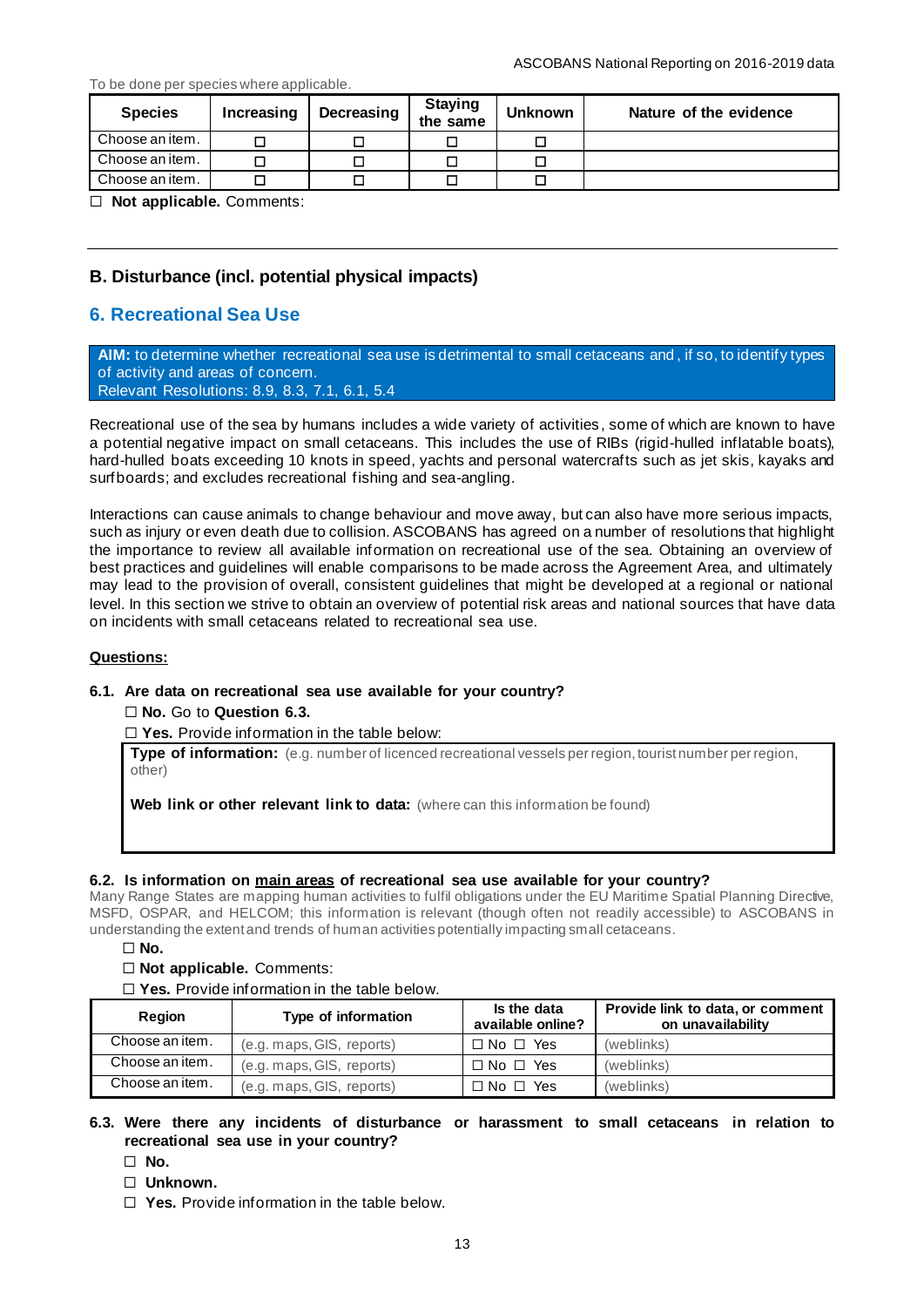To be done per species where applicable.

| Species | Increasing | Decreasing | Staying the same | Unknown | Nature of the evidence |
|---|---|---|---|---|---|
| Choose an item. | ☐ | ☐ | ☐ | ☐ | |
| Choose an item. | ☐ | ☐ | ☐ | ☐ | |
| Choose an item. | ☐ | ☐ | ☐ | ☐ | |

☐ **Not applicable.** Comments:

---

## B. Disturbance (incl. potential physical impacts)

## 6. Recreational Sea Use

**AIM:** to determine whether recreational sea use is detrimental to small cetaceans and, if so, to identify types of activity and areas of concern.
Relevant Resolutions: 8.9, 8.3, 7.1, 6.1, 5.4

Recreational use of the sea by humans includes a wide variety of activities, some of which are known to have a potential negative impact on small cetaceans. This includes the use of RIBs (rigid-hulled inflatable boats), hard-hulled boats exceeding 10 knots in speed, yachts and personal watercrafts such as jet skis, kayaks and surfboards; and excludes recreational fishing and sea-angling.

Interactions can cause animals to change behaviour and move away, but can also have more serious impacts, such as injury or even death due to collision. ASCOBANS has agreed on a number of resolutions that highlight the importance to review all available information on recreational use of the sea. Obtaining an overview of best practices and guidelines will enable comparisons to be made across the Agreement Area, and ultimately may lead to the provision of overall, consistent guidelines that might be developed at a regional or national level. In this section we strive to obtain an overview of potential risk areas and national sources that have data on incidents with small cetaceans related to recreational sea use.

**Questions:**

**6.1. Are data on recreational sea use available for your country?**

☐ **No.** Go to **Question 6.3.**

☐ **Yes.** Provide information in the table below:

| **Type of information:** (e.g. number of licenced recreational vessels per region, tourist number per region, other)<br><br>**Web link or other relevant link to data:** (where can this information be found) |
|---|

**6.2. Is information on main areas of recreational sea use available for your country?**

Many Range States are mapping human activities to fulfil obligations under the EU Maritime Spatial Planning Directive, MSFD, OSPAR, and HELCOM; this information is relevant (though often not readily accessible) to ASCOBANS in understanding the extent and trends of human activities potentially impacting small cetaceans.

☐ **No.**

☐ **Not applicable.** Comments:

☐ **Yes.** Provide information in the table below.

| Region | Type of information | Is the data available online? | Provide link to data, or comment on unavailability |
|---|---|---|---|
| Choose an item. | (e.g. maps, GIS, reports) | ☐ No ☐ Yes | (weblinks) |
| Choose an item. | (e.g. maps, GIS, reports) | ☐ No ☐ Yes | (weblinks) |
| Choose an item. | (e.g. maps, GIS, reports) | ☐ No ☐ Yes | (weblinks) |

**6.3. Were there any incidents of disturbance or harassment to small cetaceans in relation to recreational sea use in your country?**

☐ **No.**

☐ **Unknown.**

☐ **Yes.** Provide information in the table below.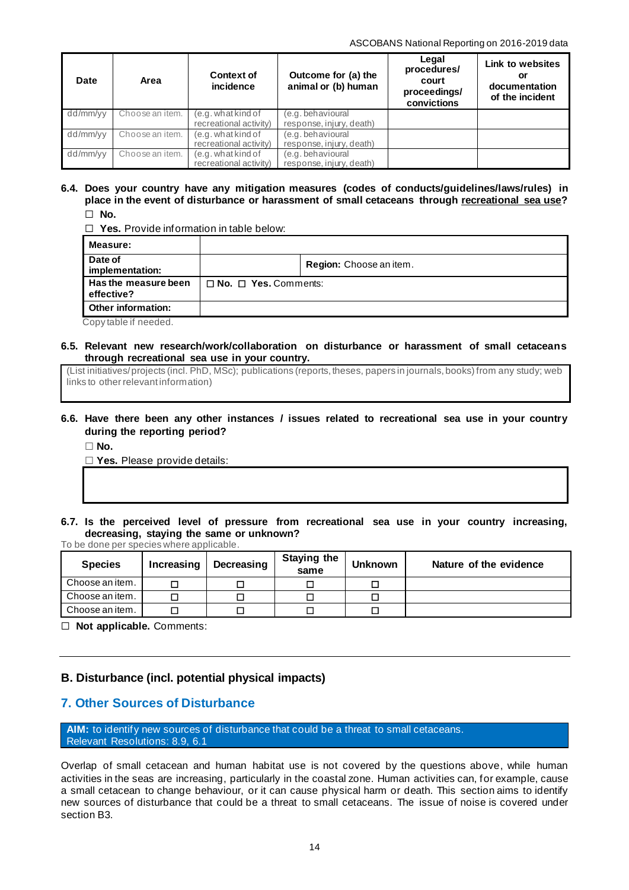| Date | Area | Context of incidence | Outcome for (a) the animal or (b) human | Legal procedures/ court proceedings/ convictions | Link to websites or documentation of the incident |
|---|---|---|---|---|---|
| dd/mm/yy | Choose an item. | (e.g. what kind of recreational activity) | (e.g. behavioural response, injury, death) | | |
| dd/mm/yy | Choose an item. | (e.g. what kind of recreational activity) | (e.g. behavioural response, injury, death) | | |
| dd/mm/yy | Choose an item. | (e.g. what kind of recreational activity) | (e.g. behavioural response, injury, death) | | |

**6.4. Does your country have any mitigation measures (codes of conducts/guidelines/laws/rules) in place in the event of disturbance or harassment of small cetaceans through recreational sea use?**

☐ **No.**

☐ **Yes.** Provide information in table below:

| **Measure:** | | |
|---|---|---|
| **Date of implementation:** | | **Region:** Choose an item. |
| **Has the measure been effective?** | ☐ **No.** ☐ **Yes.** Comments: | |
| **Other information:** | | |

Copy table if needed.

**6.5. Relevant new research/work/collaboration on disturbance or harassment of small cetaceans through recreational sea use in your country.**

(List initiatives/projects (incl. PhD, MSc); publications (reports, theses, papers in journals, books) from any study; web links to other relevant information)

**6.6. Have there been any other instances / issues related to recreational sea use in your country during the reporting period?**

☐ **No.**

☐ **Yes.** Please provide details:

**6.7. Is the perceived level of pressure from recreational sea use in your country increasing, decreasing, staying the same or unknown?**

To be done per species where applicable.

| Species | Increasing | Decreasing | Staying the same | Unknown | Nature of the evidence |
|---|---|---|---|---|---|
| Choose an item. | ☐ | ☐ | ☐ | ☐ | |
| Choose an item. | ☐ | ☐ | ☐ | ☐ | |
| Choose an item. | ☐ | ☐ | ☐ | ☐ | |

☐ **Not applicable.** Comments:

## B. Disturbance (incl. potential physical impacts)

## 7. Other Sources of Disturbance

**AIM:** to identify new sources of disturbance that could be a threat to small cetaceans.
Relevant Resolutions: 8.9, 6.1

Overlap of small cetacean and human habitat use is not covered by the questions above, while human activities in the seas are increasing, particularly in the coastal zone. Human activities can, for example, cause a small cetacean to change behaviour, or it can cause physical harm or death. This section aims to identify new sources of disturbance that could be a threat to small cetaceans. The issue of noise is covered under section B3.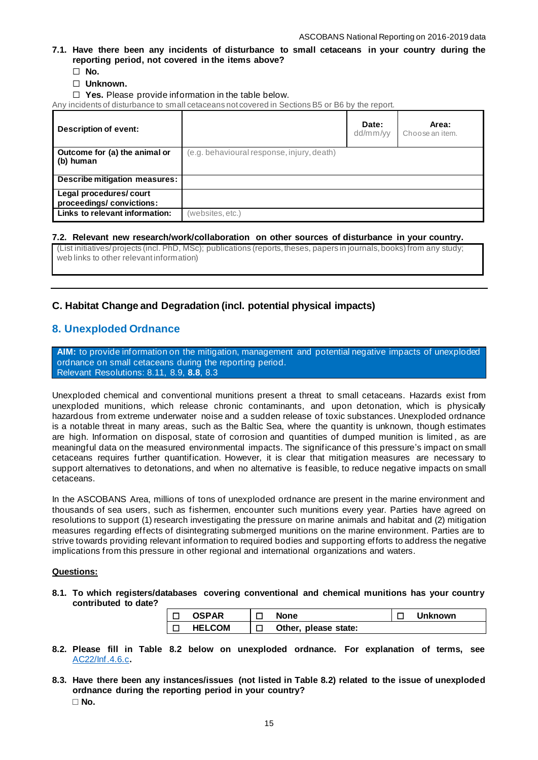**7.1. Have there been any incidents of disturbance to small cetaceans in your country during the reporting period, not covered in the items above?**

☐ **No.**

☐ **Unknown.**

☐ **Yes.** Please provide information in the table below.

Any incidents of disturbance to small cetaceans not covered in Sections B5 or B6 by the report.

| **Description of event:** | | **Date:** dd/mm/yy | **Area:** Choose an item. |
|---|---|---|---|
| **Outcome for (a) the animal or (b) human** | (e.g. behavioural response, injury, death) | | |
| **Describe mitigation measures:** | | | |
| **Legal procedures/ court proceedings/ convictions:** | | | |
| **Links to relevant information:** | (websites, etc.) | | |

**7.2. Relevant new research/work/collaboration on other sources of disturbance in your country.**

| (List initiatives/ projects (incl. PhD, MSc); publications (reports, theses, papers in journals, books) from any study; web links to other relevant information) |
|---|

## C. Habitat Change and Degradation (incl. potential physical impacts)

## 8. Unexploded Ordnance

**AIM:** to provide information on the mitigation, management and potential negative impacts of unexploded ordnance on small cetaceans during the reporting period.
Relevant Resolutions: 8.11, 8.9, **8.8**, 8.3

Unexploded chemical and conventional munitions present a threat to small cetaceans. Hazards exist from unexploded munitions, which release chronic contaminants, and upon detonation, which is physically hazardous from extreme underwater noise and a sudden release of toxic substances. Unexploded ordnance is a notable threat in many areas, such as the Baltic Sea, where the quantity is unknown, though estimates are high. Information on disposal, state of corrosion and quantities of dumped munition is limited, as are meaningful data on the measured environmental impacts. The significance of this pressure's impact on small cetaceans requires further quantification. However, it is clear that mitigation measures are necessary to support alternatives to detonations, and when no alternative is feasible, to reduce negative impacts on small cetaceans.

In the ASCOBANS Area, millions of tons of unexploded ordnance are present in the marine environment and thousands of sea users, such as fishermen, encounter such munitions every year. Parties have agreed on resolutions to support (1) research investigating the pressure on marine animals and habitat and (2) mitigation measures regarding effects of disintegrating submerged munitions on the marine environment. Parties are to strive towards providing relevant information to required bodies and supporting efforts to address the negative implications from this pressure in other regional and international organizations and waters.

<u>**Questions:**</u>

**8.1. To which registers/databases covering conventional and chemical munitions has your country contributed to date?**

| | | | | | |
|---|---|---|---|---|---|
| ☐ | **OSPAR** | ☐ | **None** | ☐ | **Unknown** |
| ☐ | **HELCOM** | ☐ | **Other, please state:** | | |

**8.2. Please fill in Table 8.2 below on unexploded ordnance. For explanation of terms, see** [AC22/Inf.4.6.c](AC22/Inf.4.6.c)**.**

**8.3. Have there been any instances/issues (not listed in Table 8.2) related to the issue of unexploded ordnance during the reporting period in your country?**

☐ **No.**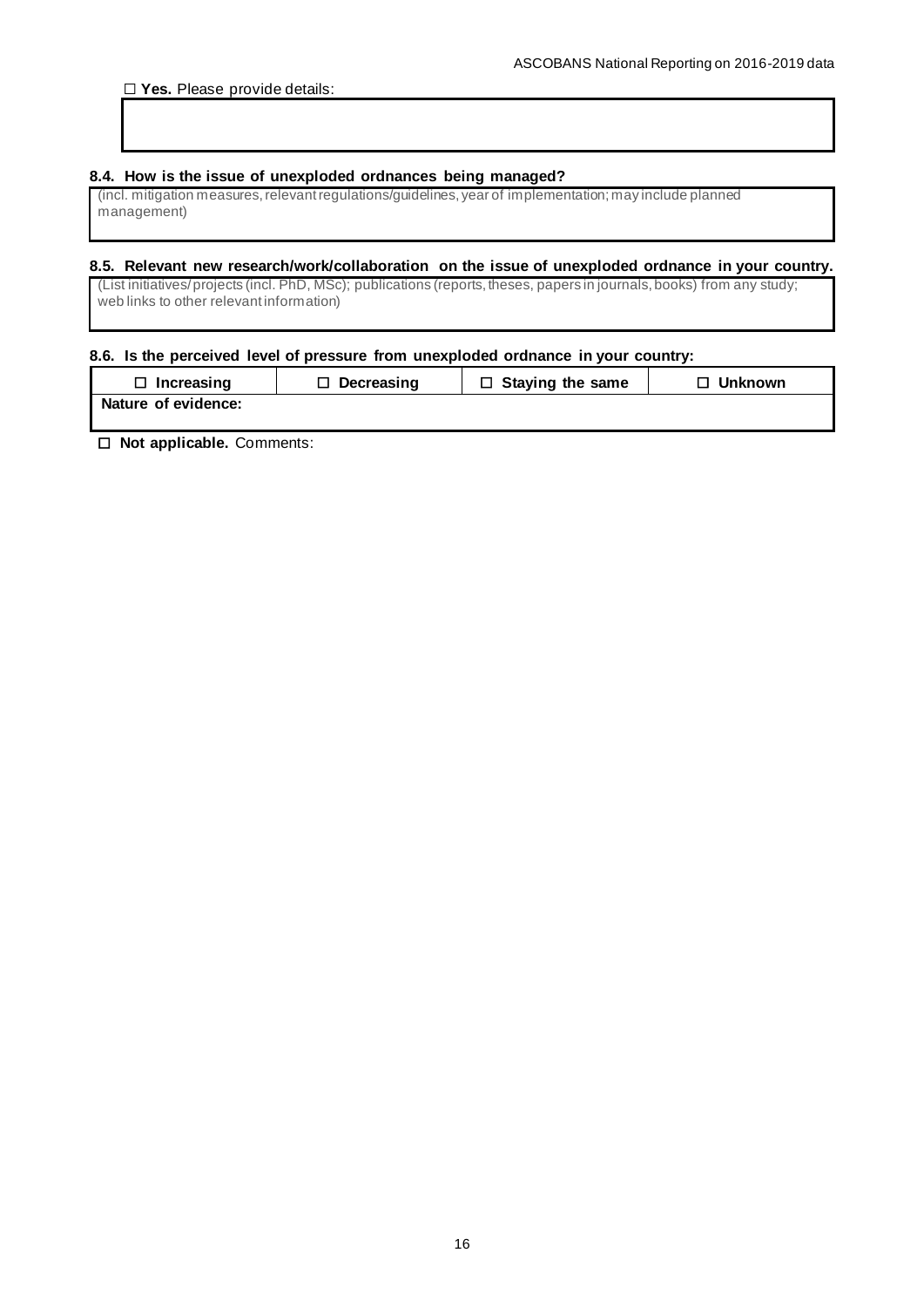☐ **Yes.** Please provide details:

| |
|---|
| |

**8.4. How is the issue of unexploded ordnances being managed?**

| (incl. mitigation measures, relevant regulations/guidelines, year of implementation; may include planned management) |
|---|

**8.5. Relevant new research/work/collaboration on the issue of unexploded ordnance in your country.**

| (List initiatives/projects (incl. PhD, MSc); publications (reports, theses, papers in journals, books) from any study; web links to other relevant information) |
|---|

**8.6. Is the perceived level of pressure from unexploded ordnance in your country:**

| ☐ **Increasing** | ☐ **Decreasing** | ☐ **Staying the same** | ☐ **Unknown** |
|---|---|---|---|
| **Nature of evidence:** | | | |

☐ **Not applicable.** Comments: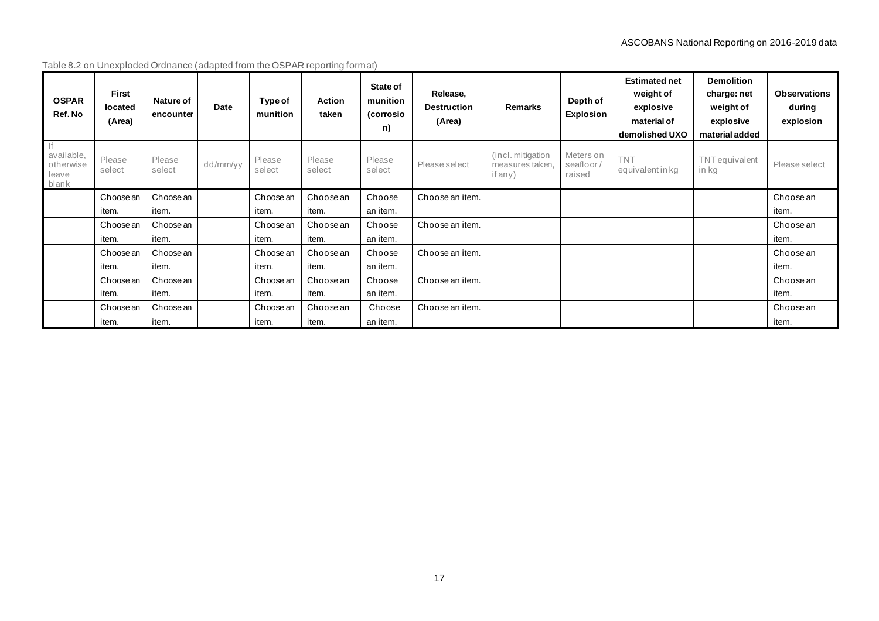Table 8.2 on Unexploded Ordnance (adapted from the OSPAR reporting format)

| OSPAR Ref. No | First located (Area) | Nature of encounter | Date | Type of munition | Action taken | State of munition (corrosion) | Release, Destruction (Area) | Remarks | Depth of Explosion | Estimated net weight of explosive material of demolished UXO | Demolition charge: net weight of explosive material added | Observations during explosion |
|---|---|---|---|---|---|---|---|---|---|---|---|---|
| If available, otherwise leave blank | Please select | Please select | dd/mm/yy | Please select | Please select | Please select | Please select | (incl. mitigation measures taken, if any) | Meters on seafloor / raised | TNT equivalent in kg | TNT equivalent in kg | Please select |
| | Choose an item. | Choose an item. | | Choose an item. | Choose an item. | Choose an item. | Choose an item. | | | | | Choose an item. |
| | Choose an item. | Choose an item. | | Choose an item. | Choose an item. | Choose an item. | Choose an item. | | | | | Choose an item. |
| | Choose an item. | Choose an item. | | Choose an item. | Choose an item. | Choose an item. | Choose an item. | | | | | Choose an item. |
| | Choose an item. | Choose an item. | | Choose an item. | Choose an item. | Choose an item. | Choose an item. | | | | | Choose an item. |
| | Choose an item. | Choose an item. | | Choose an item. | Choose an item. | Choose an item. | Choose an item. | | | | | Choose an item. |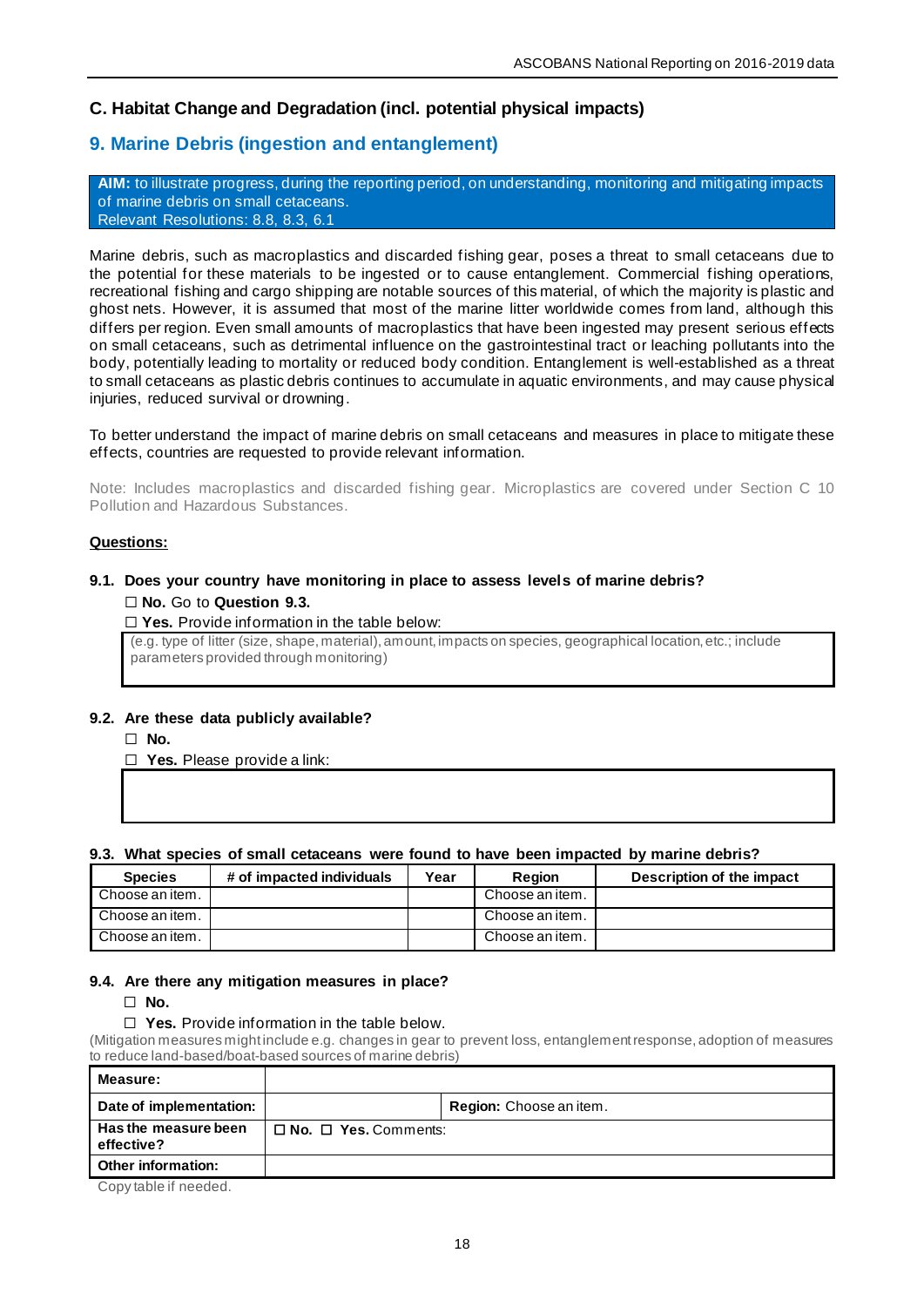## C. Habitat Change and Degradation (incl. potential physical impacts)

### 9. Marine Debris (ingestion and entanglement)

**AIM:** to illustrate progress, during the reporting period, on understanding, monitoring and mitigating impacts of marine debris on small cetaceans.
Relevant Resolutions: 8.8, 8.3, 6.1

Marine debris, such as macroplastics and discarded fishing gear, poses a threat to small cetaceans due to the potential for these materials to be ingested or to cause entanglement. Commercial fishing operations, recreational fishing and cargo shipping are notable sources of this material, of which the majority is plastic and ghost nets. However, it is assumed that most of the marine litter worldwide comes from land, although this differs per region. Even small amounts of macroplastics that have been ingested may present serious effects on small cetaceans, such as detrimental influence on the gastrointestinal tract or leaching pollutants into the body, potentially leading to mortality or reduced body condition. Entanglement is well-established as a threat to small cetaceans as plastic debris continues to accumulate in aquatic environments, and may cause physical injuries, reduced survival or drowning.

To better understand the impact of marine debris on small cetaceans and measures in place to mitigate these effects, countries are requested to provide relevant information.

Note: Includes macroplastics and discarded fishing gear. Microplastics are covered under Section C 10 Pollution and Hazardous Substances.

**Questions:**

**9.1. Does your country have monitoring in place to assess levels of marine debris?**

☐ **No.** Go to **Question 9.3.**

☐ **Yes.** Provide information in the table below:

| (e.g. type of litter (size, shape, material), amount, impacts on species, geographical location, etc.; include parameters provided through monitoring) |
|---|

**9.2. Are these data publicly available?**

☐ **No.**

☐ **Yes.** Please provide a link:

| |
|---|

**9.3. What species of small cetaceans were found to have been impacted by marine debris?**

| Species | # of impacted individuals | Year | Region | Description of the impact |
|---|---|---|---|---|
| Choose an item. | | | Choose an item. | |
| Choose an item. | | | Choose an item. | |
| Choose an item. | | | Choose an item. | |

**9.4. Are there any mitigation measures in place?**

☐ **No.**

☐ **Yes.** Provide information in the table below.

(Mitigation measures might include e.g. changes in gear to prevent loss, entanglement response, adoption of measures to reduce land-based/boat-based sources of marine debris)

| **Measure:** | | |
|---|---|---|
| **Date of implementation:** | | **Region:** Choose an item. |
| **Has the measure been effective?** | ☐ **No.** ☐ **Yes.** Comments: | |
| **Other information:** | | |

Copy table if needed.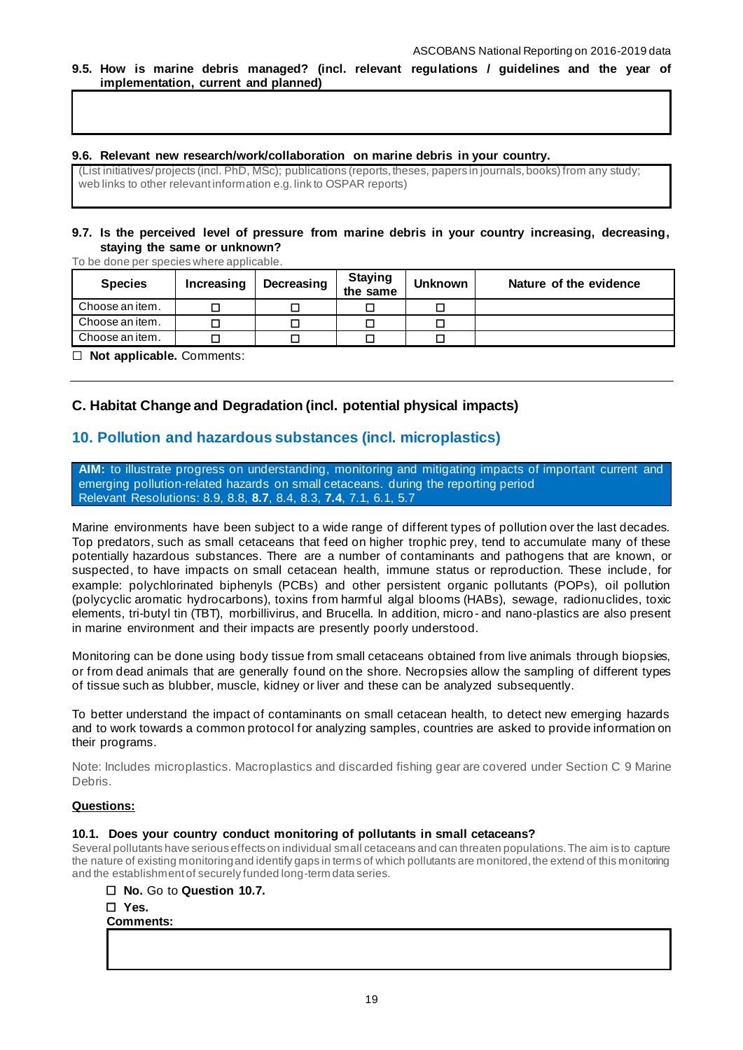**9.5. How is marine debris managed? (incl. relevant regulations / guidelines and the year of implementation, current and planned)**

| |
|---|
| |

**9.6. Relevant new research/work/collaboration on marine debris in your country.**

| |
|---|
| (List initiatives/projects (incl. PhD, MSc); publications (reports, theses, papers in journals, books) from any study; web links to other relevant information e.g. link to OSPAR reports) |

**9.7. Is the perceived level of pressure from marine debris in your country increasing, decreasing, staying the same or unknown?**

To be done per species where applicable.

| Species | Increasing | Decreasing | Staying the same | Unknown | Nature of the evidence |
|---|---|---|---|---|---|
| Choose an item. | ☐ | ☐ | ☐ | ☐ | |
| Choose an item. | ☐ | ☐ | ☐ | ☐ | |
| Choose an item. | ☐ | ☐ | ☐ | ☐ | |

☐ **Not applicable.** Comments:

---

## C. Habitat Change and Degradation (incl. potential physical impacts)

## 10. Pollution and hazardous substances (incl. microplastics)

**AIM:** to illustrate progress on understanding, monitoring and mitigating impacts of important current and emerging pollution-related hazards on small cetaceans. during the reporting period
Relevant Resolutions: 8.9, 8.8, **8.7**, 8.4, 8.3, **7.4**, 7.1, 6.1, 5.7

Marine environments have been subject to a wide range of different types of pollution over the last decades. Top predators, such as small cetaceans that feed on higher trophic prey, tend to accumulate many of these potentially hazardous substances. There are a number of contaminants and pathogens that are known, or suspected, to have impacts on small cetacean health, immune status or reproduction. These include, for example: polychlorinated biphenyls (PCBs) and other persistent organic pollutants (POPs), oil pollution (polycyclic aromatic hydrocarbons), toxins from harmful algal blooms (HABs), sewage, radionuclides, toxic elements, tri-butyl tin (TBT), morbillivirus, and Brucella. In addition, micro- and nano-plastics are also present in marine environment and their impacts are presently poorly understood.

Monitoring can be done using body tissue from small cetaceans obtained from live animals through biopsies, or from dead animals that are generally found on the shore. Necropsies allow the sampling of different types of tissue such as blubber, muscle, kidney or liver and these can be analyzed subsequently.

To better understand the impact of contaminants on small cetacean health, to detect new emerging hazards and to work towards a common protocol for analyzing samples, countries are asked to provide information on their programs.

Note: Includes microplastics. Macroplastics and discarded fishing gear are covered under Section C 9 Marine Debris.

**Questions:**

**10.1. Does your country conduct monitoring of pollutants in small cetaceans?**

Several pollutants have serious effects on individual small cetaceans and can threaten populations. The aim is to capture the nature of existing monitoring and identify gaps in terms of which pollutants are monitored, the extend of this monitoring and the establishment of securely funded long-term data series.

☐ **No.** Go to **Question 10.7.**

☐ **Yes.**

**Comments:**

| |
|---|
| |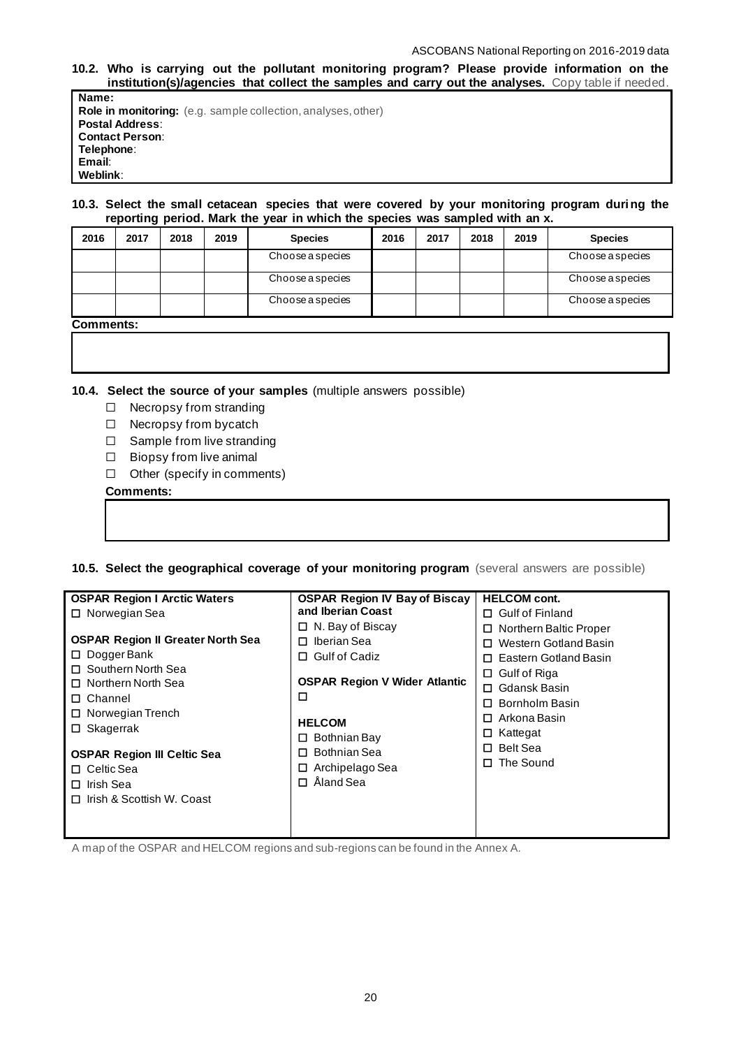**10.2. Who is carrying out the pollutant monitoring program? Please provide information on the institution(s)/agencies that collect the samples and carry out the analyses.** Copy table if needed.

| |
|---|
| **Name:**<br>**Role in monitoring:** (e.g. sample collection, analyses, other)<br>**Postal Address**:<br>**Contact Person**:<br>**Telephone**:<br>**Email**:<br>**Weblink**: |

**10.3. Select the small cetacean species that were covered by your monitoring program during the reporting period. Mark the year in which the species was sampled with an x.**

| 2016 | 2017 | 2018 | 2019 | Species | 2016 | 2017 | 2018 | 2019 | Species |
|---|---|---|---|---|---|---|---|---|---|
| | | | | Choose a species | | | | | Choose a species |
| | | | | Choose a species | | | | | Choose a species |
| | | | | Choose a species | | | | | Choose a species |

**Comments:**

**10.4. Select the source of your samples** (multiple answers possible)

- ☐ Necropsy from stranding
- ☐ Necropsy from bycatch
- ☐ Sample from live stranding
- ☐ Biopsy from live animal
- ☐ Other (specify in comments)

**Comments:**

**10.5. Select the geographical coverage of your monitoring program** (several answers are possible)

**OSPAR Region I Arctic Waters**
- ☐ Norwegian Sea

**OSPAR Region II Greater North Sea**
- ☐ Dogger Bank
- ☐ Southern North Sea
- ☐ Northern North Sea
- ☐ Channel
- ☐ Norwegian Trench
- ☐ Skagerrak

**OSPAR Region III Celtic Sea**
- ☐ Celtic Sea
- ☐ Irish Sea
- ☐ Irish & Scottish W. Coast

**OSPAR Region IV Bay of Biscay and Iberian Coast**
- ☐ N. Bay of Biscay
- ☐ Iberian Sea
- ☐ Gulf of Cadiz

**OSPAR Region V Wider Atlantic**
- ☐

**HELCOM**
- ☐ Bothnian Bay
- ☐ Bothnian Sea
- ☐ Archipelago Sea
- ☐ Åland Sea

**HELCOM cont.**
- ☐ Gulf of Finland
- ☐ Northern Baltic Proper
- ☐ Western Gotland Basin
- ☐ Eastern Gotland Basin
- ☐ Gulf of Riga
- ☐ Gdansk Basin
- ☐ Bornholm Basin
- ☐ Arkona Basin
- ☐ Kattegat
- ☐ Belt Sea
- ☐ The Sound

A map of the OSPAR and HELCOM regions and sub-regions can be found in the Annex A.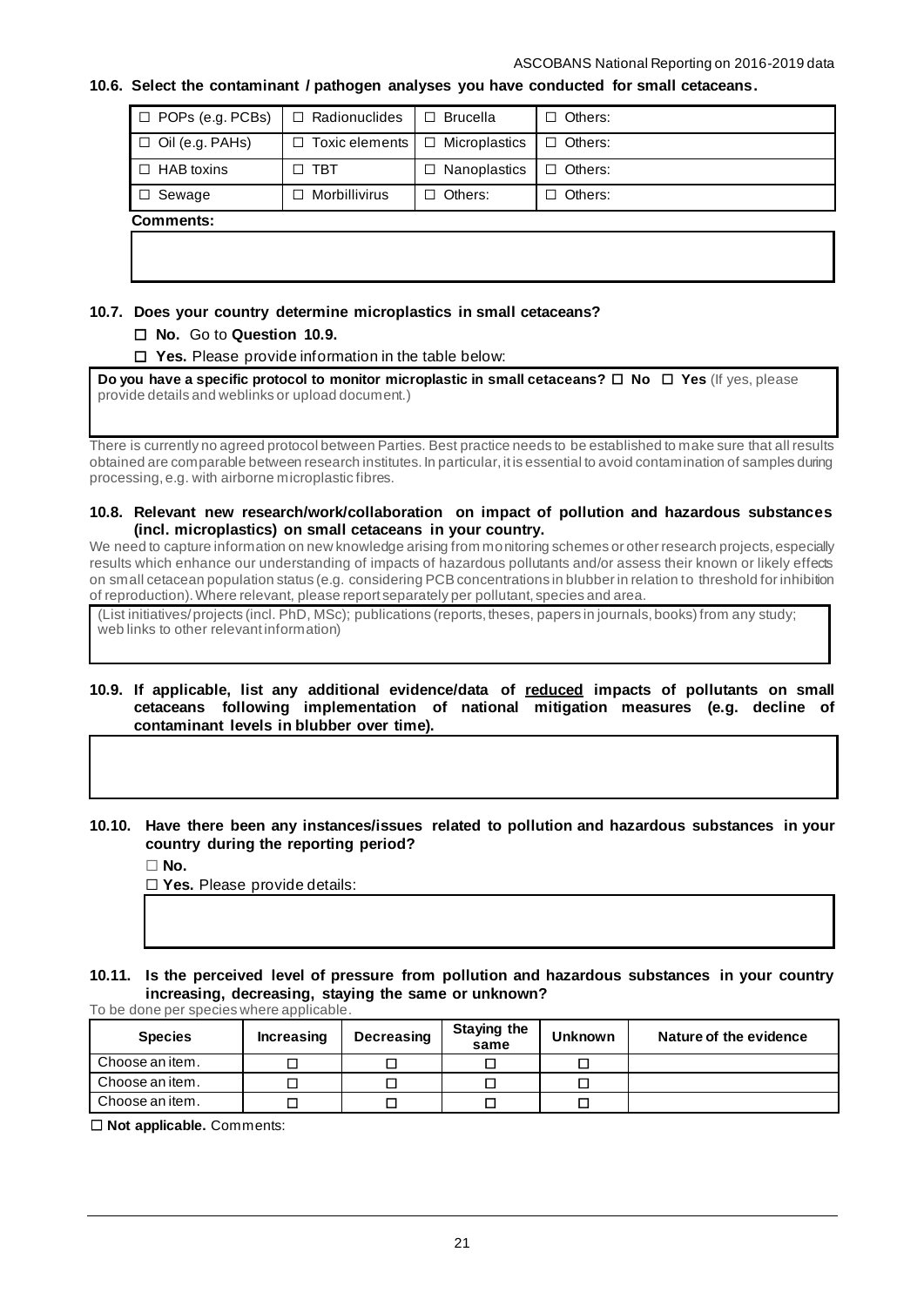### 10.6. Select the contaminant / pathogen analyses you have conducted for small cetaceans.

| | | | |
|---|---|---|---|
| ☐ POPs (e.g. PCBs) | ☐ Radionuclides | ☐ Brucella | ☐ Others: |
| ☐ Oil (e.g. PAHs) | ☐ Toxic elements | ☐ Microplastics | ☐ Others: |
| ☐ HAB toxins | ☐ TBT | ☐ Nanoplastics | ☐ Others: |
| ☐ Sewage | ☐ Morbillivirus | ☐ Others: | ☐ Others: |

**Comments:**

### 10.7. Does your country determine microplastics in small cetaceans?

☐ **No.** Go to **Question 10.9.**

☐ **Yes.** Please provide information in the table below:

**Do you have a specific protocol to monitor microplastic in small cetaceans?** ☐ **No** ☐ **Yes** (If yes, please provide details and weblinks or upload document.)

There is currently no agreed protocol between Parties. Best practice needs to be established to make sure that all results obtained are comparable between research institutes. In particular, it is essential to avoid contamination of samples during processing, e.g. with airborne microplastic fibres.

### 10.8. Relevant new research/work/collaboration on impact of pollution and hazardous substances (incl. microplastics) on small cetaceans in your country.

We need to capture information on new knowledge arising from monitoring schemes or other research projects, especially results which enhance our understanding of impacts of hazardous pollutants and/or assess their known or likely effects on small cetacean population status (e.g. considering PCB concentrations in blubber in relation to threshold for inhibition of reproduction). Where relevant, please report separately per pollutant, species and area.

(List initiatives/projects (incl. PhD, MSc); publications (reports, theses, papers in journals, books) from any study; web links to other relevant information)

### 10.9. If applicable, list any additional evidence/data of reduced impacts of pollutants on small cetaceans following implementation of national mitigation measures (e.g. decline of contaminant levels in blubber over time).

### 10.10. Have there been any instances/issues related to pollution and hazardous substances in your country during the reporting period?

☐ **No.**

☐ **Yes.** Please provide details:

### 10.11. Is the perceived level of pressure from pollution and hazardous substances in your country increasing, decreasing, staying the same or unknown?

To be done per species where applicable.

| Species | Increasing | Decreasing | Staying the same | Unknown | Nature of the evidence |
|---|---|---|---|---|---|
| Choose an item. | ☐ | ☐ | ☐ | ☐ | |
| Choose an item. | ☐ | ☐ | ☐ | ☐ | |
| Choose an item. | ☐ | ☐ | ☐ | ☐ | |

☐ **Not applicable.** Comments: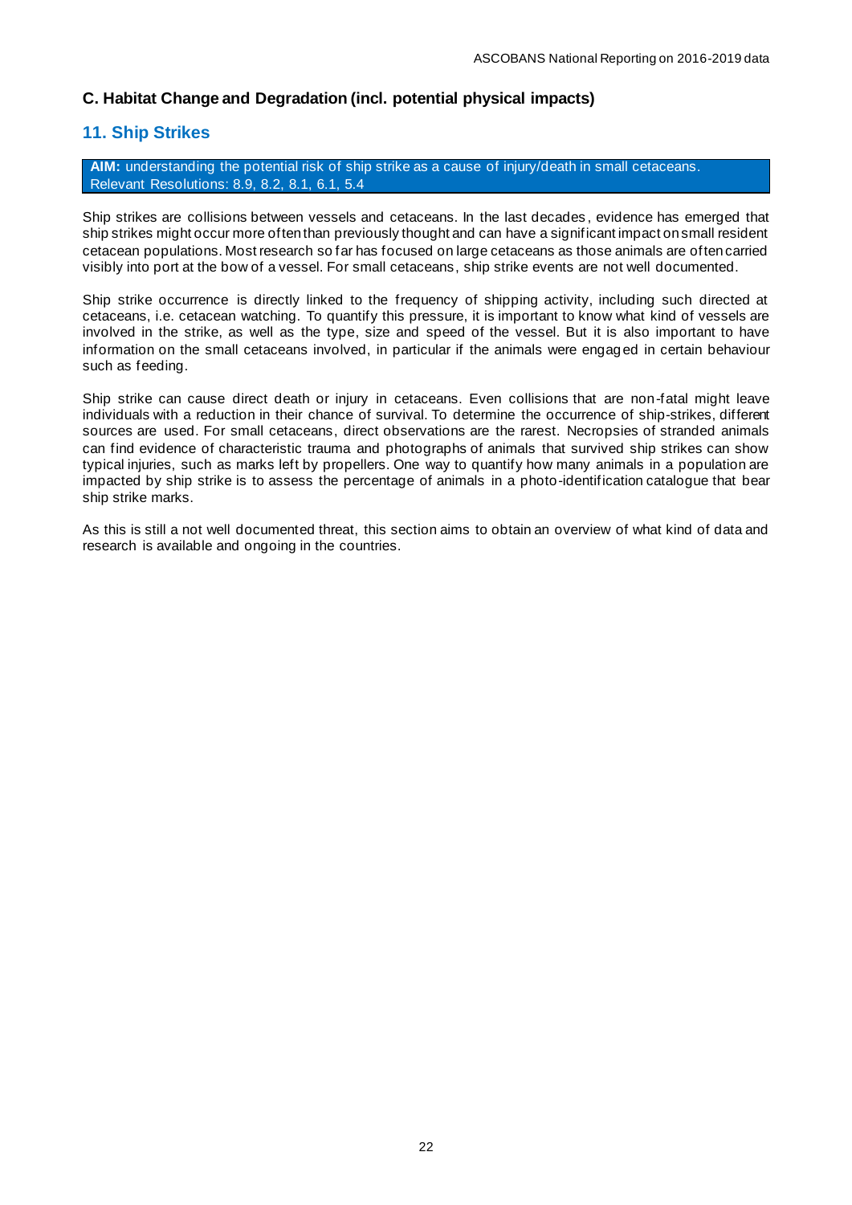## C. Habitat Change and Degradation (incl. potential physical impacts)

### 11. Ship Strikes

**AIM:** understanding the potential risk of ship strike as a cause of injury/death in small cetaceans. Relevant Resolutions: 8.9, 8.2, 8.1, 6.1, 5.4

Ship strikes are collisions between vessels and cetaceans. In the last decades, evidence has emerged that ship strikes might occur more often than previously thought and can have a significant impact on small resident cetacean populations. Most research so far has focused on large cetaceans as those animals are often carried visibly into port at the bow of a vessel. For small cetaceans, ship strike events are not well documented.

Ship strike occurrence is directly linked to the frequency of shipping activity, including such directed at cetaceans, i.e. cetacean watching. To quantify this pressure, it is important to know what kind of vessels are involved in the strike, as well as the type, size and speed of the vessel. But it is also important to have information on the small cetaceans involved, in particular if the animals were engaged in certain behaviour such as feeding.

Ship strike can cause direct death or injury in cetaceans. Even collisions that are non-fatal might leave individuals with a reduction in their chance of survival. To determine the occurrence of ship-strikes, different sources are used. For small cetaceans, direct observations are the rarest. Necropsies of stranded animals can find evidence of characteristic trauma and photographs of animals that survived ship strikes can show typical injuries, such as marks left by propellers. One way to quantify how many animals in a population are impacted by ship strike is to assess the percentage of animals in a photo-identification catalogue that bear ship strike marks.

As this is still a not well documented threat, this section aims to obtain an overview of what kind of data and research is available and ongoing in the countries.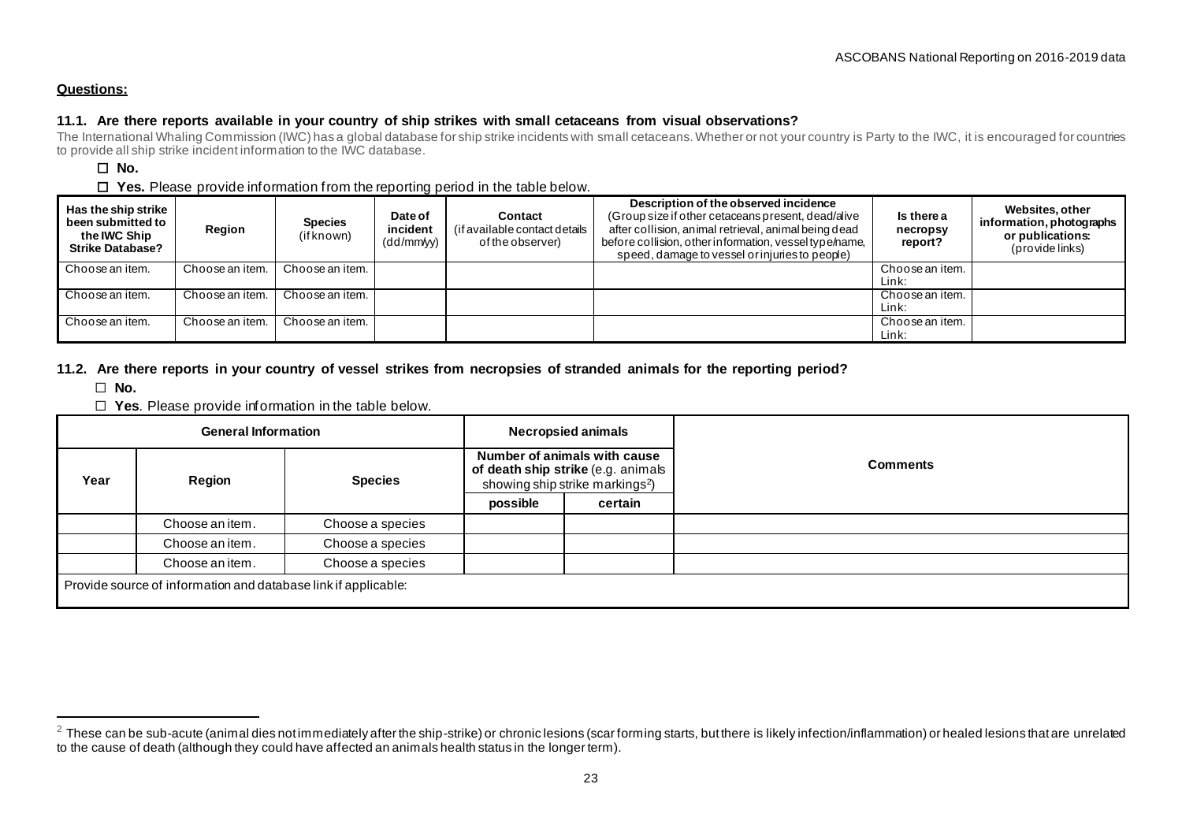**Questions:**

### 11.1. Are there reports available in your country of ship strikes with small cetaceans from visual observations?

The International Whaling Commission (IWC) has a global database for ship strike incidents with small cetaceans. Whether or not your country is Party to the IWC, it is encouraged for countries to provide all ship strike incident information to the IWC database.

☐ **No.**

☐ **Yes.** Please provide information from the reporting period in the table below.

| Has the ship strike been submitted to the IWC Ship Strike Database? | Region | Species (if known) | Date of incident (dd/mm/yy) | Contact (if available contact details of the observer) | Description of the observed incidence (Group size if other cetaceans present, dead/alive after collision, animal retrieval, animal being dead before collision, other information, vessel type/name, speed, damage to vessel or injuries to people) | Is there a necropsy report? | Websites, other information, photographs or publications: (provide links) |
|---|---|---|---|---|---|---|---|
| Choose an item. | Choose an item. | Choose an item. | | | | Choose an item. Link: | |
| Choose an item. | Choose an item. | Choose an item. | | | | Choose an item. Link: | |
| Choose an item. | Choose an item. | Choose an item. | | | | Choose an item. Link: | |

### 11.2. Are there reports in your country of vessel strikes from necropsies of stranded animals for the reporting period?

☐ **No.**

☐ **Yes**. Please provide information in the table below.

| **General Information** | | | **Necropsied animals** | | **Comments** |
|---|---|---|---|---|---|
| **Year** | **Region** | **Species** | **Number of animals with cause of death ship strike** (e.g. animals showing ship strike markings[2]) | | |
| | | | **possible** | **certain** | |
| | Choose an item. | Choose a species | | | |
| | Choose an item. | Choose a species | | | |
| | Choose an item. | Choose a species | | | |
| Provide source of information and database link if applicable: | | | | | |

[2] These can be sub-acute (animal dies not immediately after the ship-strike) or chronic lesions (scar forming starts, but there is likely infection/inflammation) or healed lesions that are unrelated to the cause of death (although they could have affected an animals health status in the longer term).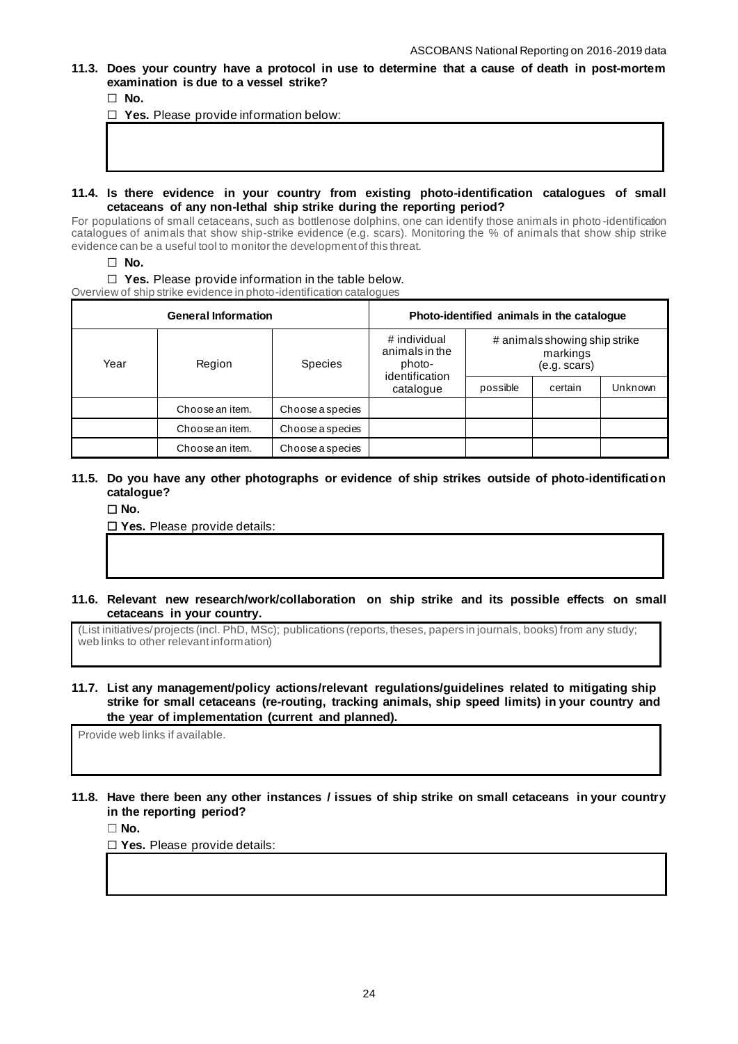**11.3. Does your country have a protocol in use to determine that a cause of death in post-mortem examination is due to a vessel strike?**

☐ **No.**

☐ **Yes.** Please provide information below:

**11.4. Is there evidence in your country from existing photo-identification catalogues of small cetaceans of any non-lethal ship strike during the reporting period?**

For populations of small cetaceans, such as bottlenose dolphins, one can identify those animals in photo-identification catalogues of animals that show ship-strike evidence (e.g. scars). Monitoring the % of animals that show ship strike evidence can be a useful tool to monitor the development of this threat.

☐ **No.**

☐ **Yes.** Please provide information in the table below.

Overview of ship strike evidence in photo-identification catalogues

| General Information | | | Photo-identified animals in the catalogue | | | |
|---|---|---|---|---|---|---|
| Year | Region | Species | # individual animals in the photo-identification catalogue | # animals showing ship strike markings (e.g. scars) | | |
| | | | | possible | certain | Unknown |
| | Choose an item. | Choose a species | | | | |
| | Choose an item. | Choose a species | | | | |
| | Choose an item. | Choose a species | | | | |

**11.5. Do you have any other photographs or evidence of ship strikes outside of photo-identification catalogue?**

☐ **No.**

☐ **Yes.** Please provide details:

**11.6. Relevant new research/work/collaboration on ship strike and its possible effects on small cetaceans in your country.**

(List initiatives/projects (incl. PhD, MSc); publications (reports, theses, papers in journals, books) from any study; web links to other relevant information)

**11.7. List any management/policy actions/relevant regulations/guidelines related to mitigating ship strike for small cetaceans (re-routing, tracking animals, ship speed limits) in your country and the year of implementation (current and planned).**

Provide web links if available.

**11.8. Have there been any other instances / issues of ship strike on small cetaceans in your country in the reporting period?**

☐ **No.**

☐ **Yes.** Please provide details: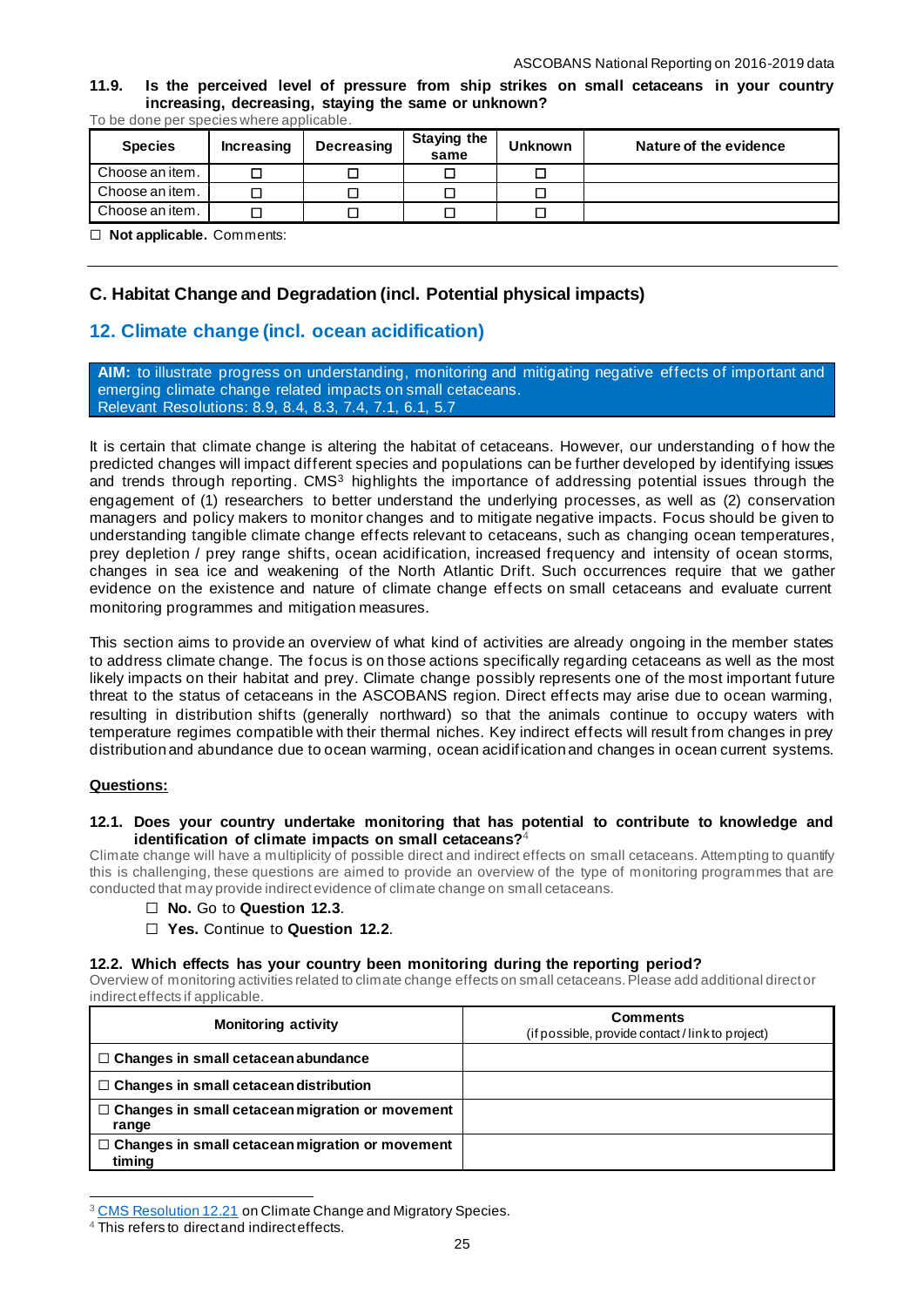**11.9. Is the perceived level of pressure from ship strikes on small cetaceans in your country increasing, decreasing, staying the same or unknown?**

To be done per species where applicable.

| Species | Increasing | Decreasing | Staying the same | Unknown | Nature of the evidence |
|---|---|---|---|---|---|
| Choose an item. | ☐ | ☐ | ☐ | ☐ | |
| Choose an item. | ☐ | ☐ | ☐ | ☐ | |
| Choose an item. | ☐ | ☐ | ☐ | ☐ | |

☐ **Not applicable.** Comments:

---

## C. Habitat Change and Degradation (incl. Potential physical impacts)

## 12. Climate change (incl. ocean acidification)

**AIM:** to illustrate progress on understanding, monitoring and mitigating negative effects of important and emerging climate change related impacts on small cetaceans.
Relevant Resolutions: 8.9, 8.4, 8.3, 7.4, 7.1, 6.1, 5.7

It is certain that climate change is altering the habitat of cetaceans. However, our understanding of how the predicted changes will impact different species and populations can be further developed by identifying issues and trends through reporting. CMS[3] highlights the importance of addressing potential issues through the engagement of (1) researchers to better understand the underlying processes, as well as (2) conservation managers and policy makers to monitor changes and to mitigate negative impacts. Focus should be given to understanding tangible climate change effects relevant to cetaceans, such as changing ocean temperatures, prey depletion / prey range shifts, ocean acidification, increased frequency and intensity of ocean storms, changes in sea ice and weakening of the North Atlantic Drift. Such occurrences require that we gather evidence on the existence and nature of climate change effects on small cetaceans and evaluate current monitoring programmes and mitigation measures.

This section aims to provide an overview of what kind of activities are already ongoing in the member states to address climate change. The focus is on those actions specifically regarding cetaceans as well as the most likely impacts on their habitat and prey. Climate change possibly represents one of the most important future threat to the status of cetaceans in the ASCOBANS region. Direct effects may arise due to ocean warming, resulting in distribution shifts (generally northward) so that the animals continue to occupy waters with temperature regimes compatible with their thermal niches. Key indirect effects will result from changes in prey distribution and abundance due to ocean warming, ocean acidification and changes in ocean current systems.

**Questions:**

**12.1. Does your country undertake monitoring that has potential to contribute to knowledge and identification of climate impacts on small cetaceans?**[4]

Climate change will have a multiplicity of possible direct and indirect effects on small cetaceans. Attempting to quantify this is challenging, these questions are aimed to provide an overview of the type of monitoring programmes that are conducted that may provide indirect evidence of climate change on small cetaceans.

- ☐ **No.** Go to **Question 12.3**.
- ☐ **Yes.** Continue to **Question 12.2**.

**12.2. Which effects has your country been monitoring during the reporting period?**

Overview of monitoring activities related to climate change effects on small cetaceans. Please add additional direct or indirect effects if applicable.

| Monitoring activity | Comments (if possible, provide contact / link to project) |
|---|---|
| ☐ **Changes in small cetacean abundance** | |
| ☐ **Changes in small cetacean distribution** | |
| ☐ **Changes in small cetacean migration or movement range** | |
| ☐ **Changes in small cetacean migration or movement timing** | |

[3] CMS Resolution 12.21 on Climate Change and Migratory Species.
[4] This refers to direct and indirect effects.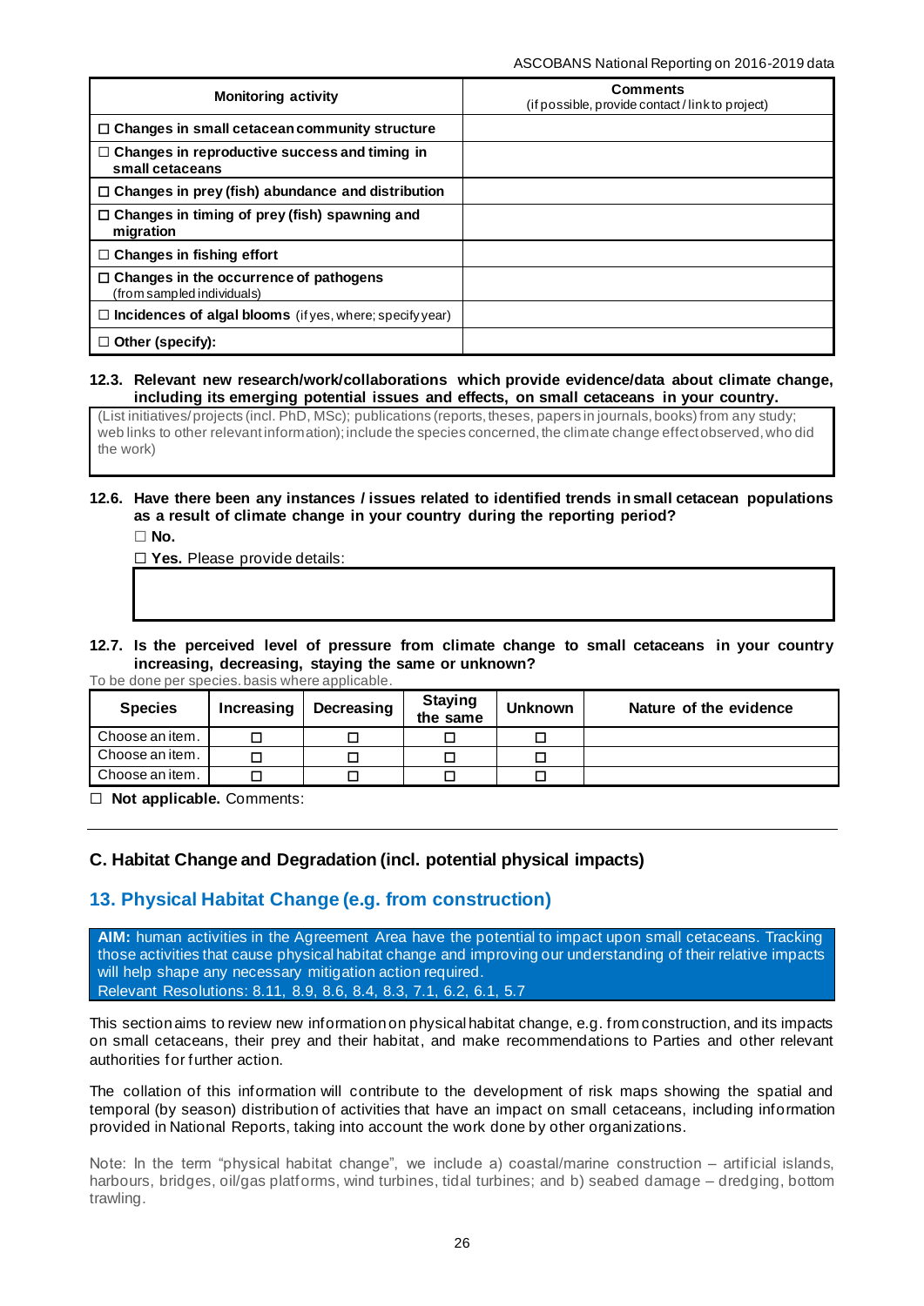| Monitoring activity | Comments (if possible, provide contact / link to project) |
|---|---|
| ☐ **Changes in small cetacean community structure** | |
| ☐ **Changes in reproductive success and timing in small cetaceans** | |
| ☐ **Changes in prey (fish) abundance and distribution** | |
| ☐ **Changes in timing of prey (fish) spawning and migration** | |
| ☐ **Changes in fishing effort** | |
| ☐ **Changes in the occurrence of pathogens** (from sampled individuals) | |
| ☐ **Incidences of algal blooms** (if yes, where; specify year) | |
| ☐ **Other (specify):** | |

**12.3. Relevant new research/work/collaborations which provide evidence/data about climate change, including its emerging potential issues and effects, on small cetaceans in your country.**

(List initiatives/projects (incl. PhD, MSc); publications (reports, theses, papers in journals, books) from any study; web links to other relevant information); include the species concerned, the climate change effect observed, who did the work)

**12.6. Have there been any instances / issues related to identified trends in small cetacean populations as a result of climate change in your country during the reporting period?**

☐ **No.**

☐ **Yes.** Please provide details:

**12.7. Is the perceived level of pressure from climate change to small cetaceans in your country increasing, decreasing, staying the same or unknown?**

To be done per species. basis where applicable.

| Species | Increasing | Decreasing | Staying the same | Unknown | Nature of the evidence |
|---|---|---|---|---|---|
| Choose an item. | ☐ | ☐ | ☐ | ☐ | |
| Choose an item. | ☐ | ☐ | ☐ | ☐ | |
| Choose an item. | ☐ | ☐ | ☐ | ☐ | |

☐ **Not applicable.** Comments:

## C. Habitat Change and Degradation (incl. potential physical impacts)

## 13. Physical Habitat Change (e.g. from construction)

**AIM:** human activities in the Agreement Area have the potential to impact upon small cetaceans. Tracking those activities that cause physical habitat change and improving our understanding of their relative impacts will help shape any necessary mitigation action required.
Relevant Resolutions: 8.11, 8.9, 8.6, 8.4, 8.3, 7.1, 6.2, 6.1, 5.7

This section aims to review new information on physical habitat change, e.g. from construction, and its impacts on small cetaceans, their prey and their habitat, and make recommendations to Parties and other relevant authorities for further action.

The collation of this information will contribute to the development of risk maps showing the spatial and temporal (by season) distribution of activities that have an impact on small cetaceans, including information provided in National Reports, taking into account the work done by other organizations.

Note: In the term "physical habitat change", we include a) coastal/marine construction – artificial islands, harbours, bridges, oil/gas platforms, wind turbines, tidal turbines; and b) seabed damage – dredging, bottom trawling.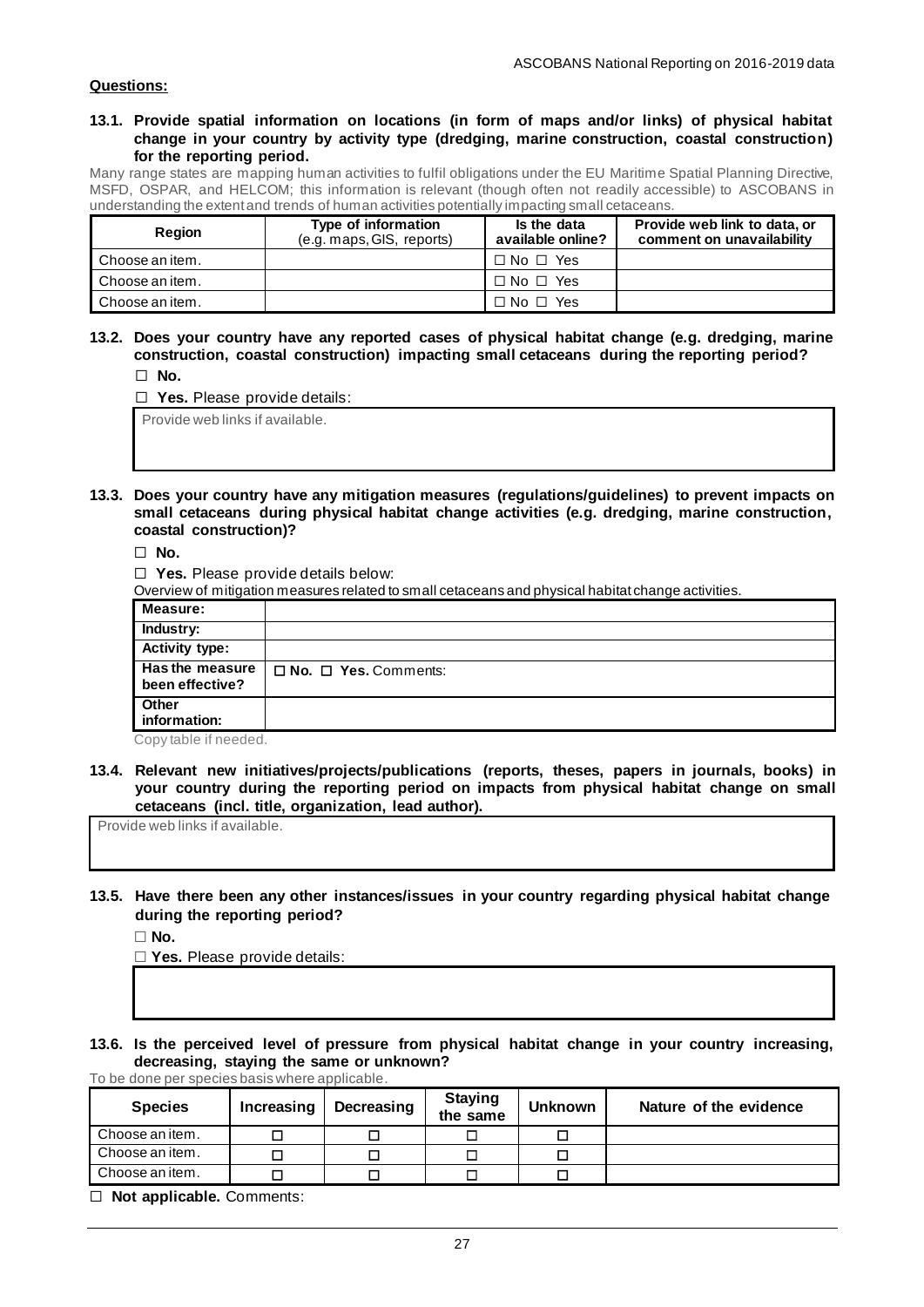**Questions:**

**13.1. Provide spatial information on locations (in form of maps and/or links) of physical habitat change in your country by activity type (dredging, marine construction, coastal construction) for the reporting period.**

Many range states are mapping human activities to fulfil obligations under the EU Maritime Spatial Planning Directive, MSFD, OSPAR, and HELCOM; this information is relevant (though often not readily accessible) to ASCOBANS in understanding the extent and trends of human activities potentially impacting small cetaceans.

| Region | Type of information (e.g. maps, GIS, reports) | Is the data available online? | Provide web link to data, or comment on unavailability |
|---|---|---|---|
| Choose an item. | | ☐ No ☐ Yes | |
| Choose an item. | | ☐ No ☐ Yes | |
| Choose an item. | | ☐ No ☐ Yes | |

**13.2. Does your country have any reported cases of physical habitat change (e.g. dredging, marine construction, coastal construction) impacting small cetaceans during the reporting period?**

☐ **No.**

☐ **Yes.** Please provide details:

Provide web links if available.

**13.3. Does your country have any mitigation measures (regulations/guidelines) to prevent impacts on small cetaceans during physical habitat change activities (e.g. dredging, marine construction, coastal construction)?**

☐ **No.**

☐ **Yes.** Please provide details below:

Overview of mitigation measures related to small cetaceans and physical habitat change activities.

| | |
|---|---|
| **Measure:** | |
| **Industry:** | |
| **Activity type:** | |
| **Has the measure been effective?** | ☐ **No.** ☐ **Yes.** Comments: |
| **Other information:** | |

Copy table if needed.

**13.4. Relevant new initiatives/projects/publications (reports, theses, papers in journals, books) in your country during the reporting period on impacts from physical habitat change on small cetaceans (incl. title, organization, lead author).**

Provide web links if available.

**13.5. Have there been any other instances/issues in your country regarding physical habitat change during the reporting period?**

☐ **No.**

☐ **Yes.** Please provide details:

**13.6. Is the perceived level of pressure from physical habitat change in your country increasing, decreasing, staying the same or unknown?**

To be done per species basis where applicable.

| Species | Increasing | Decreasing | Staying the same | Unknown | Nature of the evidence |
|---|---|---|---|---|---|
| Choose an item. | ☐ | ☐ | ☐ | ☐ | |
| Choose an item. | ☐ | ☐ | ☐ | ☐ | |
| Choose an item. | ☐ | ☐ | ☐ | ☐ | |

☐ **Not applicable.** Comments: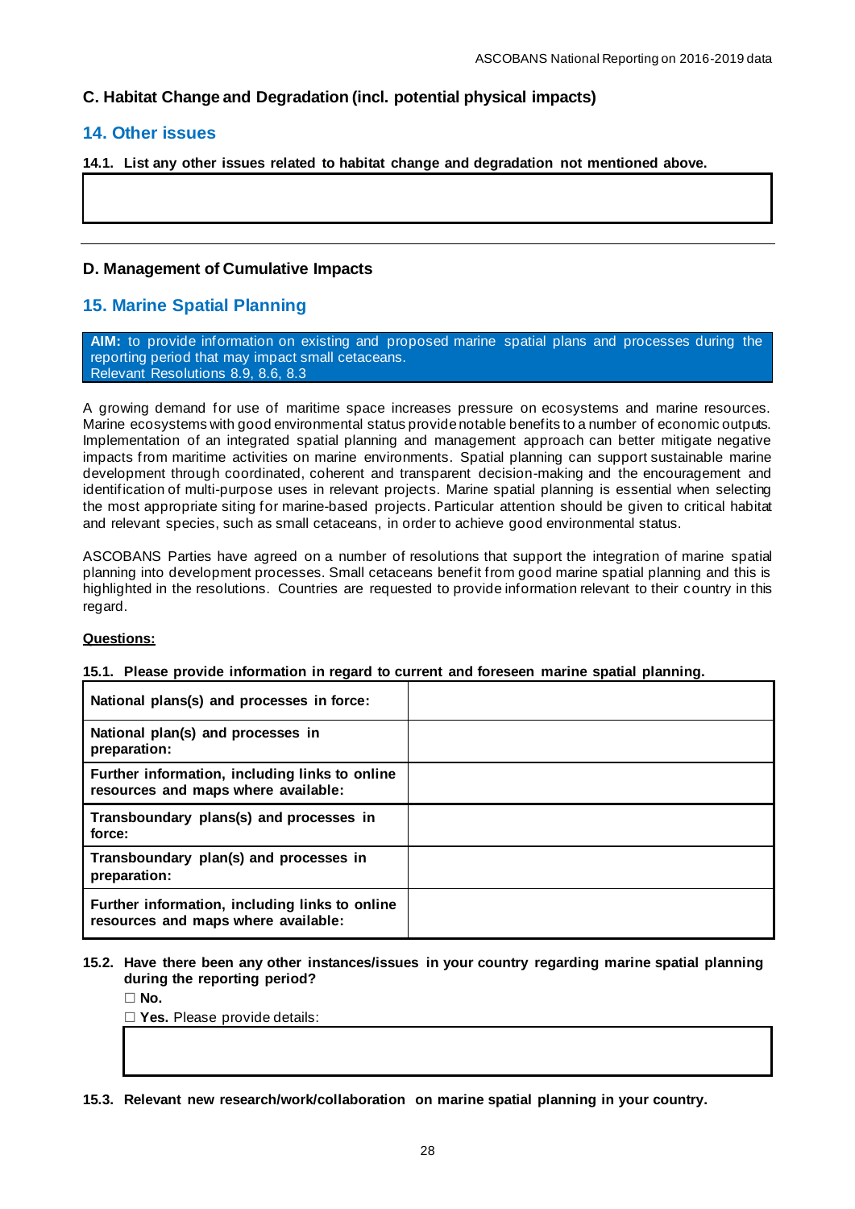## C. Habitat Change and Degradation (incl. potential physical impacts)

### 14. Other issues

**14.1. List any other issues related to habitat change and degradation not mentioned above.**

| |
|---|
| |

---

## D. Management of Cumulative Impacts

### 15. Marine Spatial Planning

**AIM:** to provide information on existing and proposed marine spatial plans and processes during the reporting period that may impact small cetaceans.
Relevant Resolutions 8.9, 8.6, 8.3

A growing demand for use of maritime space increases pressure on ecosystems and marine resources. Marine ecosystems with good environmental status provide notable benefits to a number of economic outputs. Implementation of an integrated spatial planning and management approach can better mitigate negative impacts from maritime activities on marine environments. Spatial planning can support sustainable marine development through coordinated, coherent and transparent decision-making and the encouragement and identification of multi-purpose uses in relevant projects. Marine spatial planning is essential when selecting the most appropriate siting for marine-based projects. Particular attention should be given to critical habitat and relevant species, such as small cetaceans, in order to achieve good environmental status.

ASCOBANS Parties have agreed on a number of resolutions that support the integration of marine spatial planning into development processes. Small cetaceans benefit from good marine spatial planning and this is highlighted in the resolutions. Countries are requested to provide information relevant to their country in this regard.

**Questions:**

**15.1. Please provide information in regard to current and foreseen marine spatial planning.**

| | |
|---|---|
| **National plans(s) and processes in force:** | |
| **National plan(s) and processes in preparation:** | |
| **Further information, including links to online resources and maps where available:** | |
| **Transboundary plans(s) and processes in force:** | |
| **Transboundary plan(s) and processes in preparation:** | |
| **Further information, including links to online resources and maps where available:** | |

**15.2. Have there been any other instances/issues in your country regarding marine spatial planning during the reporting period?**

☐ **No.**

☐ **Yes.** Please provide details:

| |
|---|
| |

**15.3. Relevant new research/work/collaboration on marine spatial planning in your country.**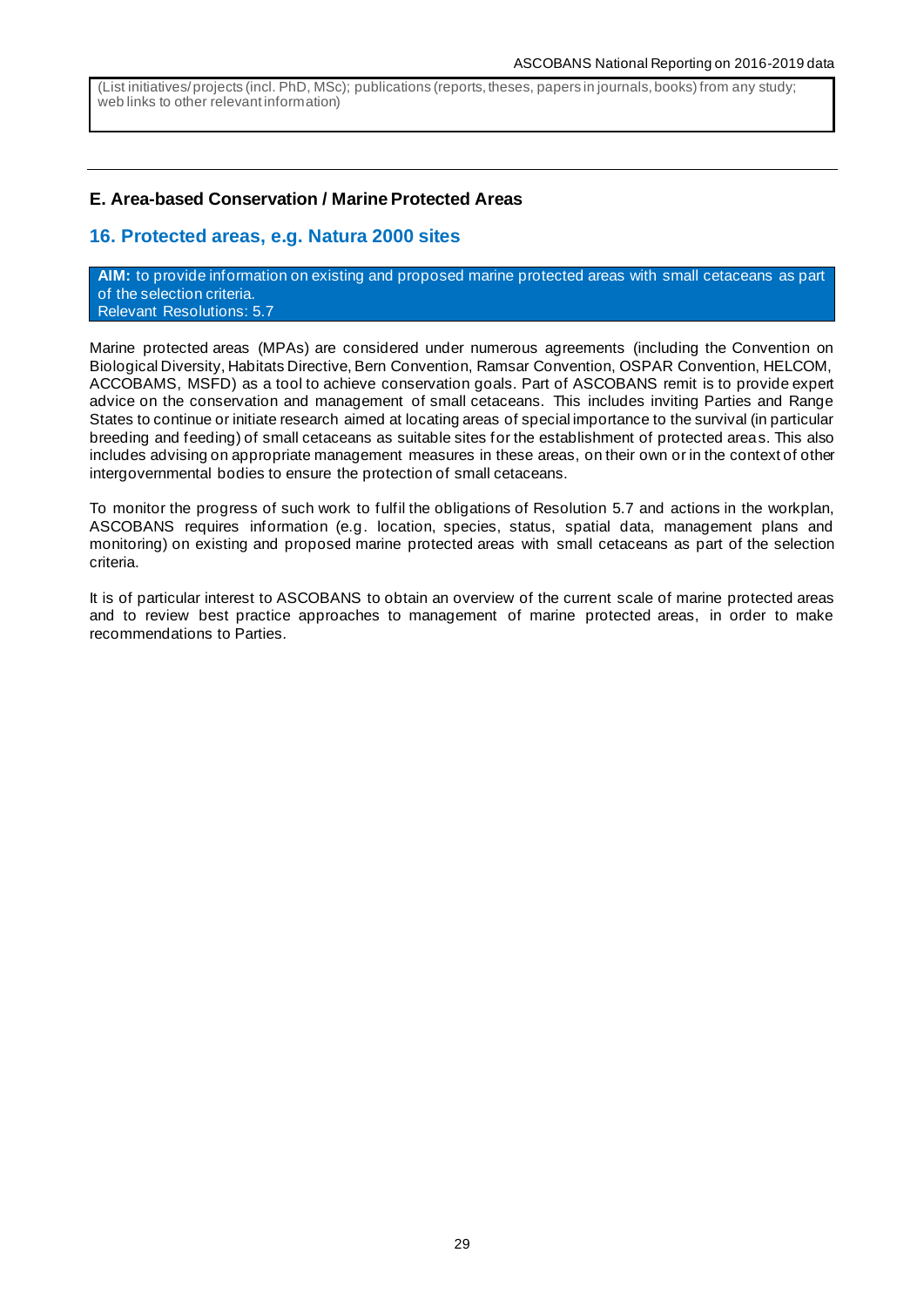(List initiatives/projects (incl. PhD, MSc); publications (reports, theses, papers in journals, books) from any study; web links to other relevant information)

---

## E. Area-based Conservation / Marine Protected Areas

### 16. Protected areas, e.g. Natura 2000 sites

**AIM:** to provide information on existing and proposed marine protected areas with small cetaceans as part of the selection criteria.
Relevant Resolutions: 5.7

Marine protected areas (MPAs) are considered under numerous agreements (including the Convention on Biological Diversity, Habitats Directive, Bern Convention, Ramsar Convention, OSPAR Convention, HELCOM, ACCOBAMS, MSFD) as a tool to achieve conservation goals. Part of ASCOBANS remit is to provide expert advice on the conservation and management of small cetaceans. This includes inviting Parties and Range States to continue or initiate research aimed at locating areas of special importance to the survival (in particular breeding and feeding) of small cetaceans as suitable sites for the establishment of protected areas. This also includes advising on appropriate management measures in these areas, on their own or in the context of other intergovernmental bodies to ensure the protection of small cetaceans.

To monitor the progress of such work to fulfil the obligations of Resolution 5.7 and actions in the workplan, ASCOBANS requires information (e.g. location, species, status, spatial data, management plans and monitoring) on existing and proposed marine protected areas with small cetaceans as part of the selection criteria.

It is of particular interest to ASCOBANS to obtain an overview of the current scale of marine protected areas and to review best practice approaches to management of marine protected areas, in order to make recommendations to Parties.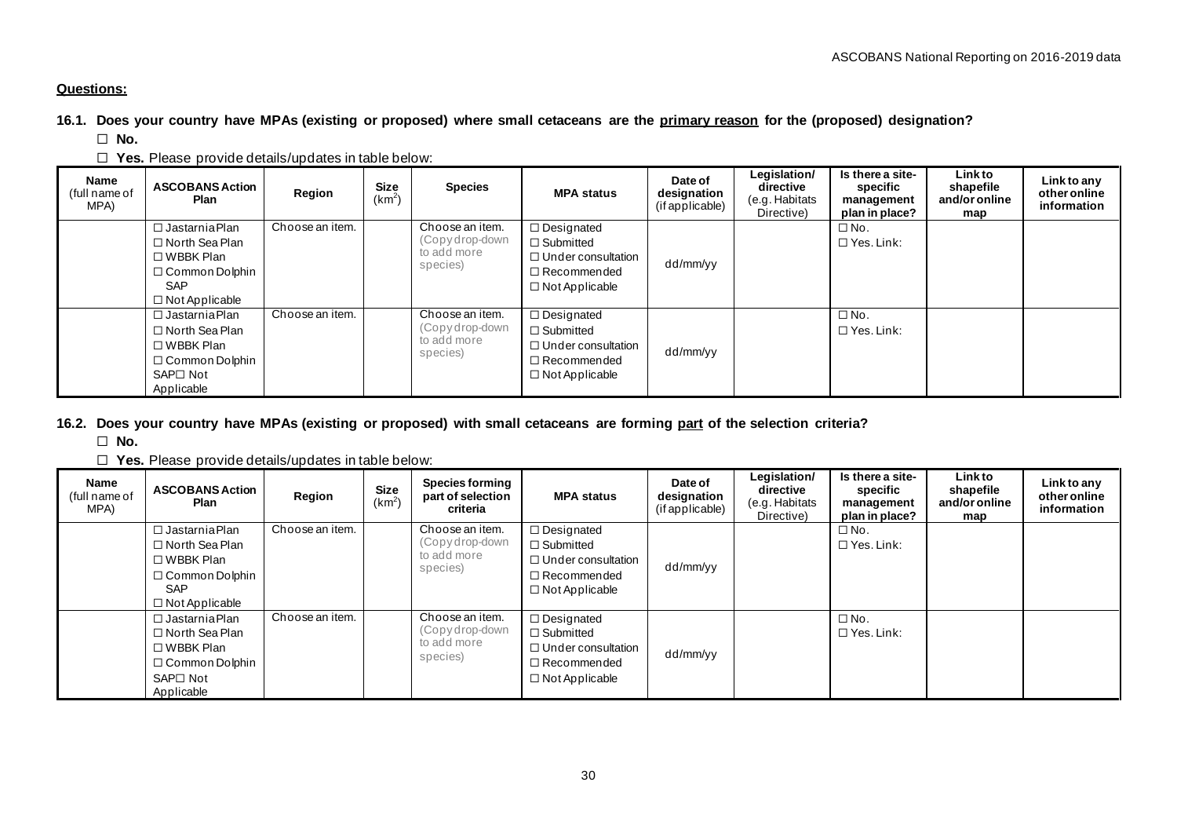**Questions:**

**16.1. Does your country have MPAs (existing or proposed) where small cetaceans are the <u>primary reason</u> for the (proposed) designation?**

☐ **No.**

☐ **Yes.** Please provide details/updates in table below:

| Name (full name of MPA) | ASCOBANS Action Plan | Region | Size (km²) | Species | MPA status | Date of designation (if applicable) | Legislation/ directive (e.g. Habitats Directive) | Is there a site-specific management plan in place? | Link to shapefile and/or online map | Link to any other online information |
|---|---|---|---|---|---|---|---|---|---|---|
| | ☐ Jastarnia Plan<br>☐ North Sea Plan<br>☐ WBBK Plan<br>☐ Common Dolphin SAP<br>☐ Not Applicable | Choose an item. | | Choose an item. (Copy drop-down to add more species) | ☐ Designated<br>☐ Submitted<br>☐ Under consultation<br>☐ Recommended<br>☐ Not Applicable | dd/mm/yy | | ☐ No.<br>☐ Yes. Link: | | |
| | ☐ Jastarnia Plan<br>☐ North Sea Plan<br>☐ WBBK Plan<br>☐ Common Dolphin SAP☐ Not Applicable | Choose an item. | | Choose an item. (Copy drop-down to add more species) | ☐ Designated<br>☐ Submitted<br>☐ Under consultation<br>☐ Recommended<br>☐ Not Applicable | dd/mm/yy | | ☐ No.<br>☐ Yes. Link: | | |

**16.2. Does your country have MPAs (existing or proposed) with small cetaceans are forming <u>part</u> of the selection criteria?**

☐ **No.**

☐ **Yes.** Please provide details/updates in table below:

| Name (full name of MPA) | ASCOBANS Action Plan | Region | Size (km²) | Species forming part of selection criteria | MPA status | Date of designation (if applicable) | Legislation/ directive (e.g. Habitats Directive) | Is there a site-specific management plan in place? | Link to shapefile and/or online map | Link to any other online information |
|---|---|---|---|---|---|---|---|---|---|---|
| | ☐ Jastarnia Plan<br>☐ North Sea Plan<br>☐ WBBK Plan<br>☐ Common Dolphin SAP<br>☐ Not Applicable | Choose an item. | | Choose an item. (Copy drop-down to add more species) | ☐ Designated<br>☐ Submitted<br>☐ Under consultation<br>☐ Recommended<br>☐ Not Applicable | dd/mm/yy | | ☐ No.<br>☐ Yes. Link: | | |
| | ☐ Jastarnia Plan<br>☐ North Sea Plan<br>☐ WBBK Plan<br>☐ Common Dolphin SAP☐ Not Applicable | Choose an item. | | Choose an item. (Copy drop-down to add more species) | ☐ Designated<br>☐ Submitted<br>☐ Under consultation<br>☐ Recommended<br>☐ Not Applicable | dd/mm/yy | | ☐ No.<br>☐ Yes. Link: | | |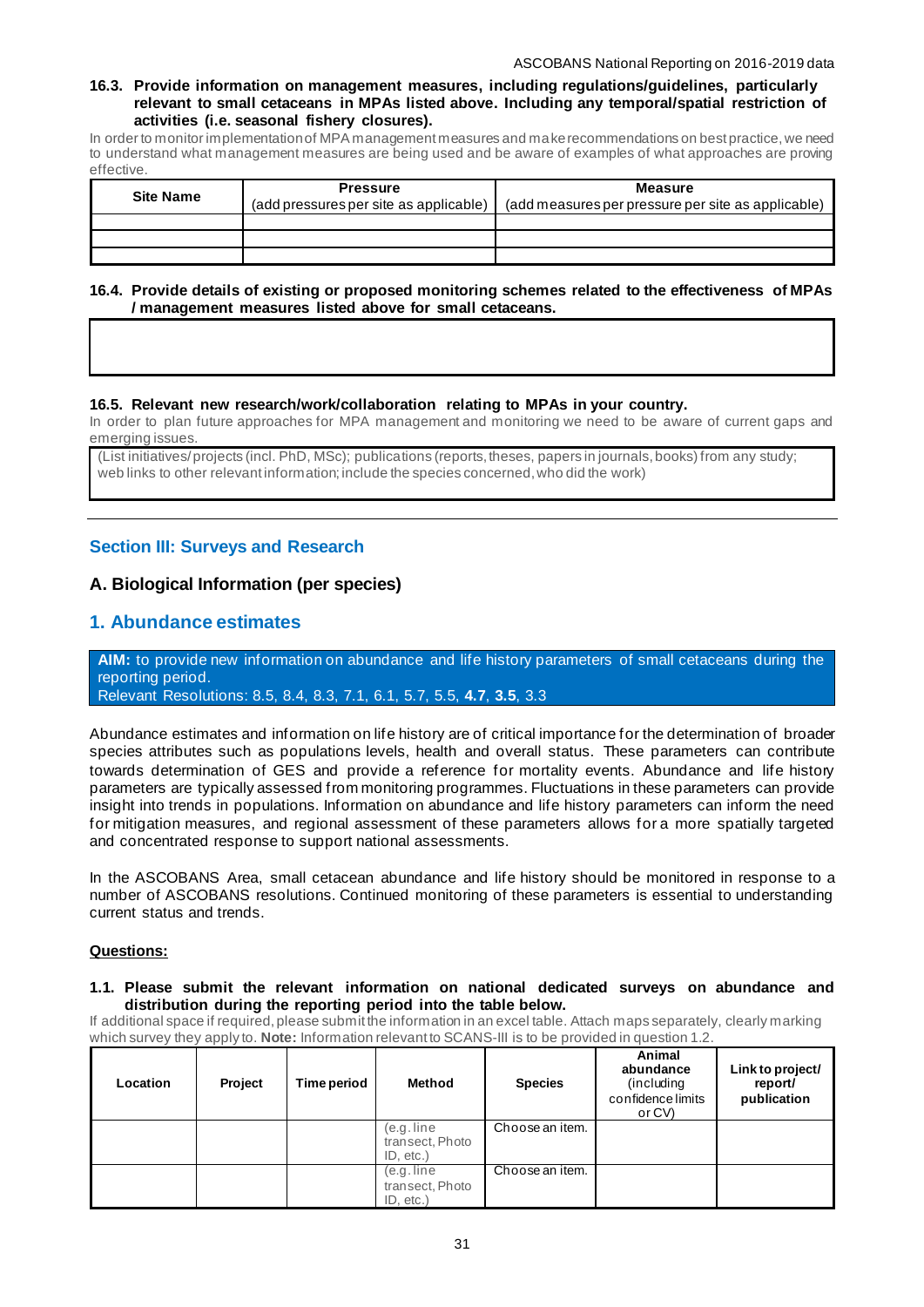**16.3. Provide information on management measures, including regulations/guidelines, particularly relevant to small cetaceans in MPAs listed above. Including any temporal/spatial restriction of activities (i.e. seasonal fishery closures).**

In order to monitor implementation of MPA management measures and make recommendations on best practice, we need to understand what management measures are being used and be aware of examples of what approaches are proving effective.

| Site Name | Pressure (add pressures per site as applicable) | Measure (add measures per pressure per site as applicable) |
|---|---|---|
| | | |
| | | |
| | | |

**16.4. Provide details of existing or proposed monitoring schemes related to the effectiveness of MPAs / management measures listed above for small cetaceans.**

| |
|---|
| |

**16.5. Relevant new research/work/collaboration relating to MPAs in your country.**

In order to plan future approaches for MPA management and monitoring we need to be aware of current gaps and emerging issues.

| (List initiatives/projects (incl. PhD, MSc); publications (reports, theses, papers in journals, books) from any study; web links to other relevant information; include the species concerned, who did the work) |
|---|

## Section III: Surveys and Research

## A. Biological Information (per species)

### 1. Abundance estimates

**AIM:** to provide new information on abundance and life history parameters of small cetaceans during the reporting period.
Relevant Resolutions: 8.5, 8.4, 8.3, 7.1, 6.1, 5.7, 5.5, **4.7**, **3.5**, 3.3

Abundance estimates and information on life history are of critical importance for the determination of broader species attributes such as populations levels, health and overall status. These parameters can contribute towards determination of GES and provide a reference for mortality events. Abundance and life history parameters are typically assessed from monitoring programmes. Fluctuations in these parameters can provide insight into trends in populations. Information on abundance and life history parameters can inform the need for mitigation measures, and regional assessment of these parameters allows for a more spatially targeted and concentrated response to support national assessments.

In the ASCOBANS Area, small cetacean abundance and life history should be monitored in response to a number of ASCOBANS resolutions. Continued monitoring of these parameters is essential to understanding current status and trends.

<u>**Questions:**</u>

**1.1. Please submit the relevant information on national dedicated surveys on abundance and distribution during the reporting period into the table below.**

If additional space if required, please submit the information in an excel table. Attach maps separately, clearly marking which survey they apply to. **Note:** Information relevant to SCANS-III is to be provided in question 1.2.

| Location | Project | Time period | Method | Species | Animal abundance (including confidence limits or CV) | Link to project/ report/ publication |
|---|---|---|---|---|---|---|
| | | | (e.g. line transect, Photo ID, etc.) | Choose an item. | | |
| | | | (e.g. line transect, Photo ID, etc.) | Choose an item. | | |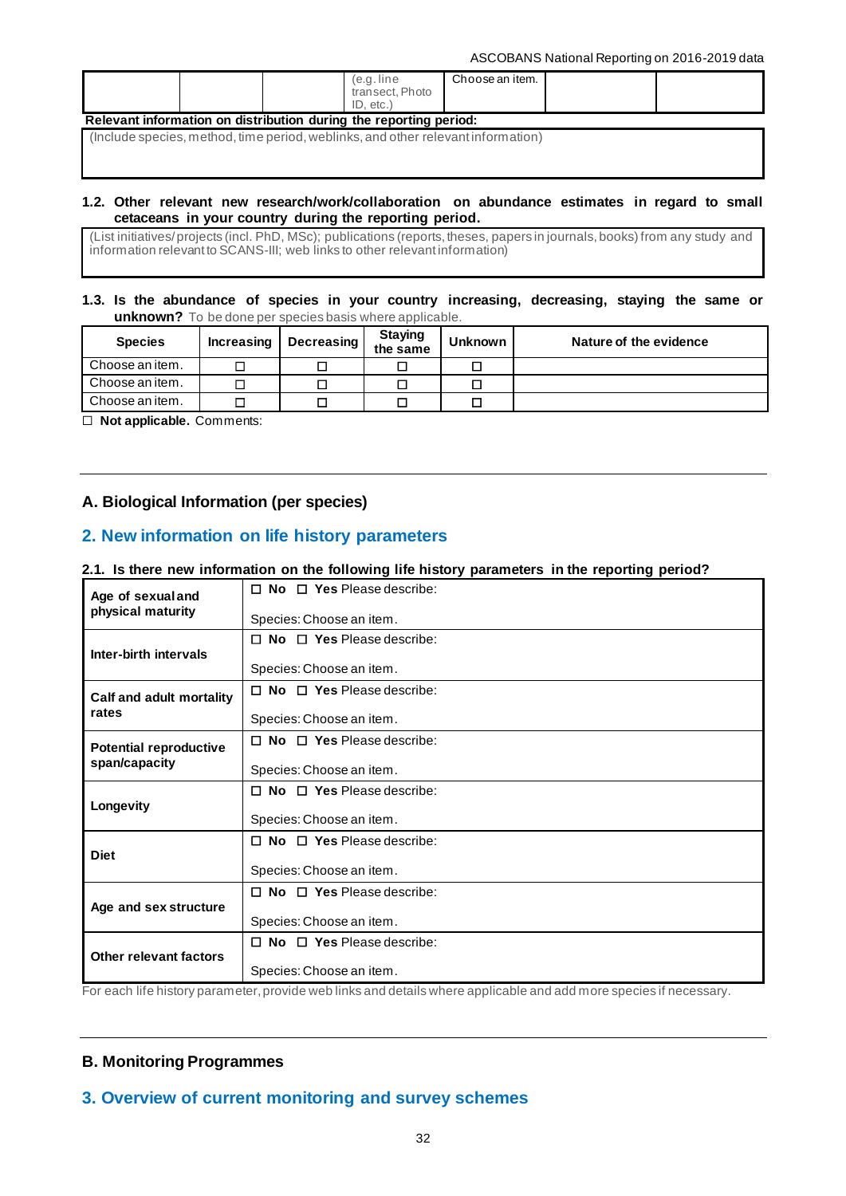| | | | (e.g. line transect, Photo ID, etc.) | Choose an item. | | |
|---|---|---|---|---|---|---|

**Relevant information on distribution during the reporting period:**

| (Include species, method, time period, weblinks, and other relevant information) |
|---|

**1.2. Other relevant new research/work/collaboration on abundance estimates in regard to small cetaceans in your country during the reporting period.**

| (List initiatives/ projects (incl. PhD, MSc); publications (reports, theses, papers in journals, books) from any study and information relevant to SCANS-III; web links to other relevant information) |
|---|

**1.3. Is the abundance of species in your country increasing, decreasing, staying the same or unknown?** To be done per species basis where applicable.

| Species | Increasing | Decreasing | Staying the same | Unknown | Nature of the evidence |
|---|---|---|---|---|---|
| Choose an item. | ☐ | ☐ | ☐ | ☐ | |
| Choose an item. | ☐ | ☐ | ☐ | ☐ | |
| Choose an item. | ☐ | ☐ | ☐ | ☐ | |

☐ **Not applicable.** Comments:

---

### A. Biological Information (per species)

## 2. New information on life history parameters

**2.1. Is there new information on the following life history parameters in the reporting period?**

| | |
|---|---|
| **Age of sexual and physical maturity** | ☐ **No** ☐ **Yes** Please describe:<br><br>Species: Choose an item. |
| **Inter-birth intervals** | ☐ **No** ☐ **Yes** Please describe:<br><br>Species: Choose an item. |
| **Calf and adult mortality rates** | ☐ **No** ☐ **Yes** Please describe:<br><br>Species: Choose an item. |
| **Potential reproductive span/capacity** | ☐ **No** ☐ **Yes** Please describe:<br><br>Species: Choose an item. |
| **Longevity** | ☐ **No** ☐ **Yes** Please describe:<br><br>Species: Choose an item. |
| **Diet** | ☐ **No** ☐ **Yes** Please describe:<br><br>Species: Choose an item. |
| **Age and sex structure** | ☐ **No** ☐ **Yes** Please describe:<br><br>Species: Choose an item. |
| **Other relevant factors** | ☐ **No** ☐ **Yes** Please describe:<br><br>Species: Choose an item. |

For each life history parameter, provide web links and details where applicable and add more species if necessary.

---

### B. Monitoring Programmes

## 3. Overview of current monitoring and survey schemes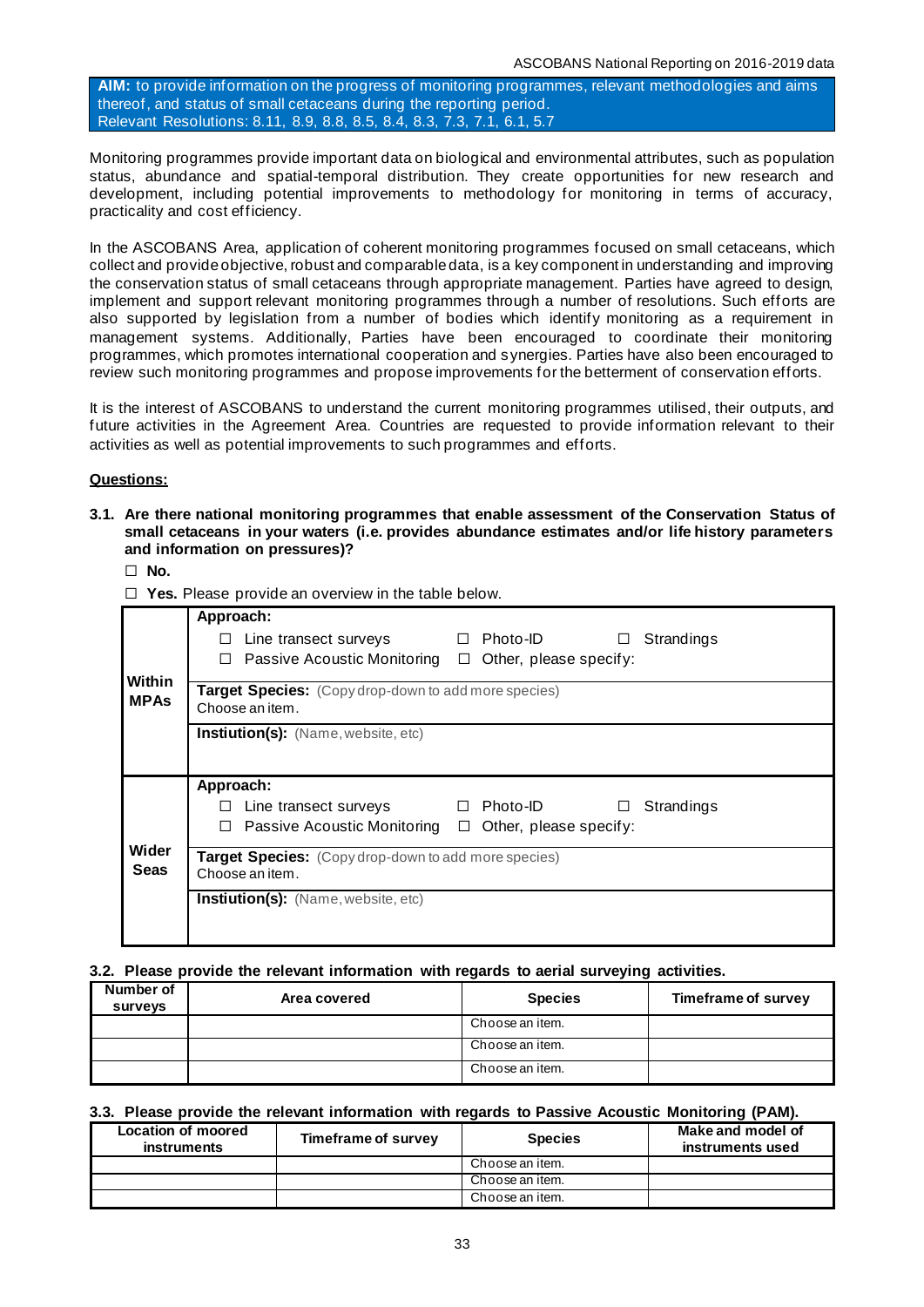**AIM:** to provide information on the progress of monitoring programmes, relevant methodologies and aims thereof, and status of small cetaceans during the reporting period.
Relevant Resolutions: 8.11, 8.9, 8.8, 8.5, 8.4, 8.3, 7.3, 7.1, 6.1, 5.7

Monitoring programmes provide important data on biological and environmental attributes, such as population status, abundance and spatial-temporal distribution. They create opportunities for new research and development, including potential improvements to methodology for monitoring in terms of accuracy, practicality and cost efficiency.

In the ASCOBANS Area, application of coherent monitoring programmes focused on small cetaceans, which collect and provide objective, robust and comparable data, is a key component in understanding and improving the conservation status of small cetaceans through appropriate management. Parties have agreed to design, implement and support relevant monitoring programmes through a number of resolutions. Such efforts are also supported by legislation from a number of bodies which identify monitoring as a requirement in management systems. Additionally, Parties have been encouraged to coordinate their monitoring programmes, which promotes international cooperation and synergies. Parties have also been encouraged to review such monitoring programmes and propose improvements for the betterment of conservation efforts.

It is the interest of ASCOBANS to understand the current monitoring programmes utilised, their outputs, and future activities in the Agreement Area. Countries are requested to provide information relevant to their activities as well as potential improvements to such programmes and efforts.

**Questions:**

**3.1. Are there national monitoring programmes that enable assessment of the Conservation Status of small cetaceans in your waters (i.e. provides abundance estimates and/or life history parameters and information on pressures)?**

☐ **No.**

☐ **Yes.** Please provide an overview in the table below.

| | |
|---|---|
| **Within MPAs** | **Approach:** ☐ Line transect surveys ☐ Photo-ID ☐ Strandings ☐ Passive Acoustic Monitoring ☐ Other, please specify: |
| | **Target Species:** (Copy drop-down to add more species) Choose an item. |
| | **Instiution(s):** (Name, website, etc) |
| **Wider Seas** | **Approach:** ☐ Line transect surveys ☐ Photo-ID ☐ Strandings ☐ Passive Acoustic Monitoring ☐ Other, please specify: |
| | **Target Species:** (Copy drop-down to add more species) Choose an item. |
| | **Instiution(s):** (Name, website, etc) |

**3.2. Please provide the relevant information with regards to aerial surveying activities.**

| Number of surveys | Area covered | Species | Timeframe of survey |
|---|---|---|---|
| | | Choose an item. | |
| | | Choose an item. | |
| | | Choose an item. | |

**3.3. Please provide the relevant information with regards to Passive Acoustic Monitoring (PAM).**

| Location of moored instruments | Timeframe of survey | Species | Make and model of instruments used |
|---|---|---|---|
| | | Choose an item. | |
| | | Choose an item. | |
| | | Choose an item. | |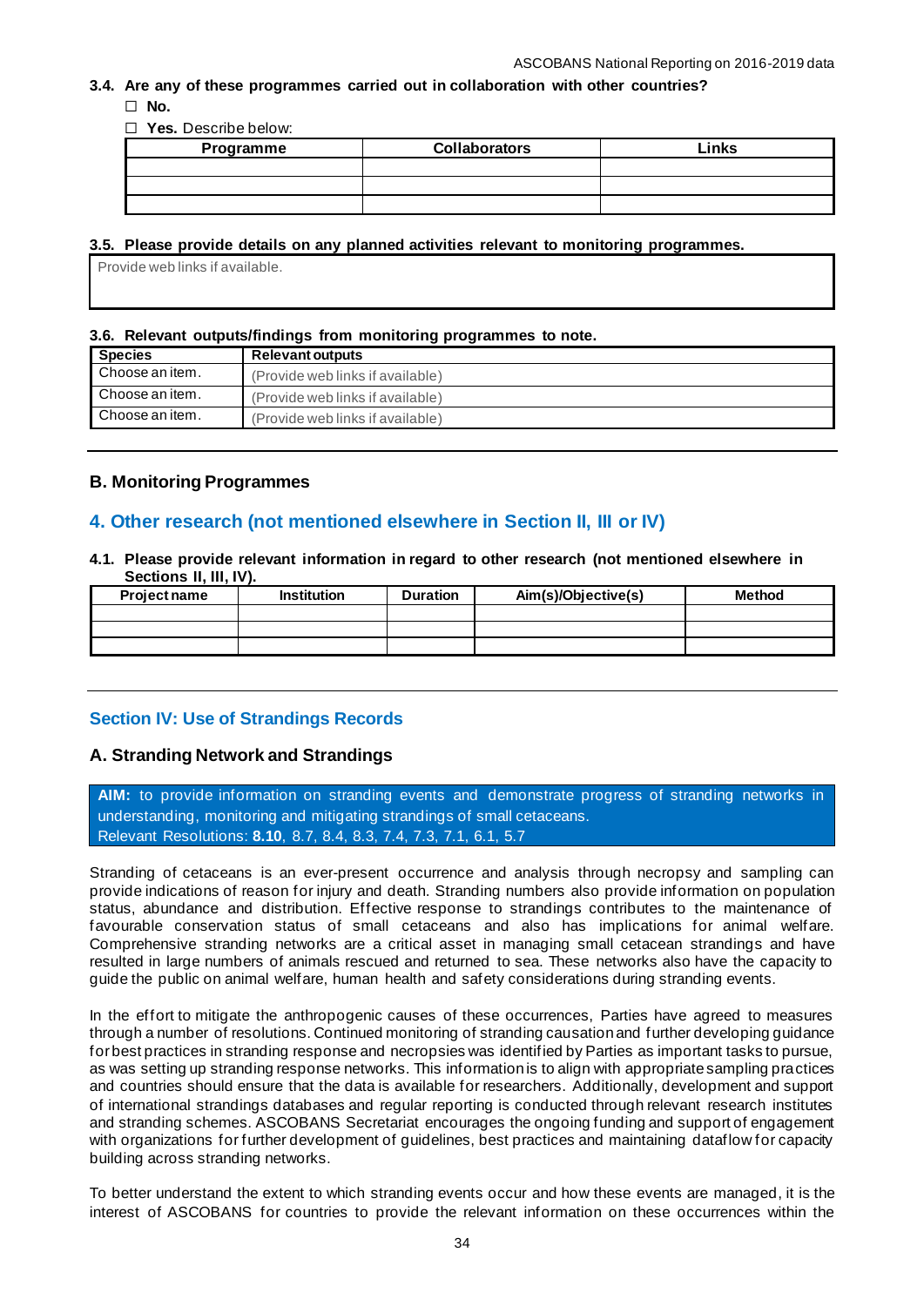**3.4. Are any of these programmes carried out in collaboration with other countries?**

☐ **No.**

☐ **Yes.** Describe below:

| Programme | Collaborators | Links |
|---|---|---|
| | | |
| | | |
| | | |

**3.5. Please provide details on any planned activities relevant to monitoring programmes.**

Provide web links if available.

**3.6. Relevant outputs/findings from monitoring programmes to note.**

| Species | Relevant outputs |
|---|---|
| Choose an item. | (Provide web links if available) |
| Choose an item. | (Provide web links if available) |
| Choose an item. | (Provide web links if available) |

### B. Monitoring Programmes

## 4. Other research (not mentioned elsewhere in Section II, III or IV)

**4.1. Please provide relevant information in regard to other research (not mentioned elsewhere in Sections II, III, IV).**

| Project name | Institution | Duration | Aim(s)/Objective(s) | Method |
|---|---|---|---|---|
| | | | | |
| | | | | |
| | | | | |

## Section IV: Use of Strandings Records

### A. Stranding Network and Strandings

**AIM:** to provide information on stranding events and demonstrate progress of stranding networks in understanding, monitoring and mitigating strandings of small cetaceans.
Relevant Resolutions: **8.10**, 8.7, 8.4, 8.3, 7.4, 7.3, 7.1, 6.1, 5.7

Stranding of cetaceans is an ever-present occurrence and analysis through necropsy and sampling can provide indications of reason for injury and death. Stranding numbers also provide information on population status, abundance and distribution. Effective response to strandings contributes to the maintenance of favourable conservation status of small cetaceans and also has implications for animal welfare. Comprehensive stranding networks are a critical asset in managing small cetacean strandings and have resulted in large numbers of animals rescued and returned to sea. These networks also have the capacity to guide the public on animal welfare, human health and safety considerations during stranding events.

In the effort to mitigate the anthropogenic causes of these occurrences, Parties have agreed to measures through a number of resolutions. Continued monitoring of stranding causation and further developing guidance for best practices in stranding response and necropsies was identified by Parties as important tasks to pursue, as was setting up stranding response networks. This information is to align with appropriate sampling practices and countries should ensure that the data is available for researchers. Additionally, development and support of international strandings databases and regular reporting is conducted through relevant research institutes and stranding schemes. ASCOBANS Secretariat encourages the ongoing funding and support of engagement with organizations for further development of guidelines, best practices and maintaining dataflow for capacity building across stranding networks.

To better understand the extent to which stranding events occur and how these events are managed, it is the interest of ASCOBANS for countries to provide the relevant information on these occurrences within the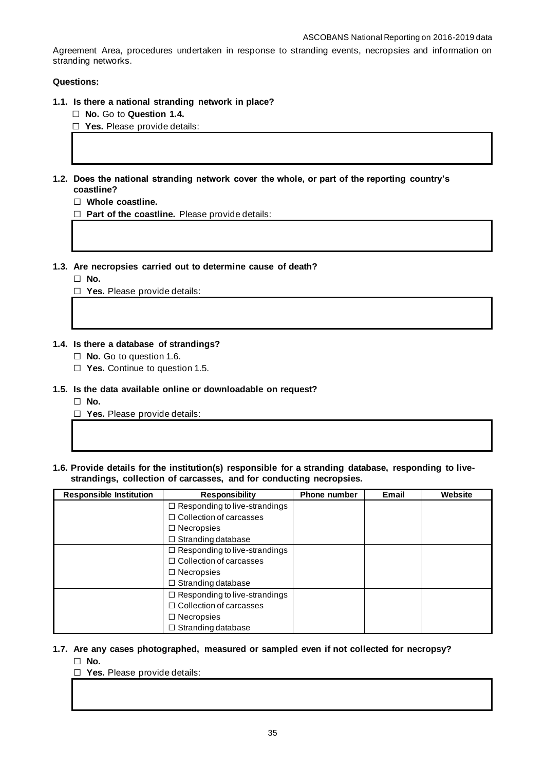Agreement Area, procedures undertaken in response to stranding events, necropsies and information on stranding networks.

**Questions:**

**1.1. Is there a national stranding network in place?**

☐ **No.** Go to **Question 1.4.**

☐ **Yes.** Please provide details:

**1.2. Does the national stranding network cover the whole, or part of the reporting country's coastline?**

☐ **Whole coastline.**

☐ **Part of the coastline.** Please provide details:

**1.3. Are necropsies carried out to determine cause of death?**

☐ **No.**

☐ **Yes.** Please provide details:

**1.4. Is there a database of strandings?**

☐ **No.** Go to question 1.6.

☐ **Yes.** Continue to question 1.5.

**1.5. Is the data available online or downloadable on request?**

☐ **No.**

☐ **Yes.** Please provide details:

**1.6. Provide details for the institution(s) responsible for a stranding database, responding to live-strandings, collection of carcasses, and for conducting necropsies.**

| Responsible Institution | Responsibility | Phone number | Email | Website |
|---|---|---|---|---|
| | ☐ Responding to live-strandings<br>☐ Collection of carcasses<br>☐ Necropsies<br>☐ Stranding database | | | |
| | ☐ Responding to live-strandings<br>☐ Collection of carcasses<br>☐ Necropsies<br>☐ Stranding database | | | |
| | ☐ Responding to live-strandings<br>☐ Collection of carcasses<br>☐ Necropsies<br>☐ Stranding database | | | |

**1.7. Are any cases photographed, measured or sampled even if not collected for necropsy?**

☐ **No.**

☐ **Yes.** Please provide details: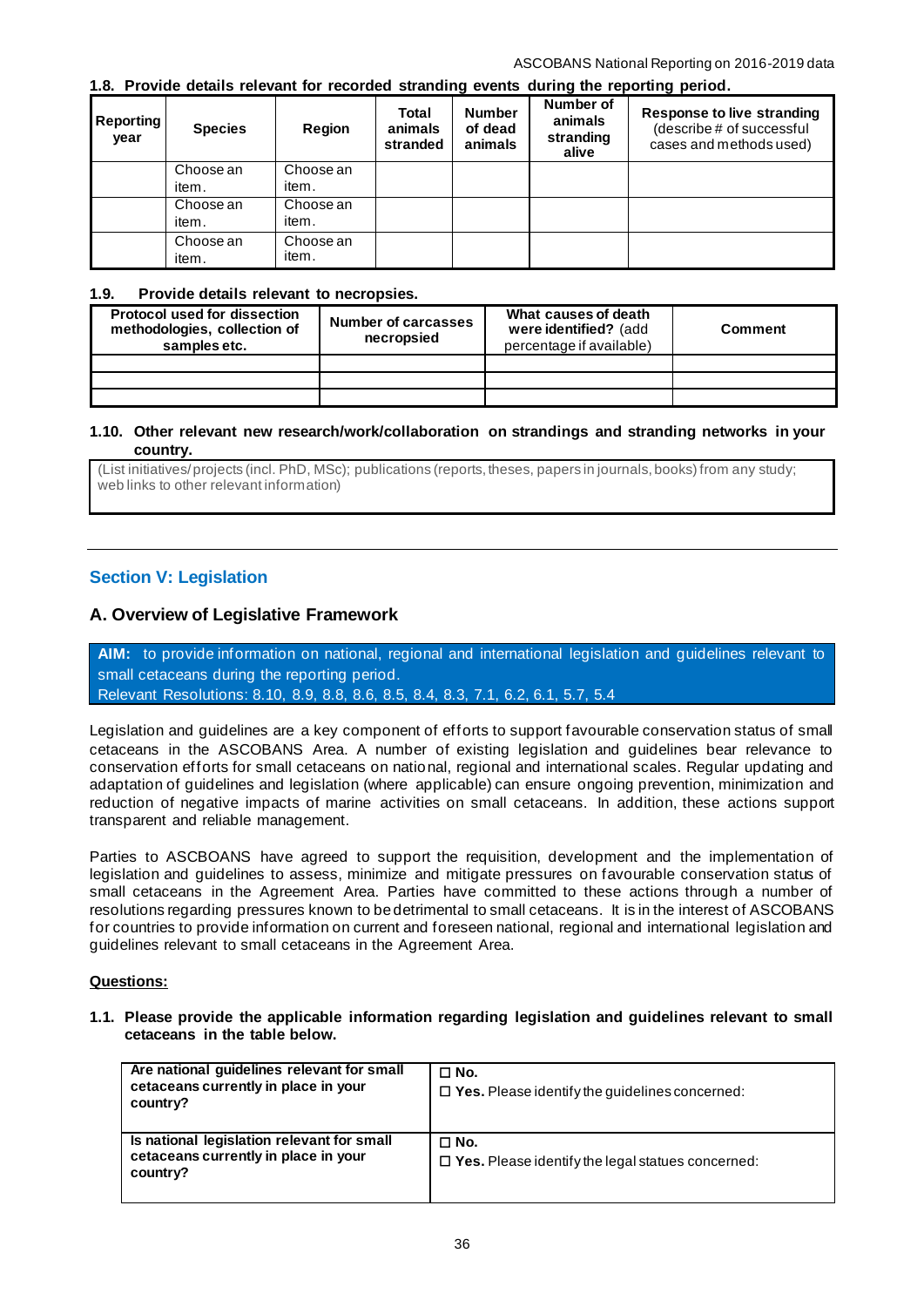**1.8. Provide details relevant for recorded stranding events during the reporting period.**

| Reporting year | Species | Region | Total animals stranded | Number of dead animals | Number of animals stranding alive | Response to live stranding (describe # of successful cases and methods used) |
|---|---|---|---|---|---|---|
| | Choose an item. | Choose an item. | | | | |
| | Choose an item. | Choose an item. | | | | |
| | Choose an item. | Choose an item. | | | | |

**1.9. Provide details relevant to necropsies.**

| Protocol used for dissection methodologies, collection of samples etc. | Number of carcasses necropsied | What causes of death were identified? (add percentage if available) | Comment |
|---|---|---|---|
| | | | |
| | | | |
| | | | |

**1.10. Other relevant new research/work/collaboration on strandings and stranding networks in your country.**

| (List initiatives/projects (incl. PhD, MSc); publications (reports, theses, papers in journals, books) from any study; web links to other relevant information) |
|---|

## Section V: Legislation

### A. Overview of Legislative Framework

**AIM:** to provide information on national, regional and international legislation and guidelines relevant to small cetaceans during the reporting period.
Relevant Resolutions: 8.10, 8.9, 8.8, 8.6, 8.5, 8.4, 8.3, 7.1, 6.2, 6.1, 5.7, 5.4

Legislation and guidelines are a key component of efforts to support favourable conservation status of small cetaceans in the ASCOBANS Area. A number of existing legislation and guidelines bear relevance to conservation efforts for small cetaceans on national, regional and international scales. Regular updating and adaptation of guidelines and legislation (where applicable) can ensure ongoing prevention, minimization and reduction of negative impacts of marine activities on small cetaceans. In addition, these actions support transparent and reliable management.

Parties to ASCBOANS have agreed to support the requisition, development and the implementation of legislation and guidelines to assess, minimize and mitigate pressures on favourable conservation status of small cetaceans in the Agreement Area. Parties have committed to these actions through a number of resolutions regarding pressures known to be detrimental to small cetaceans. It is in the interest of ASCOBANS for countries to provide information on current and foreseen national, regional and international legislation and guidelines relevant to small cetaceans in the Agreement Area.

**Questions:**

**1.1. Please provide the applicable information regarding legislation and guidelines relevant to small cetaceans in the table below.**

| | |
|---|---|
| **Are national guidelines relevant for small cetaceans currently in place in your country?** | ☐ **No.**<br>☐ **Yes.** Please identify the guidelines concerned: |
| **Is national legislation relevant for small cetaceans currently in place in your country?** | ☐ **No.**<br>☐ **Yes.** Please identify the legal statues concerned: |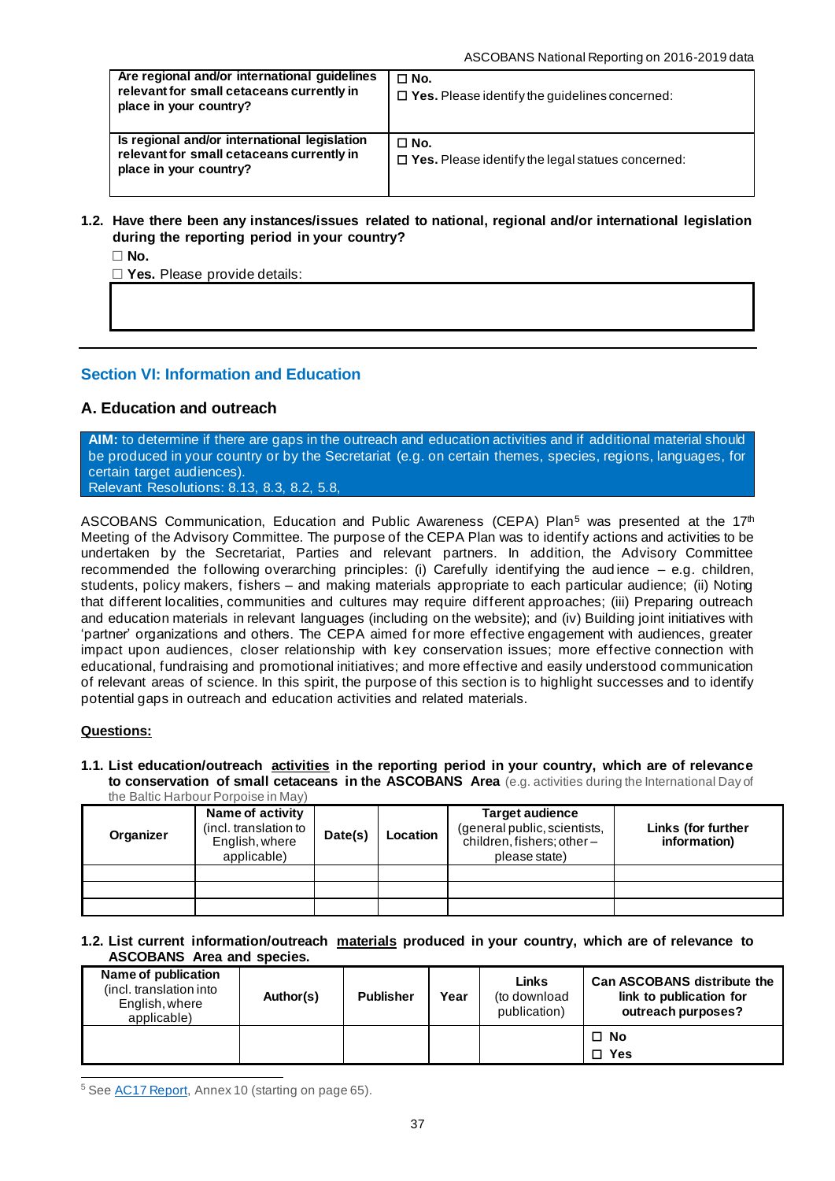| Are regional and/or international guidelines relevant for small cetaceans currently in place in your country? | ☐ **No.**<br>☐ **Yes.** Please identify the guidelines concerned: |
|---|---|
| **Is regional and/or international legislation relevant for small cetaceans currently in place in your country?** | ☐ **No.**<br>☐ **Yes.** Please identify the legal statues concerned: |

**1.2. Have there been any instances/issues related to national, regional and/or international legislation during the reporting period in your country?**

☐ **No.**

☐ **Yes.** Please provide details:

| |
|---|
| |

## Section VI: Information and Education

### A. Education and outreach

**AIM:** to determine if there are gaps in the outreach and education activities and if additional material should be produced in your country or by the Secretariat (e.g. on certain themes, species, regions, languages, for certain target audiences).
Relevant Resolutions: 8.13, 8.3, 8.2, 5.8,

ASCOBANS Communication, Education and Public Awareness (CEPA) Plan[5] was presented at the 17th Meeting of the Advisory Committee. The purpose of the CEPA Plan was to identify actions and activities to be undertaken by the Secretariat, Parties and relevant partners. In addition, the Advisory Committee recommended the following overarching principles: (i) Carefully identifying the audience – e.g. children, students, policy makers, fishers – and making materials appropriate to each particular audience; (ii) Noting that different localities, communities and cultures may require different approaches; (iii) Preparing outreach and education materials in relevant languages (including on the website); and (iv) Building joint initiatives with 'partner' organizations and others. The CEPA aimed for more effective engagement with audiences, greater impact upon audiences, closer relationship with key conservation issues; more effective connection with educational, fundraising and promotional initiatives; and more effective and easily understood communication of relevant areas of science. In this spirit, the purpose of this section is to highlight successes and to identify potential gaps in outreach and education activities and related materials.

**Questions:**

**1.1. List education/outreach activities in the reporting period in your country, which are of relevance to conservation of small cetaceans in the ASCOBANS Area** (e.g. activities during the International Day of the Baltic Harbour Porpoise in May)

| **Organizer** | **Name of activity** (incl. translation to English, where applicable) | **Date(s)** | **Location** | **Target audience** (general public, scientists, children, fishers; other – please state) | **Links (for further information)** |
|---|---|---|---|---|---|
| | | | | | |
| | | | | | |
| | | | | | |

**1.2. List current information/outreach materials produced in your country, which are of relevance to ASCOBANS Area and species.**

| **Name of publication** (incl. translation into English, where applicable) | **Author(s)** | **Publisher** | **Year** | **Links** (to download publication) | **Can ASCOBANS distribute the link to publication for outreach purposes?** |
|---|---|---|---|---|---|
| | | | | | ☐ **No**<br>☐ **Yes** |

[5] See AC17 Report, Annex 10 (starting on page 65).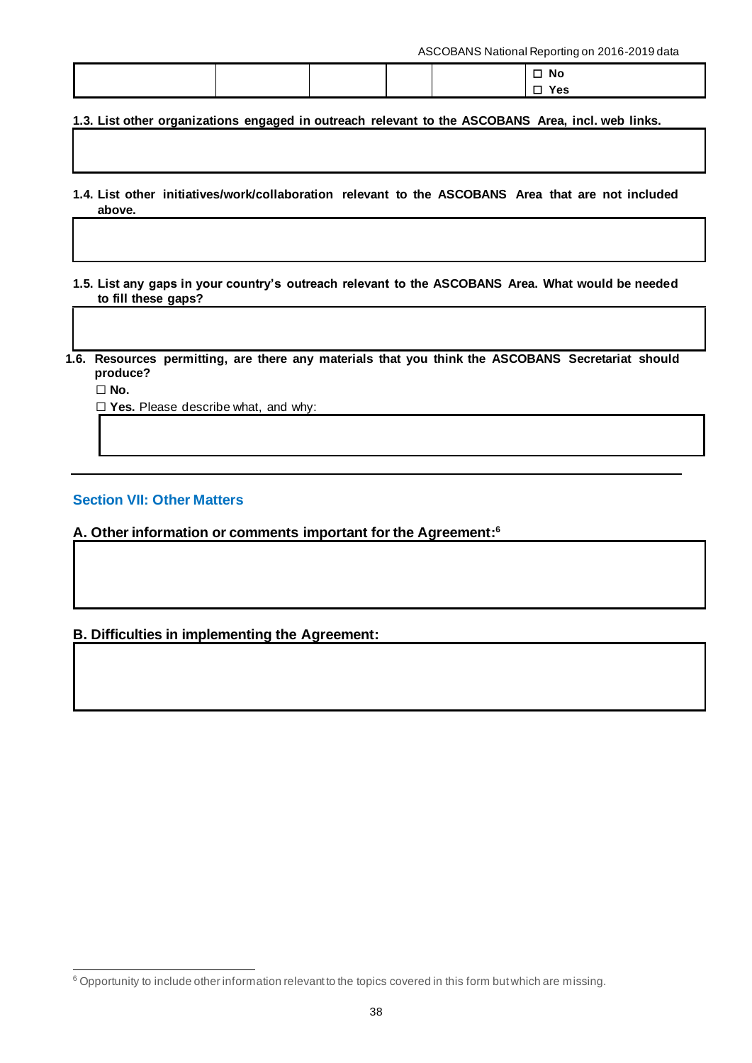|  |  |  |  |  | ☐ No<br>☐ Yes |
|---|---|---|---|---|---|

**1.3. List other organizations engaged in outreach relevant to the ASCOBANS Area, incl. web links.**

|  |
|---|
|  |

**1.4. List other initiatives/work/collaboration relevant to the ASCOBANS Area that are not included above.**

|  |
|---|
|  |

**1.5. List any gaps in your country's outreach relevant to the ASCOBANS Area. What would be needed to fill these gaps?**

|  |
|---|
|  |

**1.6. Resources permitting, are there any materials that you think the ASCOBANS Secretariat should produce?**

☐ **No.**

☐ **Yes.** Please describe what, and why:

|  |
|---|
|  |

---

## Section VII: Other Matters

### A. Other information or comments important for the Agreement:[6]

|  |
|---|
|  |

### B. Difficulties in implementing the Agreement:

|  |
|---|
|  |

[6] Opportunity to include other information relevant to the topics covered in this form but which are missing.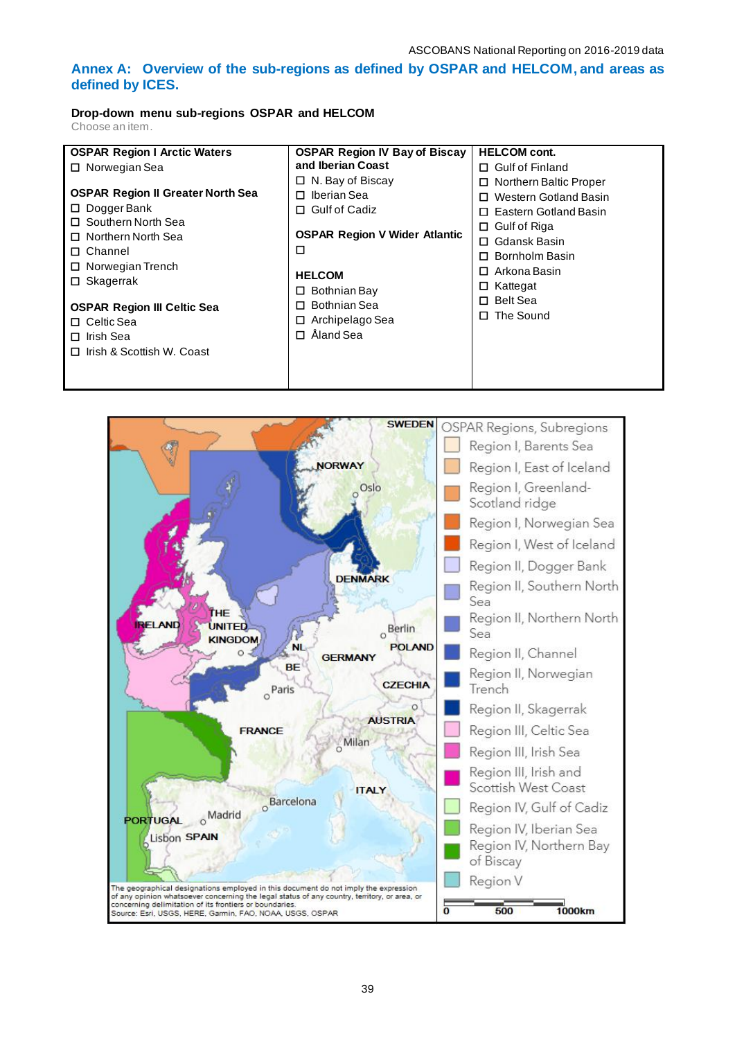## Annex A: Overview of the sub-regions as defined by OSPAR and HELCOM, and areas as defined by ICES.

**Drop-down menu sub-regions OSPAR and HELCOM**

Choose an item.

| OSPAR Region I Arctic Waters | OSPAR Region IV Bay of Biscay and Iberian Coast | HELCOM cont. |
|---|---|---|
| ☐ Norwegian Sea | ☐ N. Bay of Biscay | ☐ Gulf of Finland |
| | ☐ Iberian Sea | ☐ Northern Baltic Proper |
| **OSPAR Region II Greater North Sea** | ☐ Gulf of Cadiz | ☐ Western Gotland Basin |
| ☐ Dogger Bank | | ☐ Eastern Gotland Basin |
| ☐ Southern North Sea | **OSPAR Region V Wider Atlantic** | ☐ Gulf of Riga |
| ☐ Northern North Sea | ☐ | ☐ Gdansk Basin |
| ☐ Channel | | ☐ Bornholm Basin |
| ☐ Norwegian Trench | **HELCOM** | ☐ Arkona Basin |
| ☐ Skagerrak | ☐ Bothnian Bay | ☐ Kattegat |
| | ☐ Bothnian Sea | ☐ Belt Sea |
| **OSPAR Region III Celtic Sea** | ☐ Archipelago Sea | ☐ The Sound |
| ☐ Celtic Sea | ☐ Åland Sea | |
| ☐ Irish Sea | | |
| ☐ Irish & Scottish W. Coast | | |

OSPAR Regions, Subregions

- Region I, Barents Sea
- Region I, East of Iceland
- Region I, Greenland-Scotland ridge
- Region I, Norwegian Sea
- Region I, West of Iceland
- Region II, Dogger Bank
- Region II, Southern North Sea
- Region II, Northern North Sea
- Region II, Channel
- Region II, Norwegian Trench
- Region II, Skagerrak
- Region III, Celtic Sea
- Region III, Irish Sea
- Region III, Irish and Scottish West Coast
- Region IV, Gulf of Cadiz
- Region IV, Iberian Sea
- Region IV, Northern Bay of Biscay
- Region V

The geographical designations employed in this document do not imply the expression of any opinion whatsoever concerning the legal status of any country, territory, or area, or concerning delimitation of its frontiers or boundaries.
Source: Esri, USGS, HERE, Garmin, FAO, NOAA, USGS, OSPAR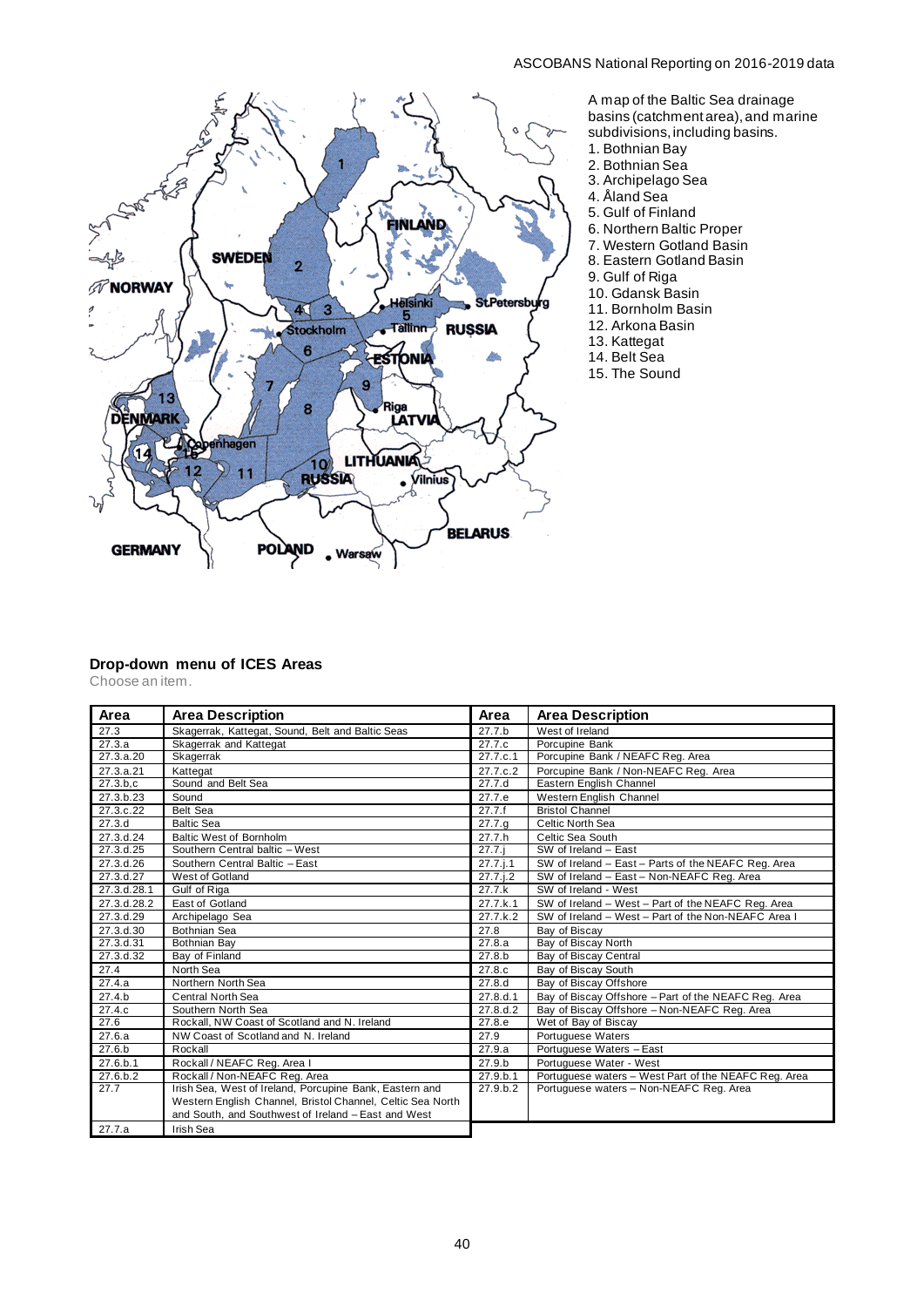A map of the Baltic Sea drainage basins (catchment area), and marine subdivisions, including basins.

1. Bothnian Bay
2. Bothnian Sea
3. Archipelago Sea
4. Åland Sea
5. Gulf of Finland
6. Northern Baltic Proper
7. Western Gotland Basin
8. Eastern Gotland Basin
9. Gulf of Riga
10. Gdansk Basin
11. Bornholm Basin
12. Arkona Basin
13. Kattegat
14. Belt Sea
15. The Sound

**Drop-down menu of ICES Areas**

Choose an item.

| Area | Area Description | Area | Area Description |
|---|---|---|---|
| 27.3 | Skagerrak, Kattegat, Sound, Belt and Baltic Seas | 27.7.b | West of Ireland |
| 27.3.a | Skagerrak and Kattegat | 27.7.c | Porcupine Bank |
| 27.3.a.20 | Skagerrak | 27.7.c.1 | Porcupine Bank / NEAFC Reg. Area |
| 27.3.a.21 | Kattegat | 27.7.c.2 | Porcupine Bank / Non-NEAFC Reg. Area |
| 27.3.b,c | Sound and Belt Sea | 27.7.d | Eastern English Channel |
| 27.3.b.23 | Sound | 27.7.e | Western English Channel |
| 27.3.c.22 | Belt Sea | 27.7.f | Bristol Channel |
| 27.3.d | Baltic Sea | 27.7.g | Celtic North Sea |
| 27.3.d.24 | Baltic West of Bornholm | 27.7.h | Celtic Sea South |
| 27.3.d.25 | Southern Central baltic – West | 27.7.j | SW of Ireland – East |
| 27.3.d.26 | Southern Central Baltic – East | 27.7.j.1 | SW of Ireland – East – Parts of the NEAFC Reg. Area |
| 27.3.d.27 | West of Gotland | 27.7.j.2 | SW of Ireland – East – Non-NEAFC Reg. Area |
| 27.3.d.28.1 | Gulf of Riga | 27.7.k | SW of Ireland - West |
| 27.3.d.28.2 | East of Gotland | 27.7.k.1 | SW of Ireland – West – Part of the NEAFC Reg. Area |
| 27.3.d.29 | Archipelago Sea | 27.7.k.2 | SW of Ireland – West – Part of the Non-NEAFC Area I |
| 27.3.d.30 | Bothnian Sea | 27.8 | Bay of Biscay |
| 27.3.d.31 | Bothnian Bay | 27.8.a | Bay of Biscay North |
| 27.3.d.32 | Bay of Finland | 27.8.b | Bay of Biscay Central |
| 27.4 | North Sea | 27.8.c | Bay of Biscay South |
| 27.4.a | Northern North Sea | 27.8.d | Bay of Biscay Offshore |
| 27.4.b | Central North Sea | 27.8.d.1 | Bay of Biscay Offshore – Part of the NEAFC Reg. Area |
| 27.4.c | Southern North Sea | 27.8.d.2 | Bay of Biscay Offshore – Non-NEAFC Reg. Area |
| 27.6 | Rockall, NW Coast of Scotland and N. Ireland | 27.8.e | Wet of Bay of Biscay |
| 27.6.a | NW Coast of Scotland and N. Ireland | 27.9 | Portuguese Waters |
| 27.6.b | Rockall | 27.9.a | Portuguese Waters – East |
| 27.6.b.1 | Rockall / NEAFC Reg. Area I | 27.9.b | Portuguese Water - West |
| 27.6.b.2 | Rockall / Non-NEAFC Reg. Area | 27.9.b.1 | Portuguese waters – West Part of the NEAFC Reg. Area |
| 27.7 | Irish Sea, West of Ireland, Porcupine Bank, Eastern and Western English Channel, Bristol Channel, Celtic Sea North and South, and Southwest of Ireland – East and West | 27.9.b.2 | Portuguese waters – Non-NEAFC Reg. Area |
| 27.7.a | Irish Sea | | |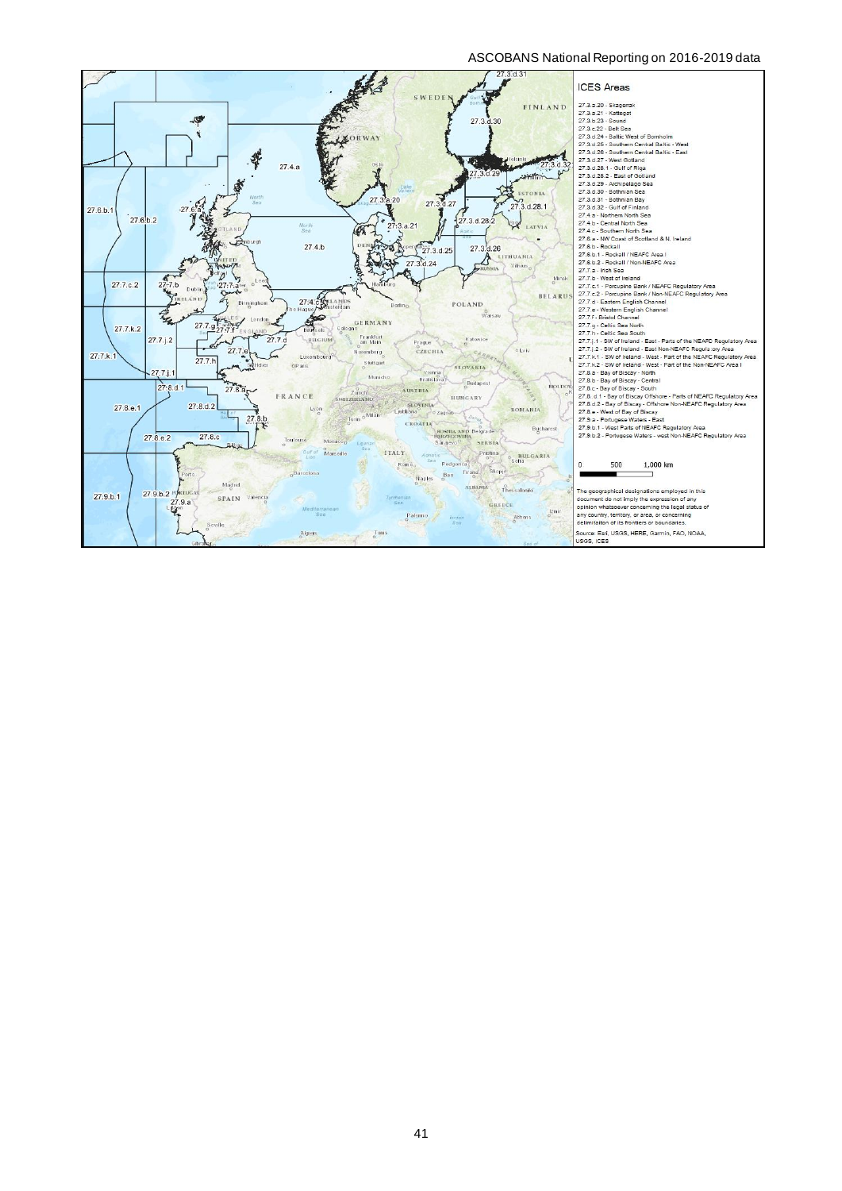## ICES Areas

- 27.3.a.20 - Skagerrak
- 27.3.a.21 - Kattegat
- 27.3.b.23 - Sound
- 27.3.c.22 - Belt Sea
- 27.3.d.24 - Baltic West of Bornholm
- 27.3.d.25 - Southern Central Baltic - West
- 27.3.d.26 - Southern Central Baltic - East
- 27.3.d.27 - West Gotland
- 27.3.d.28.1 - Gulf of Riga
- 27.3.d.28.2 - East of Gotland
- 27.3.d.29 - Archipelago Sea
- 27.3.d.30 - Bothnian Sea
- 27.3.d.31 - Bothnian Bay
- 27.3.d.32 - Gulf of Finland
- 27.4.a - Northern North Sea
- 27.4.b - Central North Sea
- 27.4.c - Southern North Sea
- 27.6.a - NW Coast of Scotland & N. Ireland
- 27.6.b - Rockall
- 27.6.b.1 - Rockall / NEAFC Area I
- 27.6.b.2 - Rockall / Non-NEAFC Area
- 27.7.a - Irish Sea
- 27.7.b - West of Ireland
- 27.7.c.1 - Porcupine Bank / NEAFC Regulatory Area
- 27.7.c.2 - Porcupine Bank / Non-NEAFC Regulatory Area
- 27.7.d - Eastern English Channel
- 27.7.e - Western English Channel
- 27.7.f - Bristol Channel
- 27.7.g - Celtic Sea North
- 27.7.h - Celtic Sea South
- 27.7.j.1 - SW of Ireland - East - Parts of the NEAFC Regulatory Area
- 27.7.j.2 - SW of Ireland - East Non-NEAFC Regulatory Area
- 27.7.k.1 - SW of Ireland - West - Part of the NEAFC Regulatory Area
- 27.7.k.2 - SW of Ireland - West - Part of the Non-NEAFC Area I
- 27.8.a - Bay of Biscay - North
- 27.8.b - Bay of Biscay - Central
- 27.8.c - Bay of Biscay - South
- 27.8.d.1 - Bay of Biscay Offshore - Parts of NEAFC Regulatory Area
- 27.8.d.2 - Bay of Biscay - Offshore Non-NEAFC Regulatory Area
- 27.8.e - West of Bay of Biscay
- 27.9.a - Portugese Waters - East
- 27.9.b.1 - West Parts of NEAFC Regulatory Area
- 27.9.b.2 - Portugese Waters - west Non-NEAFC Regulatory Area

0 500 1,000 km

The geographical designations employed in this document do not imply the expression of any opinion whatsoever concerning the legal status of any country, territory, or area, or concerning delimitation of its frontiers or boundaries.

Source: Esri, USGS, HERE, Garmin, FAO, NOAA, USGS, ICES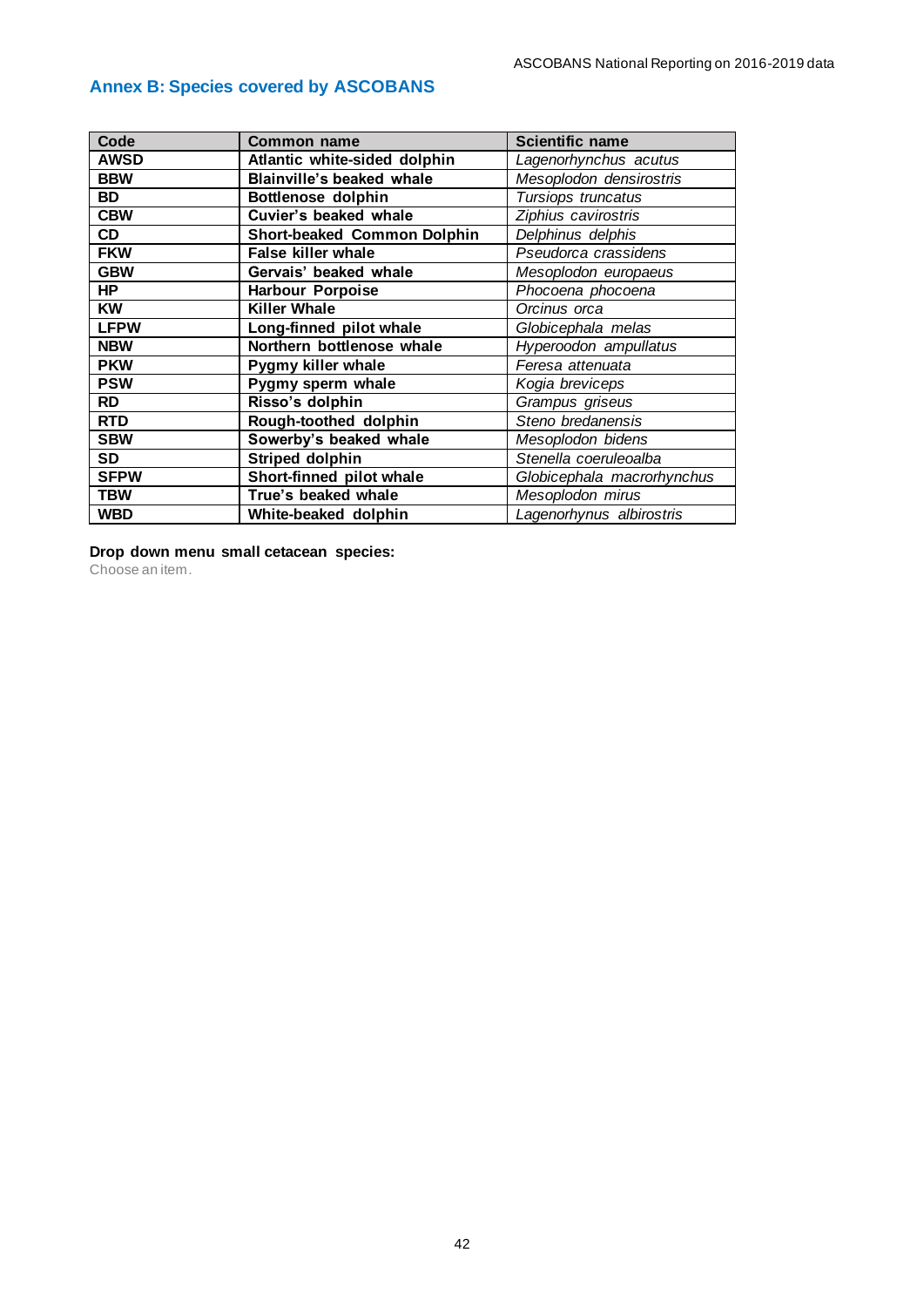## Annex B: Species covered by ASCOBANS

| Code | Common name | Scientific name |
|---|---|---|
| **AWSD** | **Atlantic white-sided dolphin** | *Lagenorhynchus acutus* |
| **BBW** | **Blainville's beaked whale** | *Mesoplodon densirostris* |
| **BD** | **Bottlenose dolphin** | *Tursiops truncatus* |
| **CBW** | **Cuvier's beaked whale** | *Ziphius cavirostris* |
| **CD** | **Short-beaked Common Dolphin** | *Delphinus delphis* |
| **FKW** | **False killer whale** | *Pseudorca crassidens* |
| **GBW** | **Gervais' beaked whale** | *Mesoplodon europaeus* |
| **HP** | **Harbour Porpoise** | *Phocoena phocoena* |
| **KW** | **Killer Whale** | *Orcinus orca* |
| **LFPW** | **Long-finned pilot whale** | *Globicephala melas* |
| **NBW** | **Northern bottlenose whale** | *Hyperoodon ampullatus* |
| **PKW** | **Pygmy killer whale** | *Feresa attenuata* |
| **PSW** | **Pygmy sperm whale** | *Kogia breviceps* |
| **RD** | **Risso's dolphin** | *Grampus griseus* |
| **RTD** | **Rough-toothed dolphin** | *Steno bredanensis* |
| **SBW** | **Sowerby's beaked whale** | *Mesoplodon bidens* |
| **SD** | **Striped dolphin** | *Stenella coeruleoalba* |
| **SFPW** | **Short-finned pilot whale** | *Globicephala macrorhynchus* |
| **TBW** | **True's beaked whale** | *Mesoplodon mirus* |
| **WBD** | **White-beaked dolphin** | *Lagenorhynus albirostris* |

**Drop down menu small cetacean species:**

Choose an item.